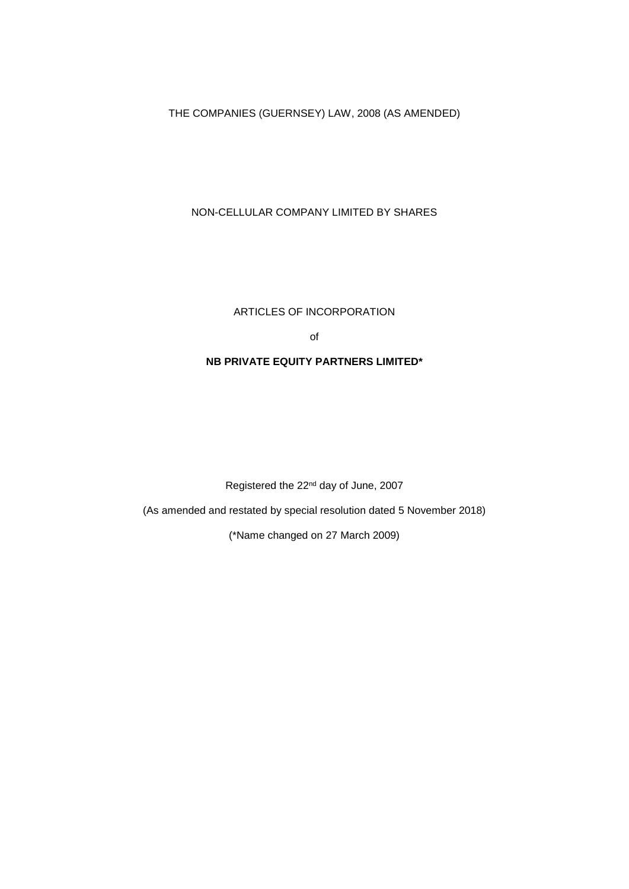THE COMPANIES (GUERNSEY) LAW, 2008 (AS AMENDED)

NON-CELLULAR COMPANY LIMITED BY SHARES

ARTICLES OF INCORPORATION

of

**NB PRIVATE EQUITY PARTNERS LIMITED***

Registered the 22nd day of June, 2007

(As amended and restated by special resolution dated 5 November 2018)

(*Name changed on 27 March 2009)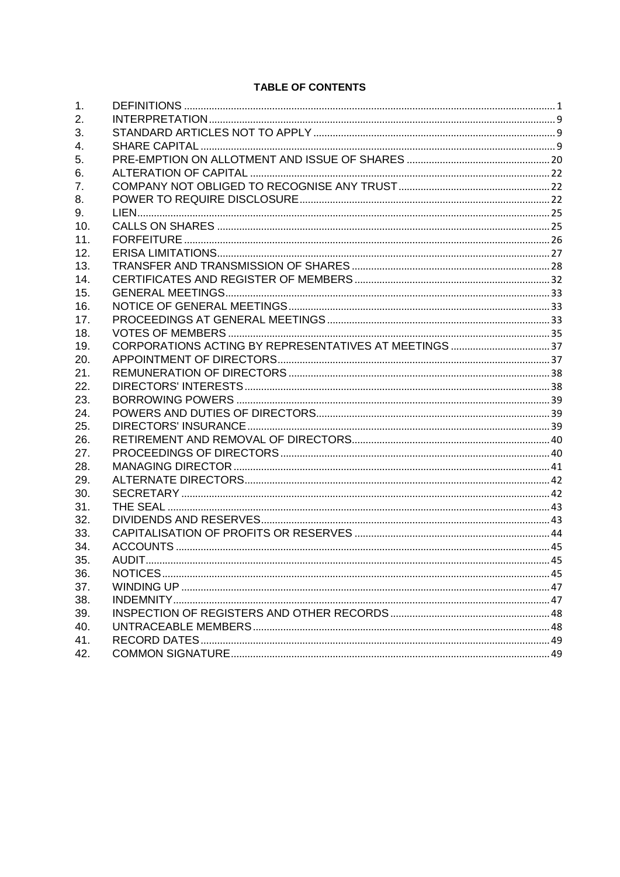**TABLE OF CONTENTS**

| | | |
|---|---|---|
| 1. | DEFINITIONS | 1 |
| 2. | INTERPRETATION | 9 |
| 3. | STANDARD ARTICLES NOT TO APPLY | 9 |
| 4. | SHARE CAPITAL | 9 |
| 5. | PRE-EMPTION ON ALLOTMENT AND ISSUE OF SHARES | 20 |
| 6. | ALTERATION OF CAPITAL | 22 |
| 7. | COMPANY NOT OBLIGED TO RECOGNISE ANY TRUST | 22 |
| 8. | POWER TO REQUIRE DISCLOSURE | 22 |
| 9. | LIEN | 25 |
| 10. | CALLS ON SHARES | 25 |
| 11. | FORFEITURE | 26 |
| 12. | ERISA LIMITATIONS | 27 |
| 13. | TRANSFER AND TRANSMISSION OF SHARES | 28 |
| 14. | CERTIFICATES AND REGISTER OF MEMBERS | 32 |
| 15. | GENERAL MEETINGS | 33 |
| 16. | NOTICE OF GENERAL MEETINGS | 33 |
| 17. | PROCEEDINGS AT GENERAL MEETINGS | 33 |
| 18. | VOTES OF MEMBERS | 35 |
| 19. | CORPORATIONS ACTING BY REPRESENTATIVES AT MEETINGS | 37 |
| 20. | APPOINTMENT OF DIRECTORS | 37 |
| 21. | REMUNERATION OF DIRECTORS | 38 |
| 22. | DIRECTORS' INTERESTS | 38 |
| 23. | BORROWING POWERS | 39 |
| 24. | POWERS AND DUTIES OF DIRECTORS | 39 |
| 25. | DIRECTORS' INSURANCE | 39 |
| 26. | RETIREMENT AND REMOVAL OF DIRECTORS | 40 |
| 27. | PROCEEDINGS OF DIRECTORS | 40 |
| 28. | MANAGING DIRECTOR | 41 |
| 29. | ALTERNATE DIRECTORS | 42 |
| 30. | SECRETARY | 42 |
| 31. | THE SEAL | 43 |
| 32. | DIVIDENDS AND RESERVES | 43 |
| 33. | CAPITALISATION OF PROFITS OR RESERVES | 44 |
| 34. | ACCOUNTS | 45 |
| 35. | AUDIT | 45 |
| 36. | NOTICES | 45 |
| 37. | WINDING UP | 47 |
| 38. | INDEMNITY | 47 |
| 39. | INSPECTION OF REGISTERS AND OTHER RECORDS | 48 |
| 40. | UNTRACEABLE MEMBERS | 48 |
| 41. | RECORD DATES | 49 |
| 42. | COMMON SIGNATURE | 49 |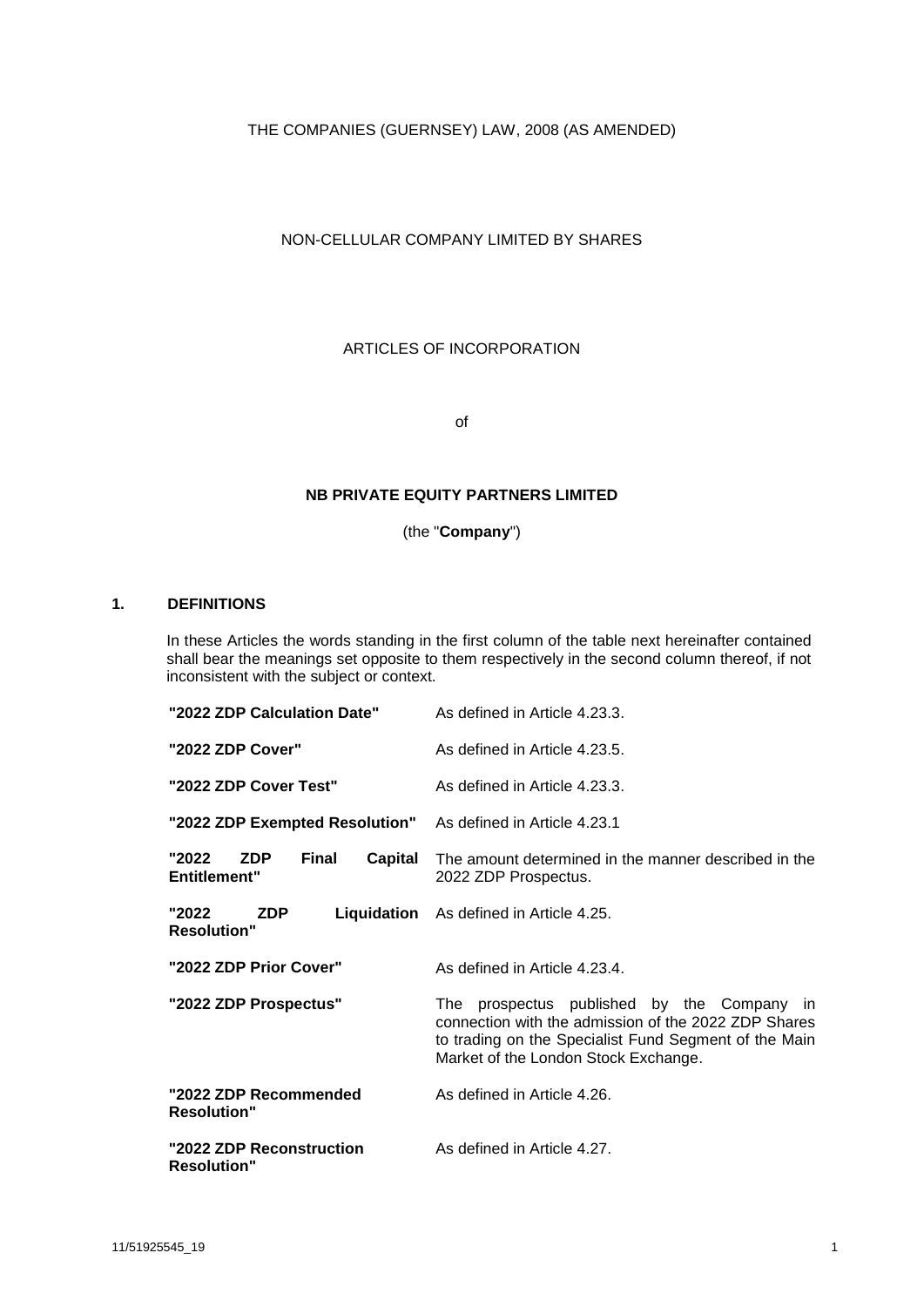THE COMPANIES (GUERNSEY) LAW, 2008 (AS AMENDED)

NON-CELLULAR COMPANY LIMITED BY SHARES

ARTICLES OF INCORPORATION

of

**NB PRIVATE EQUITY PARTNERS LIMITED**

(the "**Company**")

## 1. DEFINITIONS

In these Articles the words standing in the first column of the table next hereinafter contained shall bear the meanings set opposite to them respectively in the second column thereof, if not inconsistent with the subject or context.

| | |
|---|---|
| **"2022 ZDP Calculation Date"** | As defined in Article 4.23.3. |
| **"2022 ZDP Cover"** | As defined in Article 4.23.5. |
| **"2022 ZDP Cover Test"** | As defined in Article 4.23.3. |
| **"2022 ZDP Exempted Resolution"** | As defined in Article 4.23.1 |
| **"2022 ZDP Final Capital Entitlement"** | The amount determined in the manner described in the 2022 ZDP Prospectus. |
| **"2022 ZDP Liquidation Resolution"** | As defined in Article 4.25. |
| **"2022 ZDP Prior Cover"** | As defined in Article 4.23.4. |
| **"2022 ZDP Prospectus"** | The prospectus published by the Company in connection with the admission of the 2022 ZDP Shares to trading on the Specialist Fund Segment of the Main Market of the London Stock Exchange. |
| **"2022 ZDP Recommended Resolution"** | As defined in Article 4.26. |
| **"2022 ZDP Reconstruction Resolution"** | As defined in Article 4.27. |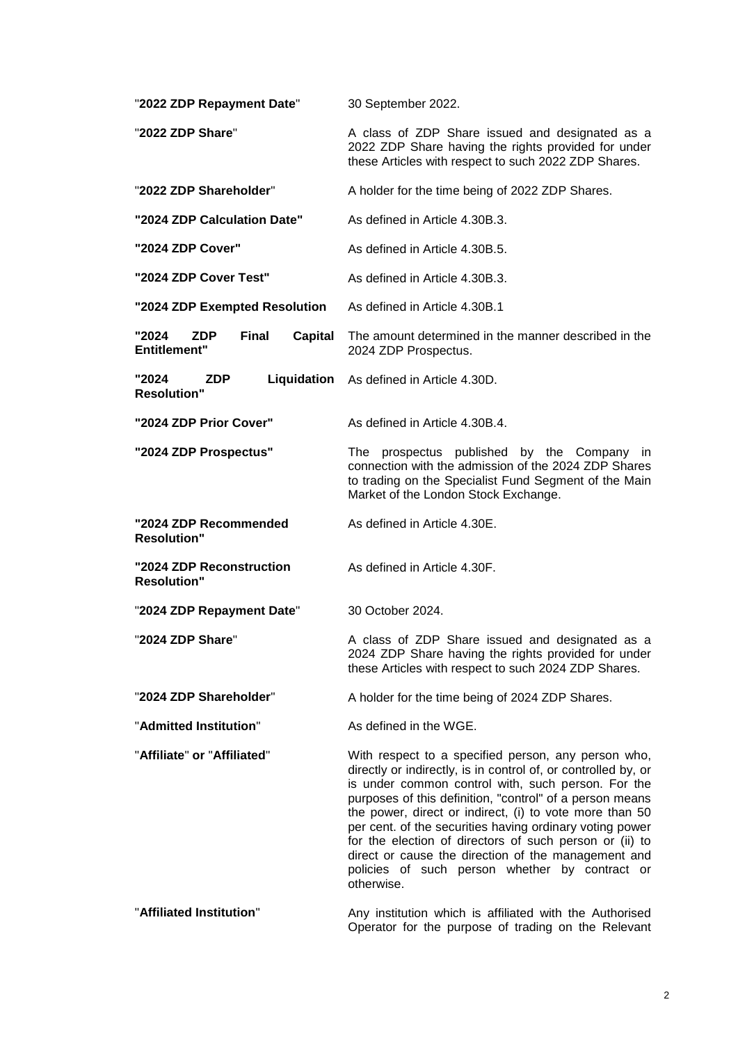| | |
|---|---|
| "**2022 ZDP Repayment Date**" | 30 September 2022. |
| "**2022 ZDP Share**" | A class of ZDP Share issued and designated as a 2022 ZDP Share having the rights provided for under these Articles with respect to such 2022 ZDP Shares. |
| "**2022 ZDP Shareholder**" | A holder for the time being of 2022 ZDP Shares. |
| **"2024 ZDP Calculation Date"** | As defined in Article 4.30B.3. |
| **"2024 ZDP Cover"** | As defined in Article 4.30B.5. |
| **"2024 ZDP Cover Test"** | As defined in Article 4.30B.3. |
| **"2024 ZDP Exempted Resolution** | As defined in Article 4.30B.1 |
| **"2024 ZDP Final Capital Entitlement"** | The amount determined in the manner described in the 2024 ZDP Prospectus. |
| **"2024 ZDP Liquidation Resolution"** | As defined in Article 4.30D. |
| **"2024 ZDP Prior Cover"** | As defined in Article 4.30B.4. |
| **"2024 ZDP Prospectus"** | The prospectus published by the Company in connection with the admission of the 2024 ZDP Shares to trading on the Specialist Fund Segment of the Main Market of the London Stock Exchange. |
| **"2024 ZDP Recommended Resolution"** | As defined in Article 4.30E. |
| **"2024 ZDP Reconstruction Resolution"** | As defined in Article 4.30F. |
| "**2024 ZDP Repayment Date**" | 30 October 2024. |
| "**2024 ZDP Share**" | A class of ZDP Share issued and designated as a 2024 ZDP Share having the rights provided for under these Articles with respect to such 2024 ZDP Shares. |
| "**2024 ZDP Shareholder**" | A holder for the time being of 2024 ZDP Shares. |
| "**Admitted Institution**" | As defined in the WGE. |
| "**Affiliate**" or "**Affiliated**" | With respect to a specified person, any person who, directly or indirectly, is in control of, or controlled by, or is under common control with, such person. For the purposes of this definition, "control" of a person means the power, direct or indirect, (i) to vote more than 50 per cent. of the securities having ordinary voting power for the election of directors of such person or (ii) to direct or cause the direction of the management and policies of such person whether by contract or otherwise. |
| "**Affiliated Institution**" | Any institution which is affiliated with the Authorised Operator for the purpose of trading on the Relevant |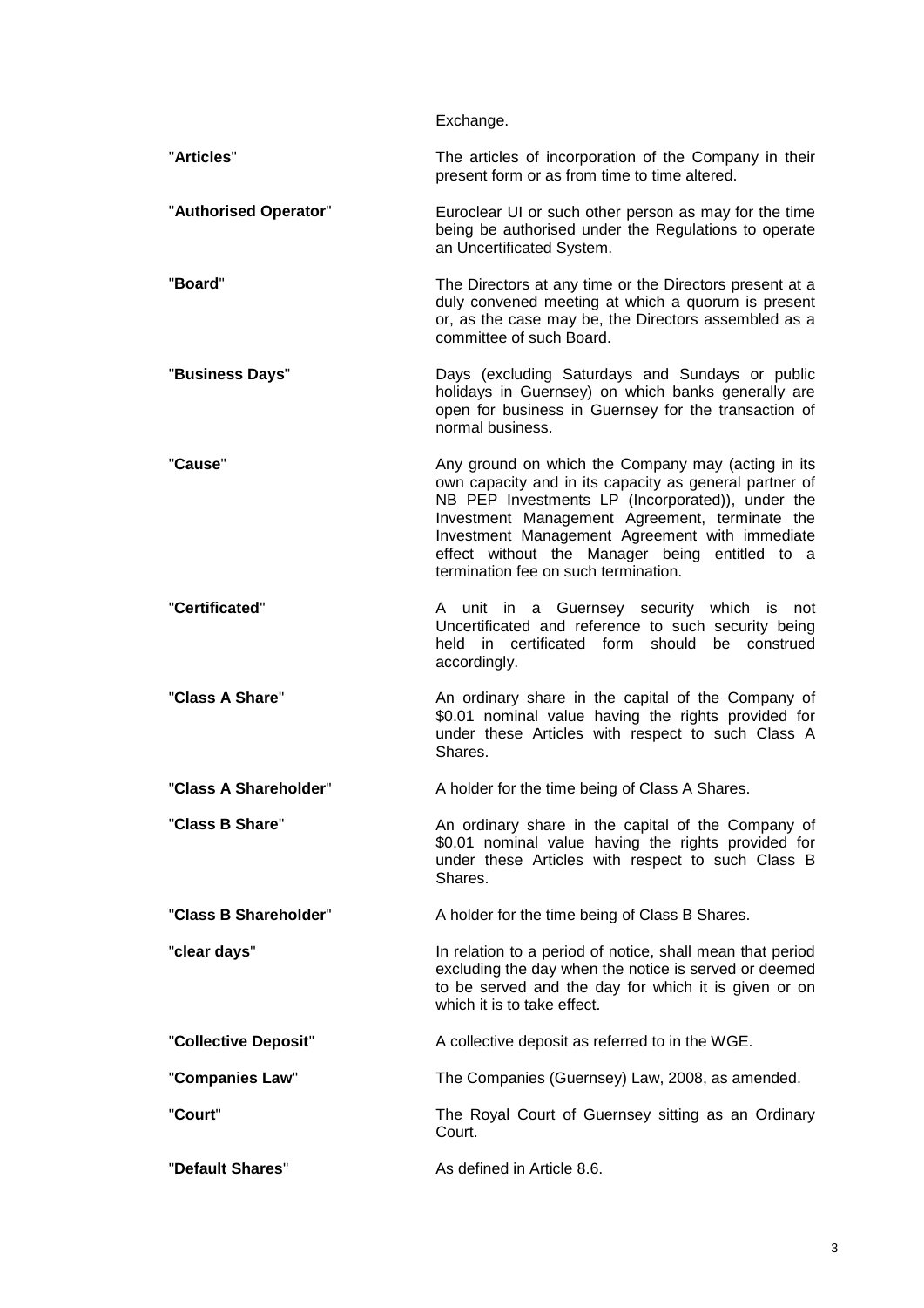Exchange.

| | |
|---|---|
| "**Articles**" | The articles of incorporation of the Company in their present form or as from time to time altered. |
| "**Authorised Operator**" | Euroclear UI or such other person as may for the time being be authorised under the Regulations to operate an Uncertificated System. |
| "**Board**" | The Directors at any time or the Directors present at a duly convened meeting at which a quorum is present or, as the case may be, the Directors assembled as a committee of such Board. |
| "**Business Days**" | Days (excluding Saturdays and Sundays or public holidays in Guernsey) on which banks generally are open for business in Guernsey for the transaction of normal business. |
| "**Cause**" | Any ground on which the Company may (acting in its own capacity and in its capacity as general partner of NB PEP Investments LP (Incorporated)), under the Investment Management Agreement, terminate the Investment Management Agreement with immediate effect without the Manager being entitled to a termination fee on such termination. |
| "**Certificated**" | A unit in a Guernsey security which is not Uncertificated and reference to such security being held in certificated form should be construed accordingly. |
| "**Class A Share**" | An ordinary share in the capital of the Company of $0.01 nominal value having the rights provided for under these Articles with respect to such Class A Shares. |
| "**Class A Shareholder**" | A holder for the time being of Class A Shares. |
| "**Class B Share**" | An ordinary share in the capital of the Company of $0.01 nominal value having the rights provided for under these Articles with respect to such Class B Shares. |
| "**Class B Shareholder**" | A holder for the time being of Class B Shares. |
| "**clear days**" | In relation to a period of notice, shall mean that period excluding the day when the notice is served or deemed to be served and the day for which it is given or on which it is to take effect. |
| "**Collective Deposit**" | A collective deposit as referred to in the WGE. |
| "**Companies Law**" | The Companies (Guernsey) Law, 2008, as amended. |
| "**Court**" | The Royal Court of Guernsey sitting as an Ordinary Court. |
| "**Default Shares**" | As defined in Article 8.6. |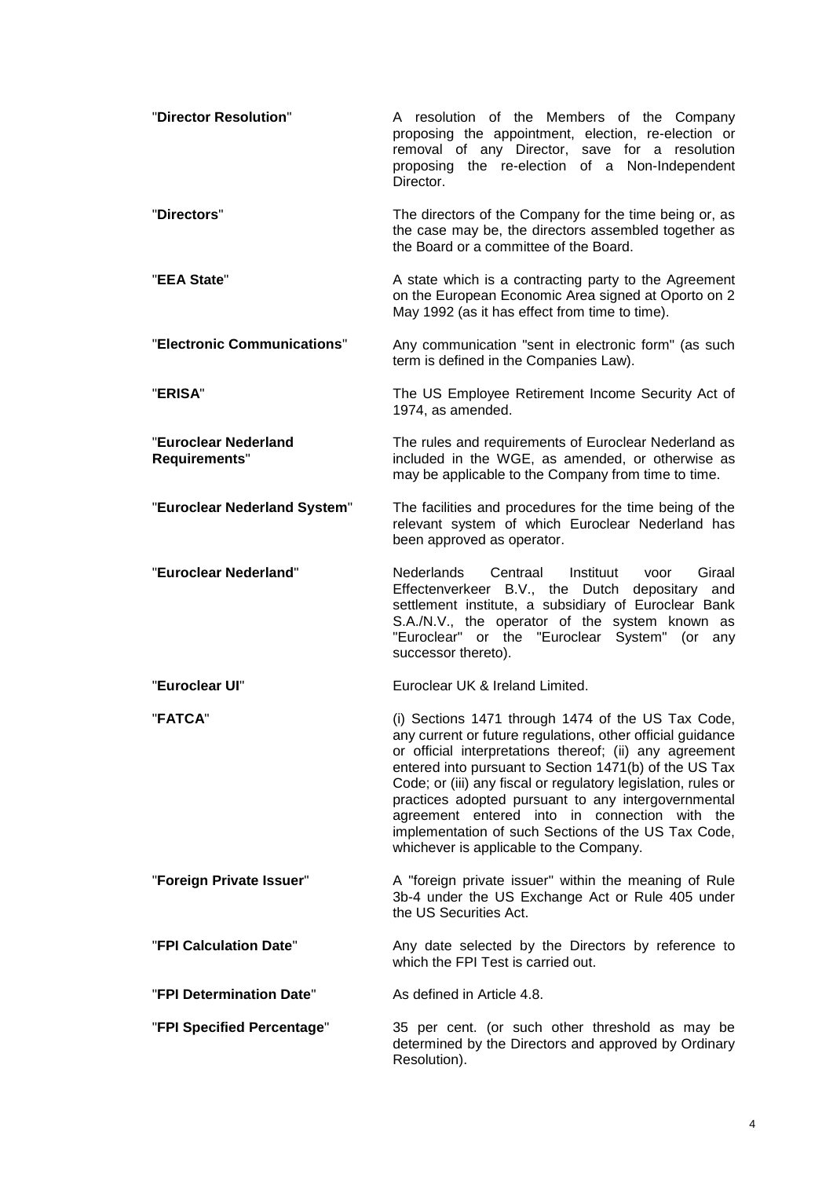| | |
|---|---|
| "**Director Resolution**" | A resolution of the Members of the Company proposing the appointment, election, re-election or removal of any Director, save for a resolution proposing the re-election of a Non-Independent Director. |
| "**Directors**" | The directors of the Company for the time being or, as the case may be, the directors assembled together as the Board or a committee of the Board. |
| "**EEA State**" | A state which is a contracting party to the Agreement on the European Economic Area signed at Oporto on 2 May 1992 (as it has effect from time to time). |
| "**Electronic Communications**" | Any communication "sent in electronic form" (as such term is defined in the Companies Law). |
| "**ERISA**" | The US Employee Retirement Income Security Act of 1974, as amended. |
| "**Euroclear Nederland Requirements**" | The rules and requirements of Euroclear Nederland as included in the WGE, as amended, or otherwise as may be applicable to the Company from time to time. |
| "**Euroclear Nederland System**" | The facilities and procedures for the time being of the relevant system of which Euroclear Nederland has been approved as operator. |
| "**Euroclear Nederland**" | Nederlands Centraal Instituut voor Giraal Effectenverkeer B.V., the Dutch depositary and settlement institute, a subsidiary of Euroclear Bank S.A./N.V., the operator of the system known as "Euroclear" or the "Euroclear System" (or any successor thereto). |
| "**Euroclear UI**" | Euroclear UK & Ireland Limited. |
| "**FATCA**" | (i) Sections 1471 through 1474 of the US Tax Code, any current or future regulations, other official guidance or official interpretations thereof; (ii) any agreement entered into pursuant to Section 1471(b) of the US Tax Code; or (iii) any fiscal or regulatory legislation, rules or practices adopted pursuant to any intergovernmental agreement entered into in connection with the implementation of such Sections of the US Tax Code, whichever is applicable to the Company. |
| "**Foreign Private Issuer**" | A "foreign private issuer" within the meaning of Rule 3b-4 under the US Exchange Act or Rule 405 under the US Securities Act. |
| "**FPI Calculation Date**" | Any date selected by the Directors by reference to which the FPI Test is carried out. |
| "**FPI Determination Date**" | As defined in Article 4.8. |
| "**FPI Specified Percentage**" | 35 per cent. (or such other threshold as may be determined by the Directors and approved by Ordinary Resolution). |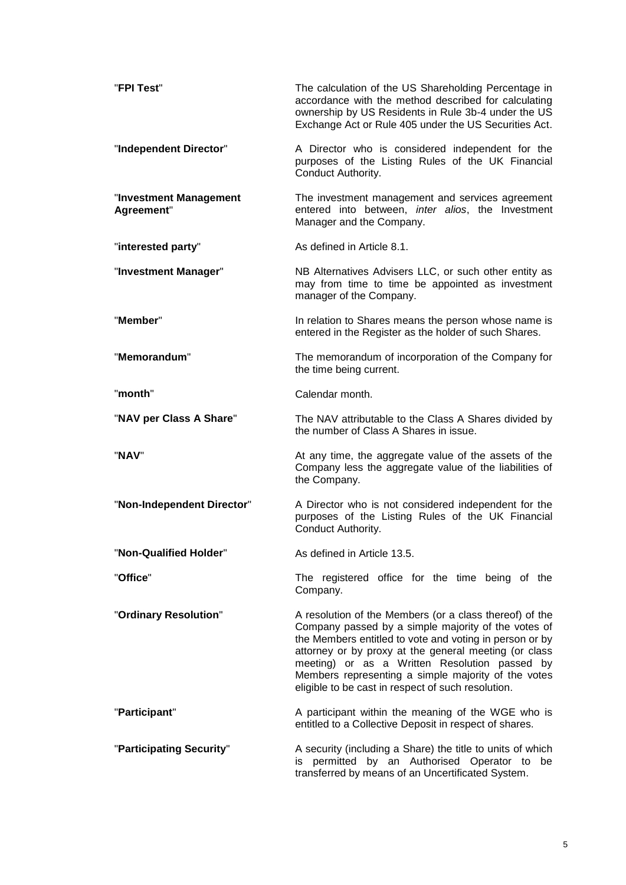| | |
|---|---|
| "**FPI Test**" | The calculation of the US Shareholding Percentage in accordance with the method described for calculating ownership by US Residents in Rule 3b-4 under the US Exchange Act or Rule 405 under the US Securities Act. |
| "**Independent Director**" | A Director who is considered independent for the purposes of the Listing Rules of the UK Financial Conduct Authority. |
| "**Investment Management Agreement**" | The investment management and services agreement entered into between, *inter alios*, the Investment Manager and the Company. |
| "**interested party**" | As defined in Article 8.1. |
| "**Investment Manager**" | NB Alternatives Advisers LLC, or such other entity as may from time to time be appointed as investment manager of the Company. |
| "**Member**" | In relation to Shares means the person whose name is entered in the Register as the holder of such Shares. |
| "**Memorandum**" | The memorandum of incorporation of the Company for the time being current. |
| "**month**" | Calendar month. |
| "**NAV per Class A Share**" | The NAV attributable to the Class A Shares divided by the number of Class A Shares in issue. |
| "**NAV**" | At any time, the aggregate value of the assets of the Company less the aggregate value of the liabilities of the Company. |
| "**Non-Independent Director**" | A Director who is not considered independent for the purposes of the Listing Rules of the UK Financial Conduct Authority. |
| "**Non-Qualified Holder**" | As defined in Article 13.5. |
| "**Office**" | The registered office for the time being of the Company. |
| "**Ordinary Resolution**" | A resolution of the Members (or a class thereof) of the Company passed by a simple majority of the votes of the Members entitled to vote and voting in person or by attorney or by proxy at the general meeting (or class meeting) or as a Written Resolution passed by Members representing a simple majority of the votes eligible to be cast in respect of such resolution. |
| "**Participant**" | A participant within the meaning of the WGE who is entitled to a Collective Deposit in respect of shares. |
| "**Participating Security**" | A security (including a Share) the title to units of which is permitted by an Authorised Operator to be transferred by means of an Uncertificated System. |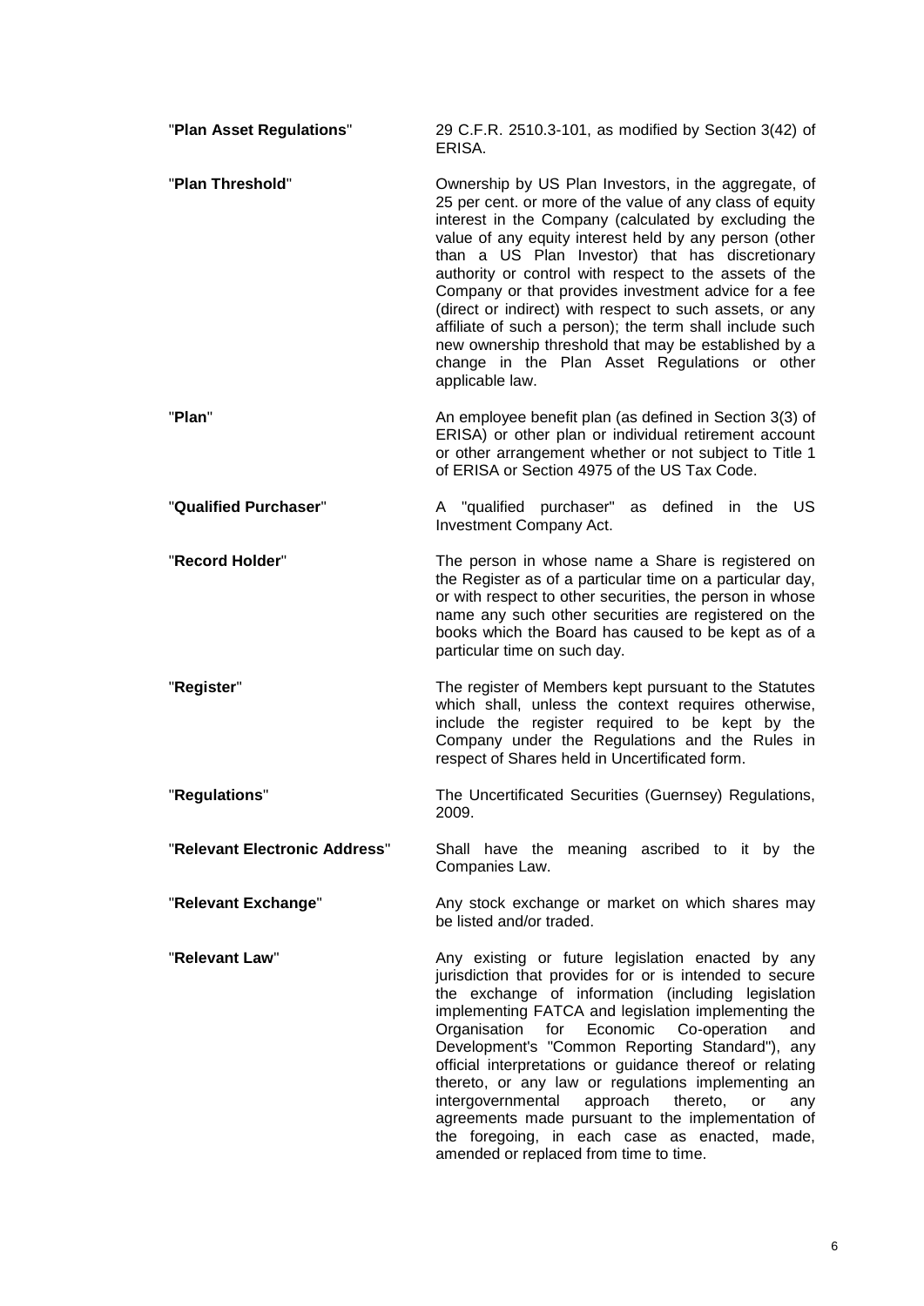| | |
|---|---|
| "**Plan Asset Regulations**" | 29 C.F.R. 2510.3-101, as modified by Section 3(42) of ERISA. |
| "**Plan Threshold**" | Ownership by US Plan Investors, in the aggregate, of 25 per cent. or more of the value of any class of equity interest in the Company (calculated by excluding the value of any equity interest held by any person (other than a US Plan Investor) that has discretionary authority or control with respect to the assets of the Company or that provides investment advice for a fee (direct or indirect) with respect to such assets, or any affiliate of such a person); the term shall include such new ownership threshold that may be established by a change in the Plan Asset Regulations or other applicable law. |
| "**Plan**" | An employee benefit plan (as defined in Section 3(3) of ERISA) or other plan or individual retirement account or other arrangement whether or not subject to Title 1 of ERISA or Section 4975 of the US Tax Code. |
| "**Qualified Purchaser**" | A "qualified purchaser" as defined in the US Investment Company Act. |
| "**Record Holder**" | The person in whose name a Share is registered on the Register as of a particular time on a particular day, or with respect to other securities, the person in whose name any such other securities are registered on the books which the Board has caused to be kept as of a particular time on such day. |
| "**Register**" | The register of Members kept pursuant to the Statutes which shall, unless the context requires otherwise, include the register required to be kept by the Company under the Regulations and the Rules in respect of Shares held in Uncertificated form. |
| "**Regulations**" | The Uncertificated Securities (Guernsey) Regulations, 2009. |
| "**Relevant Electronic Address**" | Shall have the meaning ascribed to it by the Companies Law. |
| "**Relevant Exchange**" | Any stock exchange or market on which shares may be listed and/or traded. |
| "**Relevant Law**" | Any existing or future legislation enacted by any jurisdiction that provides for or is intended to secure the exchange of information (including legislation implementing FATCA and legislation implementing the Organisation for Economic Co-operation and Development's "Common Reporting Standard"), any official interpretations or guidance thereof or relating thereto, or any law or regulations implementing an intergovernmental approach thereto, or any agreements made pursuant to the implementation of the foregoing, in each case as enacted, made, amended or replaced from time to time. |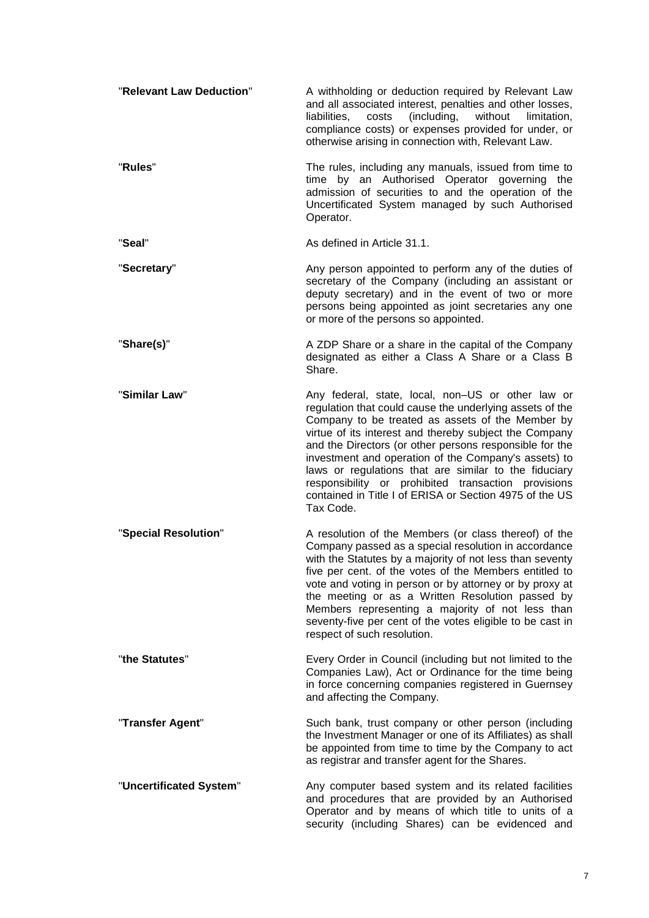| | |
|---|---|
| "**Relevant Law Deduction**" | A withholding or deduction required by Relevant Law and all associated interest, penalties and other losses, liabilities, costs (including, without limitation, compliance costs) or expenses provided for under, or otherwise arising in connection with, Relevant Law. |
| "**Rules**" | The rules, including any manuals, issued from time to time by an Authorised Operator governing the admission of securities to and the operation of the Uncertificated System managed by such Authorised Operator. |
| "**Seal**" | As defined in Article 31.1. |
| "**Secretary**" | Any person appointed to perform any of the duties of secretary of the Company (including an assistant or deputy secretary) and in the event of two or more persons being appointed as joint secretaries any one or more of the persons so appointed. |
| "**Share(s)**" | A ZDP Share or a share in the capital of the Company designated as either a Class A Share or a Class B Share. |
| "**Similar Law**" | Any federal, state, local, non–US or other law or regulation that could cause the underlying assets of the Company to be treated as assets of the Member by virtue of its interest and thereby subject the Company and the Directors (or other persons responsible for the investment and operation of the Company's assets) to laws or regulations that are similar to the fiduciary responsibility or prohibited transaction provisions contained in Title I of ERISA or Section 4975 of the US Tax Code. |
| "**Special Resolution**" | A resolution of the Members (or class thereof) of the Company passed as a special resolution in accordance with the Statutes by a majority of not less than seventy five per cent. of the votes of the Members entitled to vote and voting in person or by attorney or by proxy at the meeting or as a Written Resolution passed by Members representing a majority of not less than seventy-five per cent of the votes eligible to be cast in respect of such resolution. |
| "**the Statutes**" | Every Order in Council (including but not limited to the Companies Law), Act or Ordinance for the time being in force concerning companies registered in Guernsey and affecting the Company. |
| "**Transfer Agent**" | Such bank, trust company or other person (including the Investment Manager or one of its Affiliates) as shall be appointed from time to time by the Company to act as registrar and transfer agent for the Shares. |
| "**Uncertificated System**" | Any computer based system and its related facilities and procedures that are provided by an Authorised Operator and by means of which title to units of a security (including Shares) can be evidenced and |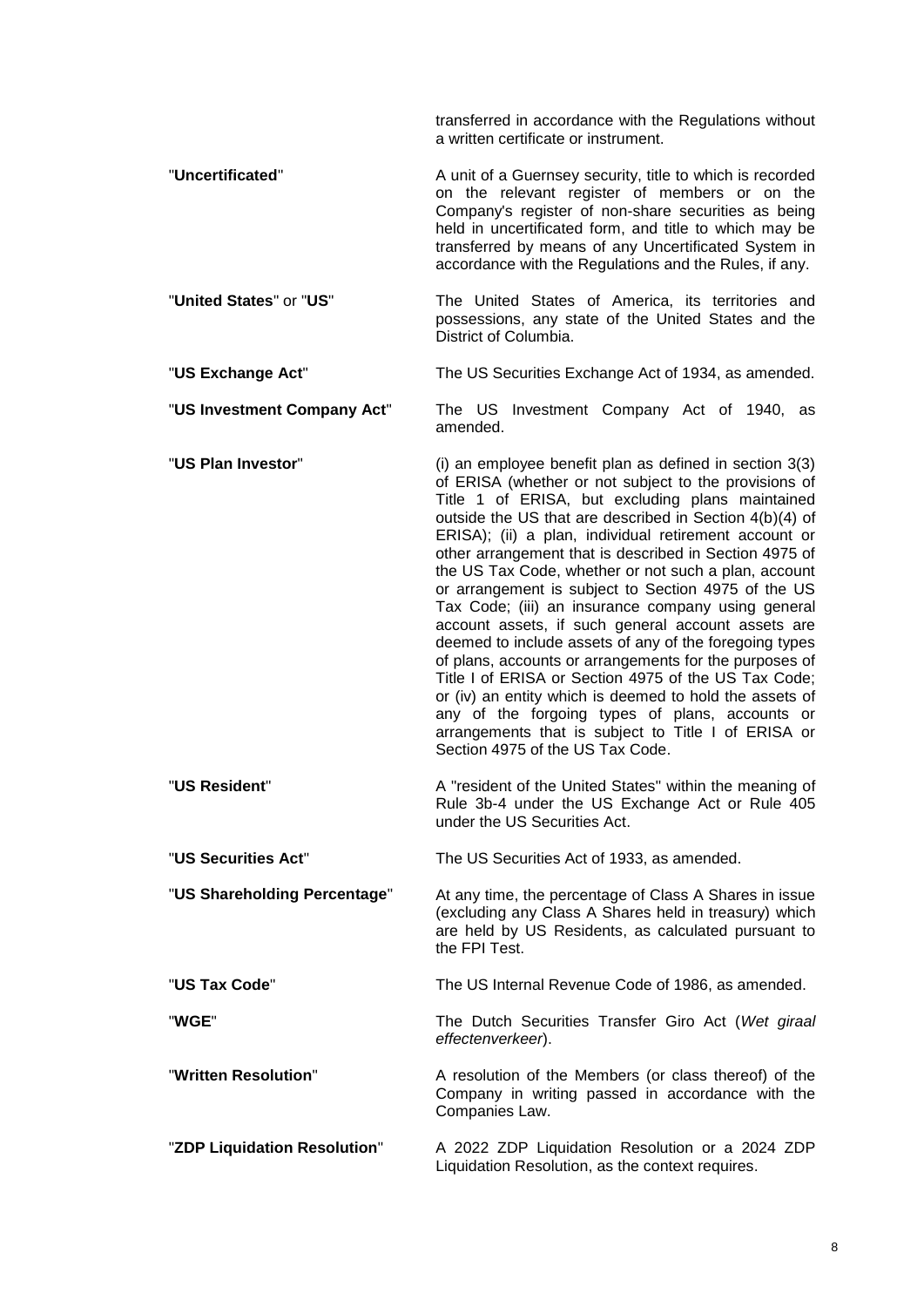transferred in accordance with the Regulations without a written certificate or instrument.

| | |
|---|---|
| "**Uncertificated**" | A unit of a Guernsey security, title to which is recorded on the relevant register of members or on the Company's register of non-share securities as being held in uncertificated form, and title to which may be transferred by means of any Uncertificated System in accordance with the Regulations and the Rules, if any. |
| "**United States**" or "**US**" | The United States of America, its territories and possessions, any state of the United States and the District of Columbia. |
| "**US Exchange Act**" | The US Securities Exchange Act of 1934, as amended. |
| "**US Investment Company Act**" | The US Investment Company Act of 1940, as amended. |
| "**US Plan Investor**" | (i) an employee benefit plan as defined in section 3(3) of ERISA (whether or not subject to the provisions of Title 1 of ERISA, but excluding plans maintained outside the US that are described in Section 4(b)(4) of ERISA); (ii) a plan, individual retirement account or other arrangement that is described in Section 4975 of the US Tax Code, whether or not such a plan, account or arrangement is subject to Section 4975 of the US Tax Code; (iii) an insurance company using general account assets, if such general account assets are deemed to include assets of any of the foregoing types of plans, accounts or arrangements for the purposes of Title I of ERISA or Section 4975 of the US Tax Code; or (iv) an entity which is deemed to hold the assets of any of the forgoing types of plans, accounts or arrangements that is subject to Title I of ERISA or Section 4975 of the US Tax Code. |
| "**US Resident**" | A "resident of the United States" within the meaning of Rule 3b-4 under the US Exchange Act or Rule 405 under the US Securities Act. |
| "**US Securities Act**" | The US Securities Act of 1933, as amended. |
| "**US Shareholding Percentage**" | At any time, the percentage of Class A Shares in issue (excluding any Class A Shares held in treasury) which are held by US Residents, as calculated pursuant to the FPI Test. |
| "**US Tax Code**" | The US Internal Revenue Code of 1986, as amended. |
| "**WGE**" | The Dutch Securities Transfer Giro Act (*Wet giraal effectenverkeer*). |
| "**Written Resolution**" | A resolution of the Members (or class thereof) of the Company in writing passed in accordance with the Companies Law. |
| "**ZDP Liquidation Resolution**" | A 2022 ZDP Liquidation Resolution or a 2024 ZDP Liquidation Resolution, as the context requires. |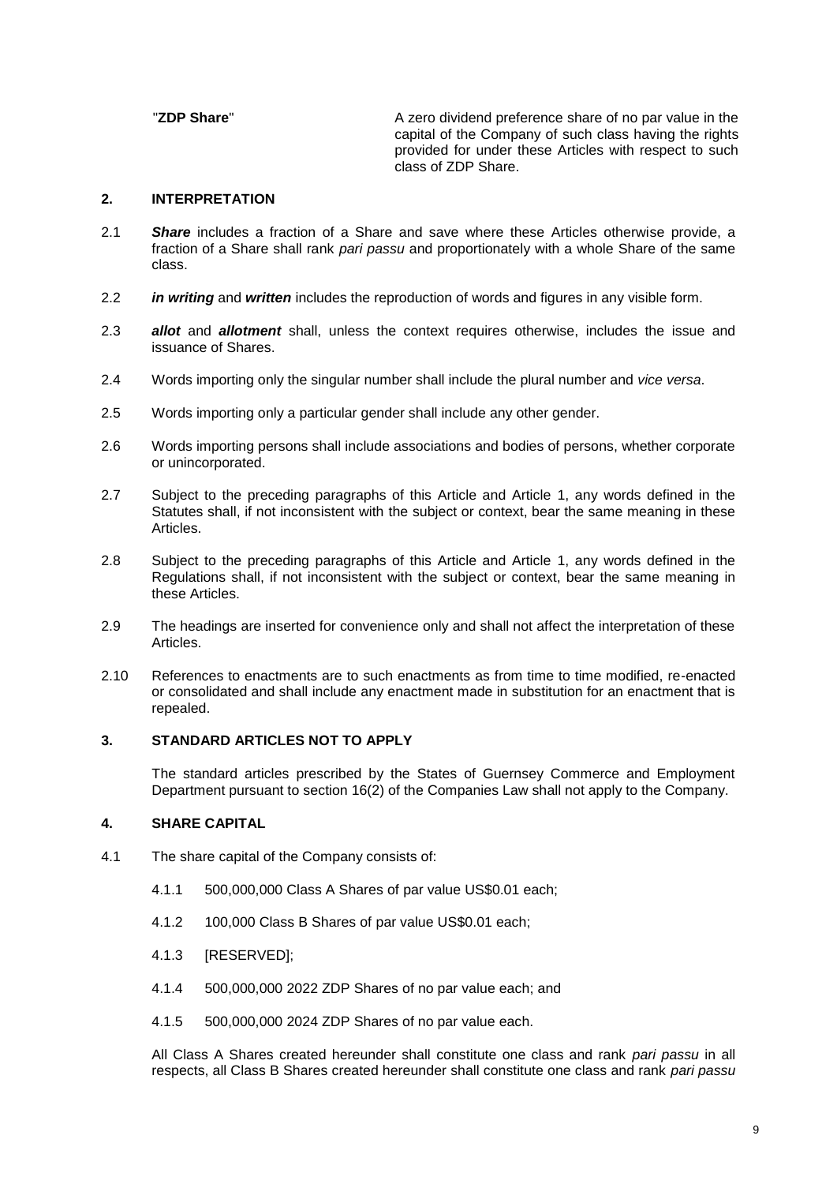| | |
|---|---|
| "**ZDP Share**" | A zero dividend preference share of no par value in the capital of the Company of such class having the rights provided for under these Articles with respect to such class of ZDP Share. |

## 2. INTERPRETATION

2.1 ***Share*** includes a fraction of a Share and save where these Articles otherwise provide, a fraction of a Share shall rank *pari passu* and proportionately with a whole Share of the same class.

2.2 ***in writing*** and ***written*** includes the reproduction of words and figures in any visible form.

2.3 ***allot*** and ***allotment*** shall, unless the context requires otherwise, includes the issue and issuance of Shares.

2.4 Words importing only the singular number shall include the plural number and *vice versa*.

2.5 Words importing only a particular gender shall include any other gender.

2.6 Words importing persons shall include associations and bodies of persons, whether corporate or unincorporated.

2.7 Subject to the preceding paragraphs of this Article and Article 1, any words defined in the Statutes shall, if not inconsistent with the subject or context, bear the same meaning in these Articles.

2.8 Subject to the preceding paragraphs of this Article and Article 1, any words defined in the Regulations shall, if not inconsistent with the subject or context, bear the same meaning in these Articles.

2.9 The headings are inserted for convenience only and shall not affect the interpretation of these Articles.

2.10 References to enactments are to such enactments as from time to time modified, re-enacted or consolidated and shall include any enactment made in substitution for an enactment that is repealed.

## 3. STANDARD ARTICLES NOT TO APPLY

The standard articles prescribed by the States of Guernsey Commerce and Employment Department pursuant to section 16(2) of the Companies Law shall not apply to the Company.

## 4. SHARE CAPITAL

4.1 The share capital of the Company consists of:

4.1.1 500,000,000 Class A Shares of par value US$0.01 each;

4.1.2 100,000 Class B Shares of par value US$0.01 each;

4.1.3 [RESERVED];

4.1.4 500,000,000 2022 ZDP Shares of no par value each; and

4.1.5 500,000,000 2024 ZDP Shares of no par value each.

All Class A Shares created hereunder shall constitute one class and rank *pari passu* in all respects, all Class B Shares created hereunder shall constitute one class and rank *pari passu*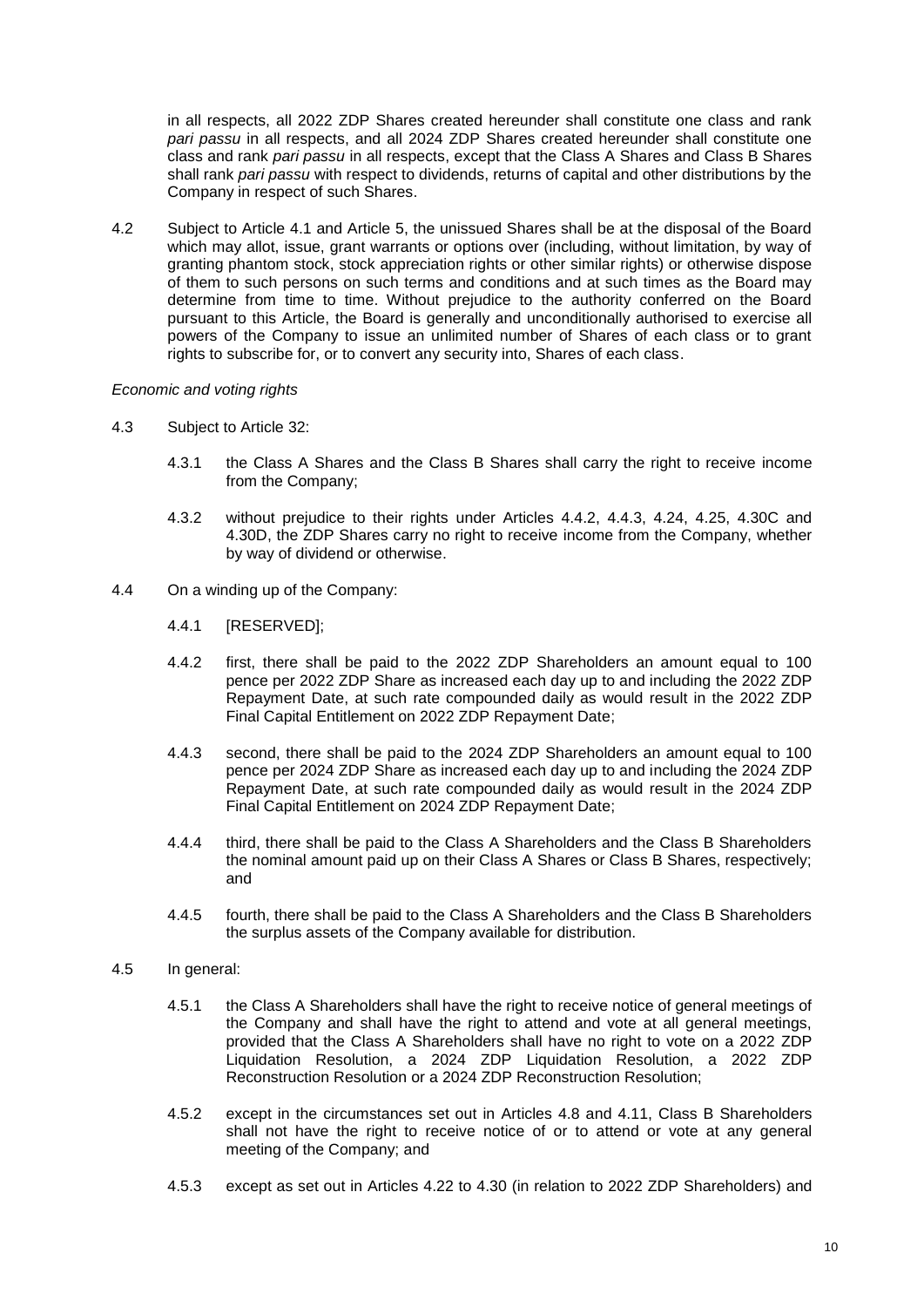in all respects, all 2022 ZDP Shares created hereunder shall constitute one class and rank *pari passu* in all respects, and all 2024 ZDP Shares created hereunder shall constitute one class and rank *pari passu* in all respects, except that the Class A Shares and Class B Shares shall rank *pari passu* with respect to dividends, returns of capital and other distributions by the Company in respect of such Shares.

4.2 Subject to Article 4.1 and Article 5, the unissued Shares shall be at the disposal of the Board which may allot, issue, grant warrants or options over (including, without limitation, by way of granting phantom stock, stock appreciation rights or other similar rights) or otherwise dispose of them to such persons on such terms and conditions and at such times as the Board may determine from time to time. Without prejudice to the authority conferred on the Board pursuant to this Article, the Board is generally and unconditionally authorised to exercise all powers of the Company to issue an unlimited number of Shares of each class or to grant rights to subscribe for, or to convert any security into, Shares of each class.

*Economic and voting rights*

4.3 Subject to Article 32:

4.3.1 the Class A Shares and the Class B Shares shall carry the right to receive income from the Company;

4.3.2 without prejudice to their rights under Articles 4.4.2, 4.4.3, 4.24, 4.25, 4.30C and 4.30D, the ZDP Shares carry no right to receive income from the Company, whether by way of dividend or otherwise.

4.4 On a winding up of the Company:

4.4.1 [RESERVED];

4.4.2 first, there shall be paid to the 2022 ZDP Shareholders an amount equal to 100 pence per 2022 ZDP Share as increased each day up to and including the 2022 ZDP Repayment Date, at such rate compounded daily as would result in the 2022 ZDP Final Capital Entitlement on 2022 ZDP Repayment Date;

4.4.3 second, there shall be paid to the 2024 ZDP Shareholders an amount equal to 100 pence per 2024 ZDP Share as increased each day up to and including the 2024 ZDP Repayment Date, at such rate compounded daily as would result in the 2024 ZDP Final Capital Entitlement on 2024 ZDP Repayment Date;

4.4.4 third, there shall be paid to the Class A Shareholders and the Class B Shareholders the nominal amount paid up on their Class A Shares or Class B Shares, respectively; and

4.4.5 fourth, there shall be paid to the Class A Shareholders and the Class B Shareholders the surplus assets of the Company available for distribution.

4.5 In general:

4.5.1 the Class A Shareholders shall have the right to receive notice of general meetings of the Company and shall have the right to attend and vote at all general meetings, provided that the Class A Shareholders shall have no right to vote on a 2022 ZDP Liquidation Resolution, a 2024 ZDP Liquidation Resolution, a 2022 ZDP Reconstruction Resolution or a 2024 ZDP Reconstruction Resolution;

4.5.2 except in the circumstances set out in Articles 4.8 and 4.11, Class B Shareholders shall not have the right to receive notice of or to attend or vote at any general meeting of the Company; and

4.5.3 except as set out in Articles 4.22 to 4.30 (in relation to 2022 ZDP Shareholders) and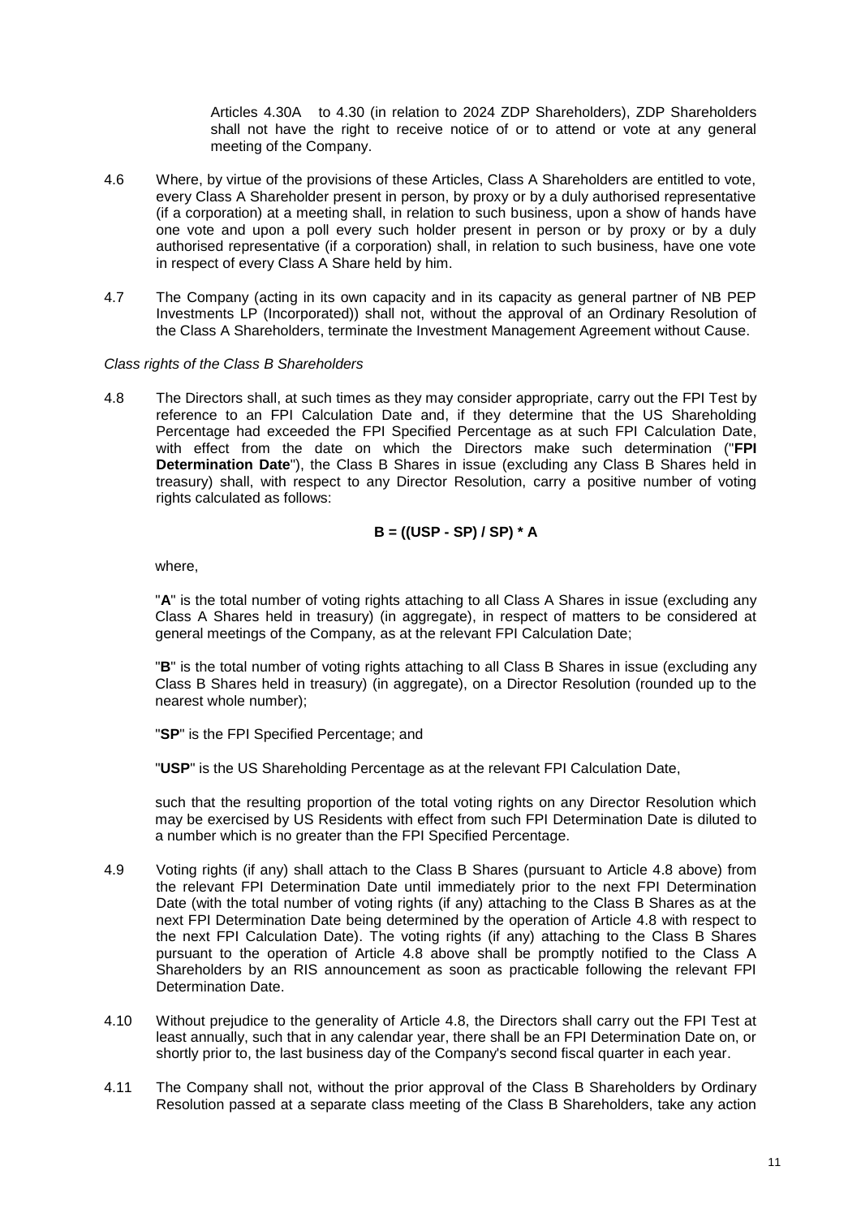Articles 4.30A to 4.30 (in relation to 2024 ZDP Shareholders), ZDP Shareholders shall not have the right to receive notice of or to attend or vote at any general meeting of the Company.

4.6 Where, by virtue of the provisions of these Articles, Class A Shareholders are entitled to vote, every Class A Shareholder present in person, by proxy or by a duly authorised representative (if a corporation) at a meeting shall, in relation to such business, upon a show of hands have one vote and upon a poll every such holder present in person or by proxy or by a duly authorised representative (if a corporation) shall, in relation to such business, have one vote in respect of every Class A Share held by him.

4.7 The Company (acting in its own capacity and in its capacity as general partner of NB PEP Investments LP (Incorporated)) shall not, without the approval of an Ordinary Resolution of the Class A Shareholders, terminate the Investment Management Agreement without Cause.

*Class rights of the Class B Shareholders*

4.8 The Directors shall, at such times as they may consider appropriate, carry out the FPI Test by reference to an FPI Calculation Date and, if they determine that the US Shareholding Percentage had exceeded the FPI Specified Percentage as at such FPI Calculation Date, with effect from the date on which the Directors make such determination ("**FPI Determination Date**"), the Class B Shares in issue (excluding any Class B Shares held in treasury) shall, with respect to any Director Resolution, carry a positive number of voting rights calculated as follows:

$$B = ((USP - SP) / SP) * A$$

where,

"**A**" is the total number of voting rights attaching to all Class A Shares in issue (excluding any Class A Shares held in treasury) (in aggregate), in respect of matters to be considered at general meetings of the Company, as at the relevant FPI Calculation Date;

"**B**" is the total number of voting rights attaching to all Class B Shares in issue (excluding any Class B Shares held in treasury) (in aggregate), on a Director Resolution (rounded up to the nearest whole number);

"**SP**" is the FPI Specified Percentage; and

"**USP**" is the US Shareholding Percentage as at the relevant FPI Calculation Date,

such that the resulting proportion of the total voting rights on any Director Resolution which may be exercised by US Residents with effect from such FPI Determination Date is diluted to a number which is no greater than the FPI Specified Percentage.

4.9 Voting rights (if any) shall attach to the Class B Shares (pursuant to Article 4.8 above) from the relevant FPI Determination Date until immediately prior to the next FPI Determination Date (with the total number of voting rights (if any) attaching to the Class B Shares as at the next FPI Determination Date being determined by the operation of Article 4.8 with respect to the next FPI Calculation Date). The voting rights (if any) attaching to the Class B Shares pursuant to the operation of Article 4.8 above shall be promptly notified to the Class A Shareholders by an RIS announcement as soon as practicable following the relevant FPI Determination Date.

4.10 Without prejudice to the generality of Article 4.8, the Directors shall carry out the FPI Test at least annually, such that in any calendar year, there shall be an FPI Determination Date on, or shortly prior to, the last business day of the Company's second fiscal quarter in each year.

4.11 The Company shall not, without the prior approval of the Class B Shareholders by Ordinary Resolution passed at a separate class meeting of the Class B Shareholders, take any action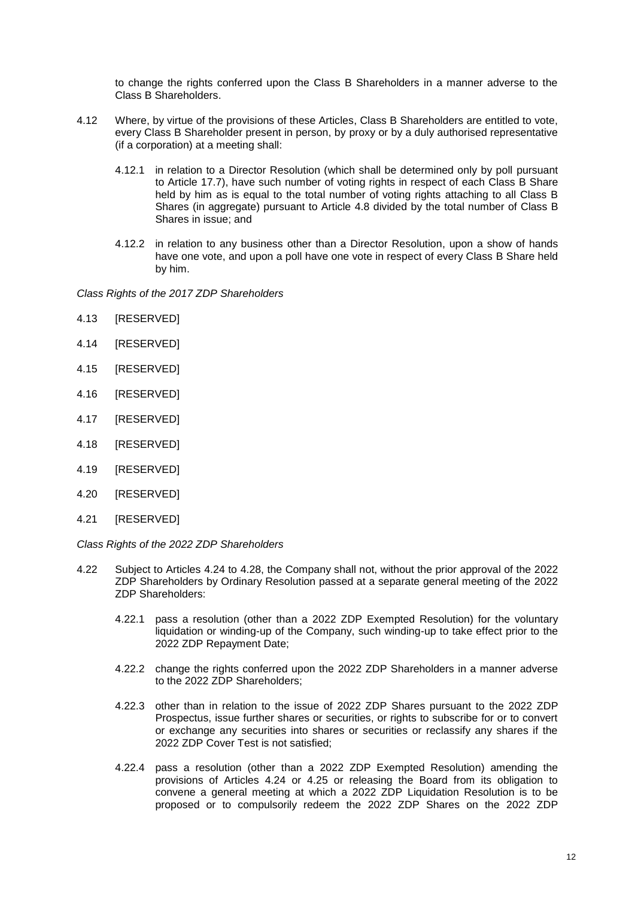to change the rights conferred upon the Class B Shareholders in a manner adverse to the Class B Shareholders.

4.12 Where, by virtue of the provisions of these Articles, Class B Shareholders are entitled to vote, every Class B Shareholder present in person, by proxy or by a duly authorised representative (if a corporation) at a meeting shall:

4.12.1 in relation to a Director Resolution (which shall be determined only by poll pursuant to Article 17.7), have such number of voting rights in respect of each Class B Share held by him as is equal to the total number of voting rights attaching to all Class B Shares (in aggregate) pursuant to Article 4.8 divided by the total number of Class B Shares in issue; and

4.12.2 in relation to any business other than a Director Resolution, upon a show of hands have one vote, and upon a poll have one vote in respect of every Class B Share held by him.

*Class Rights of the 2017 ZDP Shareholders*

4.13 [RESERVED]

4.14 [RESERVED]

4.15 [RESERVED]

4.16 [RESERVED]

4.17 [RESERVED]

4.18 [RESERVED]

4.19 [RESERVED]

4.20 [RESERVED]

4.21 [RESERVED]

*Class Rights of the 2022 ZDP Shareholders*

4.22 Subject to Articles 4.24 to 4.28, the Company shall not, without the prior approval of the 2022 ZDP Shareholders by Ordinary Resolution passed at a separate general meeting of the 2022 ZDP Shareholders:

4.22.1 pass a resolution (other than a 2022 ZDP Exempted Resolution) for the voluntary liquidation or winding-up of the Company, such winding-up to take effect prior to the 2022 ZDP Repayment Date;

4.22.2 change the rights conferred upon the 2022 ZDP Shareholders in a manner adverse to the 2022 ZDP Shareholders;

4.22.3 other than in relation to the issue of 2022 ZDP Shares pursuant to the 2022 ZDP Prospectus, issue further shares or securities, or rights to subscribe for or to convert or exchange any securities into shares or securities or reclassify any shares if the 2022 ZDP Cover Test is not satisfied;

4.22.4 pass a resolution (other than a 2022 ZDP Exempted Resolution) amending the provisions of Articles 4.24 or 4.25 or releasing the Board from its obligation to convene a general meeting at which a 2022 ZDP Liquidation Resolution is to be proposed or to compulsorily redeem the 2022 ZDP Shares on the 2022 ZDP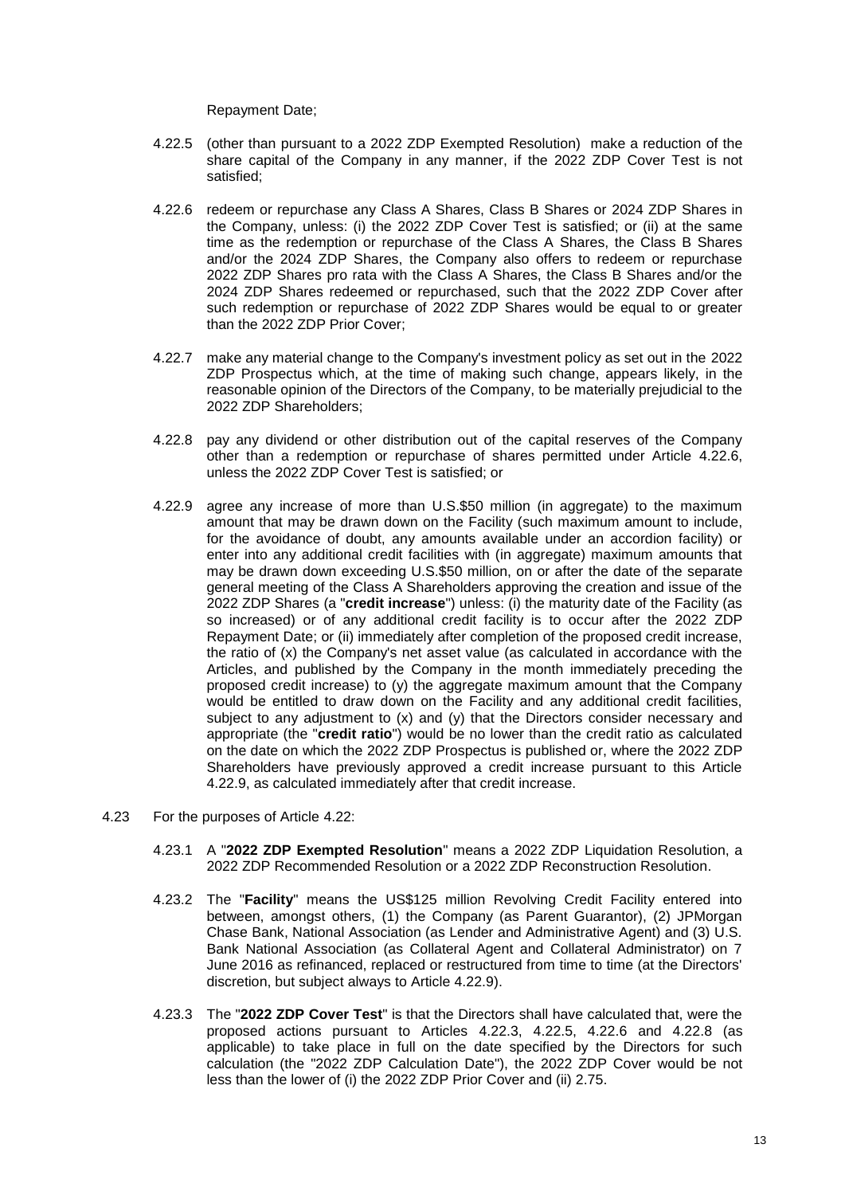Repayment Date;

4.22.5 (other than pursuant to a 2022 ZDP Exempted Resolution) make a reduction of the share capital of the Company in any manner, if the 2022 ZDP Cover Test is not satisfied;

4.22.6 redeem or repurchase any Class A Shares, Class B Shares or 2024 ZDP Shares in the Company, unless: (i) the 2022 ZDP Cover Test is satisfied; or (ii) at the same time as the redemption or repurchase of the Class A Shares, the Class B Shares and/or the 2024 ZDP Shares, the Company also offers to redeem or repurchase 2022 ZDP Shares pro rata with the Class A Shares, the Class B Shares and/or the 2024 ZDP Shares redeemed or repurchased, such that the 2022 ZDP Cover after such redemption or repurchase of 2022 ZDP Shares would be equal to or greater than the 2022 ZDP Prior Cover;

4.22.7 make any material change to the Company's investment policy as set out in the 2022 ZDP Prospectus which, at the time of making such change, appears likely, in the reasonable opinion of the Directors of the Company, to be materially prejudicial to the 2022 ZDP Shareholders;

4.22.8 pay any dividend or other distribution out of the capital reserves of the Company other than a redemption or repurchase of shares permitted under Article 4.22.6, unless the 2022 ZDP Cover Test is satisfied; or

4.22.9 agree any increase of more than U.S.$50 million (in aggregate) to the maximum amount that may be drawn down on the Facility (such maximum amount to include, for the avoidance of doubt, any amounts available under an accordion facility) or enter into any additional credit facilities with (in aggregate) maximum amounts that may be drawn down exceeding U.S.$50 million, on or after the date of the separate general meeting of the Class A Shareholders approving the creation and issue of the 2022 ZDP Shares (a "**credit increase**") unless: (i) the maturity date of the Facility (as so increased) or of any additional credit facility is to occur after the 2022 ZDP Repayment Date; or (ii) immediately after completion of the proposed credit increase, the ratio of (x) the Company's net asset value (as calculated in accordance with the Articles, and published by the Company in the month immediately preceding the proposed credit increase) to (y) the aggregate maximum amount that the Company would be entitled to draw down on the Facility and any additional credit facilities, subject to any adjustment to (x) and (y) that the Directors consider necessary and appropriate (the "**credit ratio**") would be no lower than the credit ratio as calculated on the date on which the 2022 ZDP Prospectus is published or, where the 2022 ZDP Shareholders have previously approved a credit increase pursuant to this Article 4.22.9, as calculated immediately after that credit increase.

4.23 For the purposes of Article 4.22:

4.23.1 A "**2022 ZDP Exempted Resolution**" means a 2022 ZDP Liquidation Resolution, a 2022 ZDP Recommended Resolution or a 2022 ZDP Reconstruction Resolution.

4.23.2 The "**Facility**" means the US$125 million Revolving Credit Facility entered into between, amongst others, (1) the Company (as Parent Guarantor), (2) JPMorgan Chase Bank, National Association (as Lender and Administrative Agent) and (3) U.S. Bank National Association (as Collateral Agent and Collateral Administrator) on 7 June 2016 as refinanced, replaced or restructured from time to time (at the Directors' discretion, but subject always to Article 4.22.9).

4.23.3 The "**2022 ZDP Cover Test**" is that the Directors shall have calculated that, were the proposed actions pursuant to Articles 4.22.3, 4.22.5, 4.22.6 and 4.22.8 (as applicable) to take place in full on the date specified by the Directors for such calculation (the "2022 ZDP Calculation Date"), the 2022 ZDP Cover would be not less than the lower of (i) the 2022 ZDP Prior Cover and (ii) 2.75.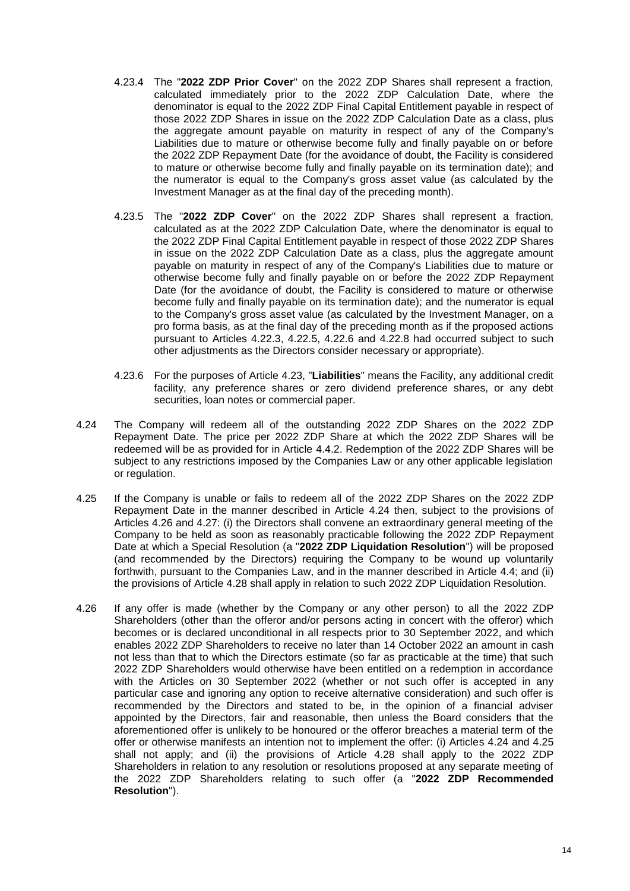4.23.4 The "**2022 ZDP Prior Cover**" on the 2022 ZDP Shares shall represent a fraction, calculated immediately prior to the 2022 ZDP Calculation Date, where the denominator is equal to the 2022 ZDP Final Capital Entitlement payable in respect of those 2022 ZDP Shares in issue on the 2022 ZDP Calculation Date as a class, plus the aggregate amount payable on maturity in respect of any of the Company's Liabilities due to mature or otherwise become fully and finally payable on or before the 2022 ZDP Repayment Date (for the avoidance of doubt, the Facility is considered to mature or otherwise become fully and finally payable on its termination date); and the numerator is equal to the Company's gross asset value (as calculated by the Investment Manager as at the final day of the preceding month).

4.23.5 The "**2022 ZDP Cover**" on the 2022 ZDP Shares shall represent a fraction, calculated as at the 2022 ZDP Calculation Date, where the denominator is equal to the 2022 ZDP Final Capital Entitlement payable in respect of those 2022 ZDP Shares in issue on the 2022 ZDP Calculation Date as a class, plus the aggregate amount payable on maturity in respect of any of the Company's Liabilities due to mature or otherwise become fully and finally payable on or before the 2022 ZDP Repayment Date (for the avoidance of doubt, the Facility is considered to mature or otherwise become fully and finally payable on its termination date); and the numerator is equal to the Company's gross asset value (as calculated by the Investment Manager, on a pro forma basis, as at the final day of the preceding month as if the proposed actions pursuant to Articles 4.22.3, 4.22.5, 4.22.6 and 4.22.8 had occurred subject to such other adjustments as the Directors consider necessary or appropriate).

4.23.6 For the purposes of Article 4.23, "**Liabilities**" means the Facility, any additional credit facility, any preference shares or zero dividend preference shares, or any debt securities, loan notes or commercial paper.

4.24 The Company will redeem all of the outstanding 2022 ZDP Shares on the 2022 ZDP Repayment Date. The price per 2022 ZDP Share at which the 2022 ZDP Shares will be redeemed will be as provided for in Article 4.4.2. Redemption of the 2022 ZDP Shares will be subject to any restrictions imposed by the Companies Law or any other applicable legislation or regulation.

4.25 If the Company is unable or fails to redeem all of the 2022 ZDP Shares on the 2022 ZDP Repayment Date in the manner described in Article 4.24 then, subject to the provisions of Articles 4.26 and 4.27: (i) the Directors shall convene an extraordinary general meeting of the Company to be held as soon as reasonably practicable following the 2022 ZDP Repayment Date at which a Special Resolution (a "**2022 ZDP Liquidation Resolution**") will be proposed (and recommended by the Directors) requiring the Company to be wound up voluntarily forthwith, pursuant to the Companies Law, and in the manner described in Article 4.4; and (ii) the provisions of Article 4.28 shall apply in relation to such 2022 ZDP Liquidation Resolution.

4.26 If any offer is made (whether by the Company or any other person) to all the 2022 ZDP Shareholders (other than the offeror and/or persons acting in concert with the offeror) which becomes or is declared unconditional in all respects prior to 30 September 2022, and which enables 2022 ZDP Shareholders to receive no later than 14 October 2022 an amount in cash not less than that to which the Directors estimate (so far as practicable at the time) that such 2022 ZDP Shareholders would otherwise have been entitled on a redemption in accordance with the Articles on 30 September 2022 (whether or not such offer is accepted in any particular case and ignoring any option to receive alternative consideration) and such offer is recommended by the Directors and stated to be, in the opinion of a financial adviser appointed by the Directors, fair and reasonable, then unless the Board considers that the aforementioned offer is unlikely to be honoured or the offeror breaches a material term of the offer or otherwise manifests an intention not to implement the offer: (i) Articles 4.24 and 4.25 shall not apply; and (ii) the provisions of Article 4.28 shall apply to the 2022 ZDP Shareholders in relation to any resolution or resolutions proposed at any separate meeting of the 2022 ZDP Shareholders relating to such offer (a "**2022 ZDP Recommended Resolution**").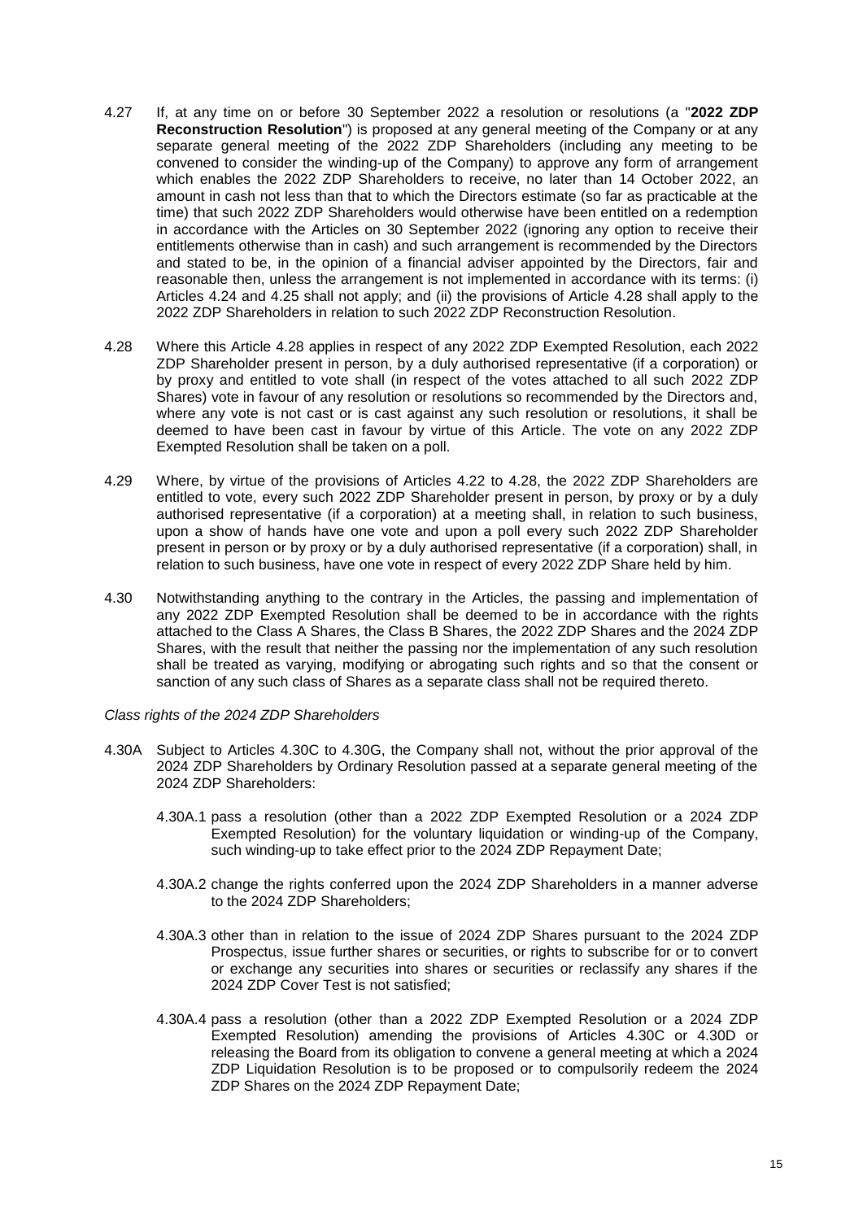4.27 If, at any time on or before 30 September 2022 a resolution or resolutions (a "**2022 ZDP Reconstruction Resolution**") is proposed at any general meeting of the Company or at any separate general meeting of the 2022 ZDP Shareholders (including any meeting to be convened to consider the winding-up of the Company) to approve any form of arrangement which enables the 2022 ZDP Shareholders to receive, no later than 14 October 2022, an amount in cash not less than that to which the Directors estimate (so far as practicable at the time) that such 2022 ZDP Shareholders would otherwise have been entitled on a redemption in accordance with the Articles on 30 September 2022 (ignoring any option to receive their entitlements otherwise than in cash) and such arrangement is recommended by the Directors and stated to be, in the opinion of a financial adviser appointed by the Directors, fair and reasonable then, unless the arrangement is not implemented in accordance with its terms: (i) Articles 4.24 and 4.25 shall not apply; and (ii) the provisions of Article 4.28 shall apply to the 2022 ZDP Shareholders in relation to such 2022 ZDP Reconstruction Resolution.

4.28 Where this Article 4.28 applies in respect of any 2022 ZDP Exempted Resolution, each 2022 ZDP Shareholder present in person, by a duly authorised representative (if a corporation) or by proxy and entitled to vote shall (in respect of the votes attached to all such 2022 ZDP Shares) vote in favour of any resolution or resolutions so recommended by the Directors and, where any vote is not cast or is cast against any such resolution or resolutions, it shall be deemed to have been cast in favour by virtue of this Article. The vote on any 2022 ZDP Exempted Resolution shall be taken on a poll.

4.29 Where, by virtue of the provisions of Articles 4.22 to 4.28, the 2022 ZDP Shareholders are entitled to vote, every such 2022 ZDP Shareholder present in person, by proxy or by a duly authorised representative (if a corporation) at a meeting shall, in relation to such business, upon a show of hands have one vote and upon a poll every such 2022 ZDP Shareholder present in person or by proxy or by a duly authorised representative (if a corporation) shall, in relation to such business, have one vote in respect of every 2022 ZDP Share held by him.

4.30 Notwithstanding anything to the contrary in the Articles, the passing and implementation of any 2022 ZDP Exempted Resolution shall be deemed to be in accordance with the rights attached to the Class A Shares, the Class B Shares, the 2022 ZDP Shares and the 2024 ZDP Shares, with the result that neither the passing nor the implementation of any such resolution shall be treated as varying, modifying or abrogating such rights and so that the consent or sanction of any such class of Shares as a separate class shall not be required thereto.

*Class rights of the 2024 ZDP Shareholders*

4.30A Subject to Articles 4.30C to 4.30G, the Company shall not, without the prior approval of the 2024 ZDP Shareholders by Ordinary Resolution passed at a separate general meeting of the 2024 ZDP Shareholders:

4.30A.1 pass a resolution (other than a 2022 ZDP Exempted Resolution or a 2024 ZDP Exempted Resolution) for the voluntary liquidation or winding-up of the Company, such winding-up to take effect prior to the 2024 ZDP Repayment Date;

4.30A.2 change the rights conferred upon the 2024 ZDP Shareholders in a manner adverse to the 2024 ZDP Shareholders;

4.30A.3 other than in relation to the issue of 2024 ZDP Shares pursuant to the 2024 ZDP Prospectus, issue further shares or securities, or rights to subscribe for or to convert or exchange any securities into shares or securities or reclassify any shares if the 2024 ZDP Cover Test is not satisfied;

4.30A.4 pass a resolution (other than a 2022 ZDP Exempted Resolution or a 2024 ZDP Exempted Resolution) amending the provisions of Articles 4.30C or 4.30D or releasing the Board from its obligation to convene a general meeting at which a 2024 ZDP Liquidation Resolution is to be proposed or to compulsorily redeem the 2024 ZDP Shares on the 2024 ZDP Repayment Date;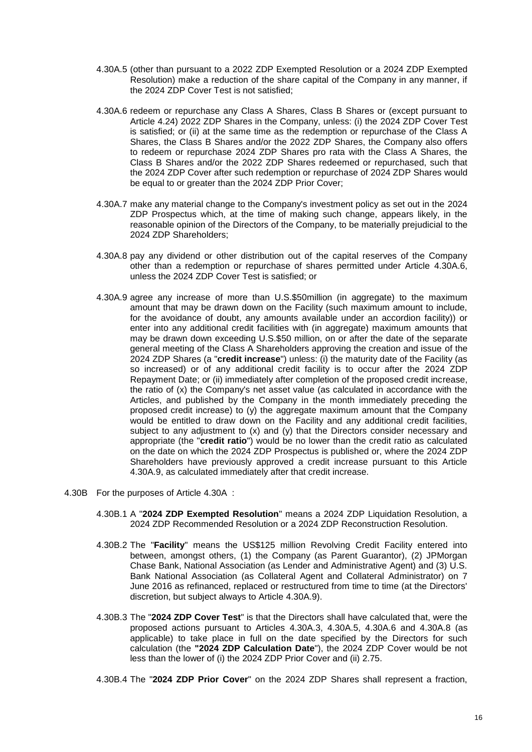4.30A.5 (other than pursuant to a 2022 ZDP Exempted Resolution or a 2024 ZDP Exempted Resolution) make a reduction of the share capital of the Company in any manner, if the 2024 ZDP Cover Test is not satisfied;

4.30A.6 redeem or repurchase any Class A Shares, Class B Shares or (except pursuant to Article 4.24) 2022 ZDP Shares in the Company, unless: (i) the 2024 ZDP Cover Test is satisfied; or (ii) at the same time as the redemption or repurchase of the Class A Shares, the Class B Shares and/or the 2022 ZDP Shares, the Company also offers to redeem or repurchase 2024 ZDP Shares pro rata with the Class A Shares, the Class B Shares and/or the 2022 ZDP Shares redeemed or repurchased, such that the 2024 ZDP Cover after such redemption or repurchase of 2024 ZDP Shares would be equal to or greater than the 2024 ZDP Prior Cover;

4.30A.7 make any material change to the Company's investment policy as set out in the 2024 ZDP Prospectus which, at the time of making such change, appears likely, in the reasonable opinion of the Directors of the Company, to be materially prejudicial to the 2024 ZDP Shareholders;

4.30A.8 pay any dividend or other distribution out of the capital reserves of the Company other than a redemption or repurchase of shares permitted under Article 4.30A.6, unless the 2024 ZDP Cover Test is satisfied; or

4.30A.9 agree any increase of more than U.S.$50million (in aggregate) to the maximum amount that may be drawn down on the Facility (such maximum amount to include, for the avoidance of doubt, any amounts available under an accordion facility)) or enter into any additional credit facilities with (in aggregate) maximum amounts that may be drawn down exceeding U.S.$50 million, on or after the date of the separate general meeting of the Class A Shareholders approving the creation and issue of the 2024 ZDP Shares (a "**credit increase**") unless: (i) the maturity date of the Facility (as so increased) or of any additional credit facility is to occur after the 2024 ZDP Repayment Date; or (ii) immediately after completion of the proposed credit increase, the ratio of (x) the Company's net asset value (as calculated in accordance with the Articles, and published by the Company in the month immediately preceding the proposed credit increase) to (y) the aggregate maximum amount that the Company would be entitled to draw down on the Facility and any additional credit facilities, subject to any adjustment to (x) and (y) that the Directors consider necessary and appropriate (the "**credit ratio**") would be no lower than the credit ratio as calculated on the date on which the 2024 ZDP Prospectus is published or, where the 2024 ZDP Shareholders have previously approved a credit increase pursuant to this Article 4.30A.9, as calculated immediately after that credit increase.

4.30B For the purposes of Article 4.30A :

4.30B.1 A "**2024 ZDP Exempted Resolution**" means a 2024 ZDP Liquidation Resolution, a 2024 ZDP Recommended Resolution or a 2024 ZDP Reconstruction Resolution.

4.30B.2 The "**Facility**" means the US$125 million Revolving Credit Facility entered into between, amongst others, (1) the Company (as Parent Guarantor), (2) JPMorgan Chase Bank, National Association (as Lender and Administrative Agent) and (3) U.S. Bank National Association (as Collateral Agent and Collateral Administrator) on 7 June 2016 as refinanced, replaced or restructured from time to time (at the Directors' discretion, but subject always to Article 4.30A.9).

4.30B.3 The "**2024 ZDP Cover Test**" is that the Directors shall have calculated that, were the proposed actions pursuant to Articles 4.30A.3, 4.30A.5, 4.30A.6 and 4.30A.8 (as applicable) to take place in full on the date specified by the Directors for such calculation (the **"2024 ZDP Calculation Date**"), the 2024 ZDP Cover would be not less than the lower of (i) the 2024 ZDP Prior Cover and (ii) 2.75.

4.30B.4 The "**2024 ZDP Prior Cover**" on the 2024 ZDP Shares shall represent a fraction,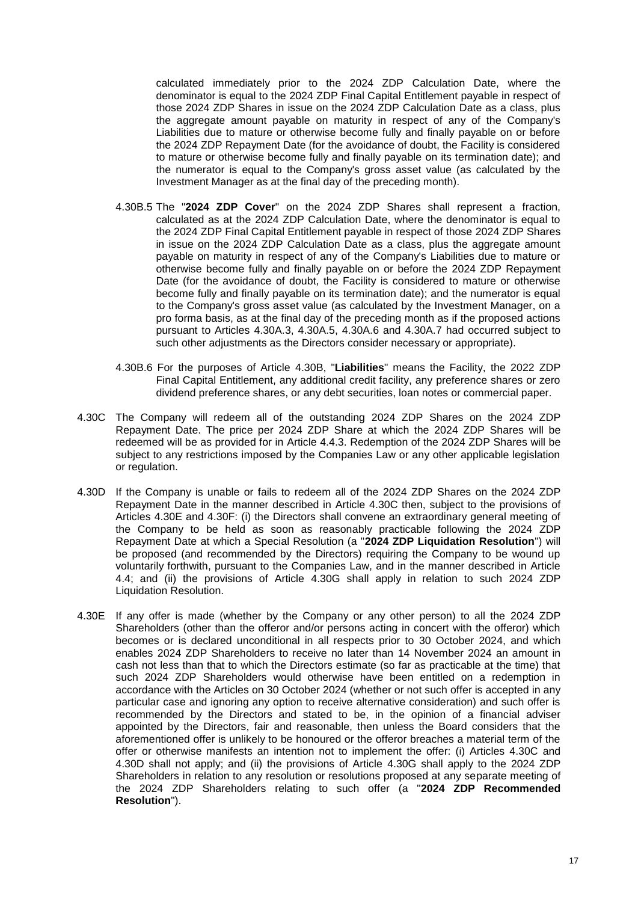calculated immediately prior to the 2024 ZDP Calculation Date, where the denominator is equal to the 2024 ZDP Final Capital Entitlement payable in respect of those 2024 ZDP Shares in issue on the 2024 ZDP Calculation Date as a class, plus the aggregate amount payable on maturity in respect of any of the Company's Liabilities due to mature or otherwise become fully and finally payable on or before the 2024 ZDP Repayment Date (for the avoidance of doubt, the Facility is considered to mature or otherwise become fully and finally payable on its termination date); and the numerator is equal to the Company's gross asset value (as calculated by the Investment Manager as at the final day of the preceding month).

4.30B.5 The "**2024 ZDP Cover**" on the 2024 ZDP Shares shall represent a fraction, calculated as at the 2024 ZDP Calculation Date, where the denominator is equal to the 2024 ZDP Final Capital Entitlement payable in respect of those 2024 ZDP Shares in issue on the 2024 ZDP Calculation Date as a class, plus the aggregate amount payable on maturity in respect of any of the Company's Liabilities due to mature or otherwise become fully and finally payable on or before the 2024 ZDP Repayment Date (for the avoidance of doubt, the Facility is considered to mature or otherwise become fully and finally payable on its termination date); and the numerator is equal to the Company's gross asset value (as calculated by the Investment Manager, on a pro forma basis, as at the final day of the preceding month as if the proposed actions pursuant to Articles 4.30A.3, 4.30A.5, 4.30A.6 and 4.30A.7 had occurred subject to such other adjustments as the Directors consider necessary or appropriate).

4.30B.6 For the purposes of Article 4.30B, "**Liabilities**" means the Facility, the 2022 ZDP Final Capital Entitlement, any additional credit facility, any preference shares or zero dividend preference shares, or any debt securities, loan notes or commercial paper.

4.30C The Company will redeem all of the outstanding 2024 ZDP Shares on the 2024 ZDP Repayment Date. The price per 2024 ZDP Share at which the 2024 ZDP Shares will be redeemed will be as provided for in Article 4.4.3. Redemption of the 2024 ZDP Shares will be subject to any restrictions imposed by the Companies Law or any other applicable legislation or regulation.

4.30D If the Company is unable or fails to redeem all of the 2024 ZDP Shares on the 2024 ZDP Repayment Date in the manner described in Article 4.30C then, subject to the provisions of Articles 4.30E and 4.30F: (i) the Directors shall convene an extraordinary general meeting of the Company to be held as soon as reasonably practicable following the 2024 ZDP Repayment Date at which a Special Resolution (a "**2024 ZDP Liquidation Resolution**") will be proposed (and recommended by the Directors) requiring the Company to be wound up voluntarily forthwith, pursuant to the Companies Law, and in the manner described in Article 4.4; and (ii) the provisions of Article 4.30G shall apply in relation to such 2024 ZDP Liquidation Resolution.

4.30E If any offer is made (whether by the Company or any other person) to all the 2024 ZDP Shareholders (other than the offeror and/or persons acting in concert with the offeror) which becomes or is declared unconditional in all respects prior to 30 October 2024, and which enables 2024 ZDP Shareholders to receive no later than 14 November 2024 an amount in cash not less than that to which the Directors estimate (so far as practicable at the time) that such 2024 ZDP Shareholders would otherwise have been entitled on a redemption in accordance with the Articles on 30 October 2024 (whether or not such offer is accepted in any particular case and ignoring any option to receive alternative consideration) and such offer is recommended by the Directors and stated to be, in the opinion of a financial adviser appointed by the Directors, fair and reasonable, then unless the Board considers that the aforementioned offer is unlikely to be honoured or the offeror breaches a material term of the offer or otherwise manifests an intention not to implement the offer: (i) Articles 4.30C and 4.30D shall not apply; and (ii) the provisions of Article 4.30G shall apply to the 2024 ZDP Shareholders in relation to any resolution or resolutions proposed at any separate meeting of the 2024 ZDP Shareholders relating to such offer (a "**2024 ZDP Recommended Resolution**").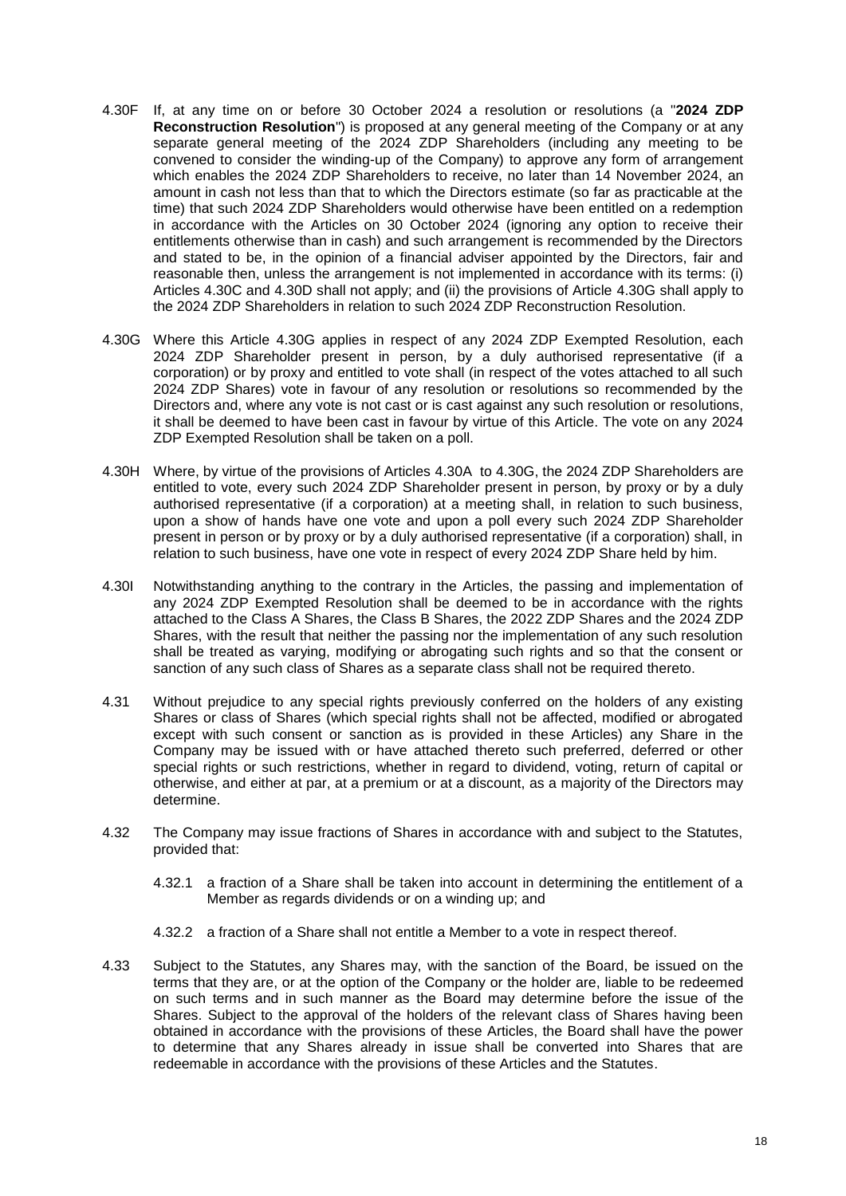4.30F If, at any time on or before 30 October 2024 a resolution or resolutions (a "**2024 ZDP Reconstruction Resolution**") is proposed at any general meeting of the Company or at any separate general meeting of the 2024 ZDP Shareholders (including any meeting to be convened to consider the winding-up of the Company) to approve any form of arrangement which enables the 2024 ZDP Shareholders to receive, no later than 14 November 2024, an amount in cash not less than that to which the Directors estimate (so far as practicable at the time) that such 2024 ZDP Shareholders would otherwise have been entitled on a redemption in accordance with the Articles on 30 October 2024 (ignoring any option to receive their entitlements otherwise than in cash) and such arrangement is recommended by the Directors and stated to be, in the opinion of a financial adviser appointed by the Directors, fair and reasonable then, unless the arrangement is not implemented in accordance with its terms: (i) Articles 4.30C and 4.30D shall not apply; and (ii) the provisions of Article 4.30G shall apply to the 2024 ZDP Shareholders in relation to such 2024 ZDP Reconstruction Resolution.

4.30G Where this Article 4.30G applies in respect of any 2024 ZDP Exempted Resolution, each 2024 ZDP Shareholder present in person, by a duly authorised representative (if a corporation) or by proxy and entitled to vote shall (in respect of the votes attached to all such 2024 ZDP Shares) vote in favour of any resolution or resolutions so recommended by the Directors and, where any vote is not cast or is cast against any such resolution or resolutions, it shall be deemed to have been cast in favour by virtue of this Article. The vote on any 2024 ZDP Exempted Resolution shall be taken on a poll.

4.30H Where, by virtue of the provisions of Articles 4.30A to 4.30G, the 2024 ZDP Shareholders are entitled to vote, every such 2024 ZDP Shareholder present in person, by proxy or by a duly authorised representative (if a corporation) at a meeting shall, in relation to such business, upon a show of hands have one vote and upon a poll every such 2024 ZDP Shareholder present in person or by proxy or by a duly authorised representative (if a corporation) shall, in relation to such business, have one vote in respect of every 2024 ZDP Share held by him.

4.30I Notwithstanding anything to the contrary in the Articles, the passing and implementation of any 2024 ZDP Exempted Resolution shall be deemed to be in accordance with the rights attached to the Class A Shares, the Class B Shares, the 2022 ZDP Shares and the 2024 ZDP Shares, with the result that neither the passing nor the implementation of any such resolution shall be treated as varying, modifying or abrogating such rights and so that the consent or sanction of any such class of Shares as a separate class shall not be required thereto.

4.31 Without prejudice to any special rights previously conferred on the holders of any existing Shares or class of Shares (which special rights shall not be affected, modified or abrogated except with such consent or sanction as is provided in these Articles) any Share in the Company may be issued with or have attached thereto such preferred, deferred or other special rights or such restrictions, whether in regard to dividend, voting, return of capital or otherwise, and either at par, at a premium or at a discount, as a majority of the Directors may determine.

4.32 The Company may issue fractions of Shares in accordance with and subject to the Statutes, provided that:

4.32.1 a fraction of a Share shall be taken into account in determining the entitlement of a Member as regards dividends or on a winding up; and

4.32.2 a fraction of a Share shall not entitle a Member to a vote in respect thereof.

4.33 Subject to the Statutes, any Shares may, with the sanction of the Board, be issued on the terms that they are, or at the option of the Company or the holder are, liable to be redeemed on such terms and in such manner as the Board may determine before the issue of the Shares. Subject to the approval of the holders of the relevant class of Shares having been obtained in accordance with the provisions of these Articles, the Board shall have the power to determine that any Shares already in issue shall be converted into Shares that are redeemable in accordance with the provisions of these Articles and the Statutes.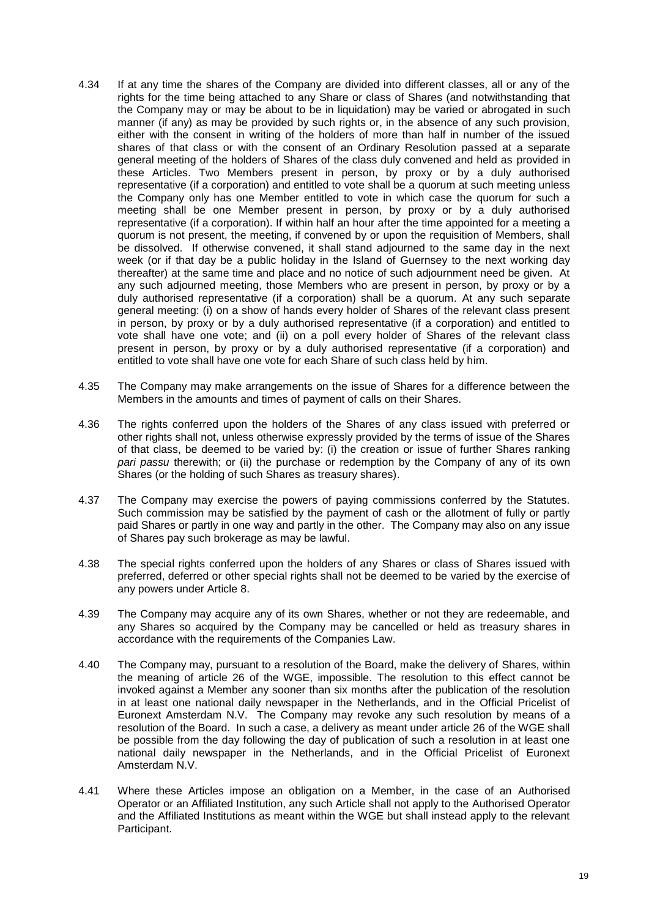4.34 If at any time the shares of the Company are divided into different classes, all or any of the rights for the time being attached to any Share or class of Shares (and notwithstanding that the Company may or may be about to be in liquidation) may be varied or abrogated in such manner (if any) as may be provided by such rights or, in the absence of any such provision, either with the consent in writing of the holders of more than half in number of the issued shares of that class or with the consent of an Ordinary Resolution passed at a separate general meeting of the holders of Shares of the class duly convened and held as provided in these Articles. Two Members present in person, by proxy or by a duly authorised representative (if a corporation) and entitled to vote shall be a quorum at such meeting unless the Company only has one Member entitled to vote in which case the quorum for such a meeting shall be one Member present in person, by proxy or by a duly authorised representative (if a corporation). If within half an hour after the time appointed for a meeting a quorum is not present, the meeting, if convened by or upon the requisition of Members, shall be dissolved. If otherwise convened, it shall stand adjourned to the same day in the next week (or if that day be a public holiday in the Island of Guernsey to the next working day thereafter) at the same time and place and no notice of such adjournment need be given. At any such adjourned meeting, those Members who are present in person, by proxy or by a duly authorised representative (if a corporation) shall be a quorum. At any such separate general meeting: (i) on a show of hands every holder of Shares of the relevant class present in person, by proxy or by a duly authorised representative (if a corporation) and entitled to vote shall have one vote; and (ii) on a poll every holder of Shares of the relevant class present in person, by proxy or by a duly authorised representative (if a corporation) and entitled to vote shall have one vote for each Share of such class held by him.

4.35 The Company may make arrangements on the issue of Shares for a difference between the Members in the amounts and times of payment of calls on their Shares.

4.36 The rights conferred upon the holders of the Shares of any class issued with preferred or other rights shall not, unless otherwise expressly provided by the terms of issue of the Shares of that class, be deemed to be varied by: (i) the creation or issue of further Shares ranking *pari passu* therewith; or (ii) the purchase or redemption by the Company of any of its own Shares (or the holding of such Shares as treasury shares).

4.37 The Company may exercise the powers of paying commissions conferred by the Statutes. Such commission may be satisfied by the payment of cash or the allotment of fully or partly paid Shares or partly in one way and partly in the other. The Company may also on any issue of Shares pay such brokerage as may be lawful.

4.38 The special rights conferred upon the holders of any Shares or class of Shares issued with preferred, deferred or other special rights shall not be deemed to be varied by the exercise of any powers under Article 8.

4.39 The Company may acquire any of its own Shares, whether or not they are redeemable, and any Shares so acquired by the Company may be cancelled or held as treasury shares in accordance with the requirements of the Companies Law.

4.40 The Company may, pursuant to a resolution of the Board, make the delivery of Shares, within the meaning of article 26 of the WGE, impossible. The resolution to this effect cannot be invoked against a Member any sooner than six months after the publication of the resolution in at least one national daily newspaper in the Netherlands, and in the Official Pricelist of Euronext Amsterdam N.V. The Company may revoke any such resolution by means of a resolution of the Board. In such a case, a delivery as meant under article 26 of the WGE shall be possible from the day following the day of publication of such a resolution in at least one national daily newspaper in the Netherlands, and in the Official Pricelist of Euronext Amsterdam N.V.

4.41 Where these Articles impose an obligation on a Member, in the case of an Authorised Operator or an Affiliated Institution, any such Article shall not apply to the Authorised Operator and the Affiliated Institutions as meant within the WGE but shall instead apply to the relevant Participant.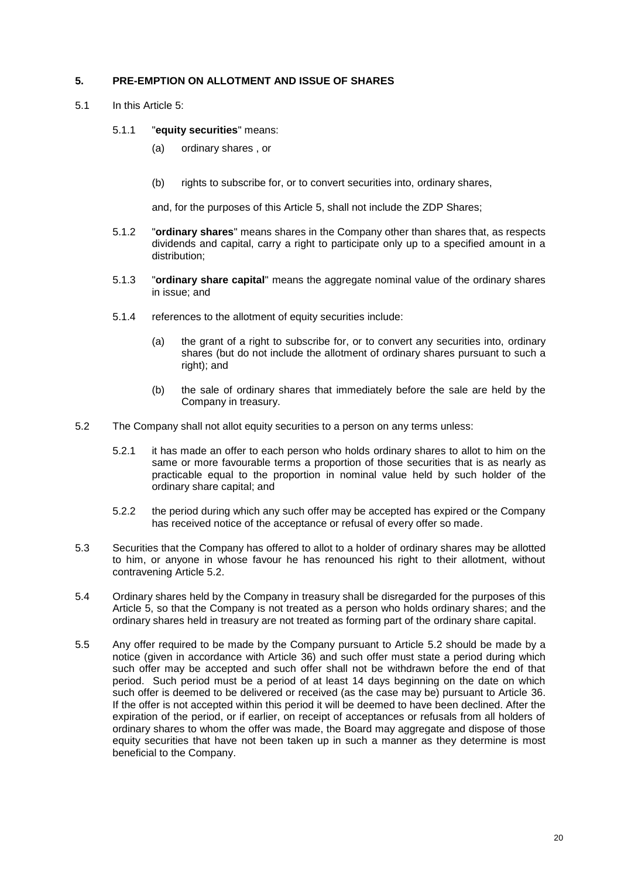## 5. PRE-EMPTION ON ALLOTMENT AND ISSUE OF SHARES

5.1 In this Article 5:

5.1.1 "**equity securities**" means:

(a) ordinary shares , or

(b) rights to subscribe for, or to convert securities into, ordinary shares,

and, for the purposes of this Article 5, shall not include the ZDP Shares;

5.1.2 "**ordinary shares**" means shares in the Company other than shares that, as respects dividends and capital, carry a right to participate only up to a specified amount in a distribution;

5.1.3 "**ordinary share capital**" means the aggregate nominal value of the ordinary shares in issue; and

5.1.4 references to the allotment of equity securities include:

(a) the grant of a right to subscribe for, or to convert any securities into, ordinary shares (but do not include the allotment of ordinary shares pursuant to such a right); and

(b) the sale of ordinary shares that immediately before the sale are held by the Company in treasury.

5.2 The Company shall not allot equity securities to a person on any terms unless:

5.2.1 it has made an offer to each person who holds ordinary shares to allot to him on the same or more favourable terms a proportion of those securities that is as nearly as practicable equal to the proportion in nominal value held by such holder of the ordinary share capital; and

5.2.2 the period during which any such offer may be accepted has expired or the Company has received notice of the acceptance or refusal of every offer so made.

5.3 Securities that the Company has offered to allot to a holder of ordinary shares may be allotted to him, or anyone in whose favour he has renounced his right to their allotment, without contravening Article 5.2.

5.4 Ordinary shares held by the Company in treasury shall be disregarded for the purposes of this Article 5, so that the Company is not treated as a person who holds ordinary shares; and the ordinary shares held in treasury are not treated as forming part of the ordinary share capital.

5.5 Any offer required to be made by the Company pursuant to Article 5.2 should be made by a notice (given in accordance with Article 36) and such offer must state a period during which such offer may be accepted and such offer shall not be withdrawn before the end of that period. Such period must be a period of at least 14 days beginning on the date on which such offer is deemed to be delivered or received (as the case may be) pursuant to Article 36. If the offer is not accepted within this period it will be deemed to have been declined. After the expiration of the period, or if earlier, on receipt of acceptances or refusals from all holders of ordinary shares to whom the offer was made, the Board may aggregate and dispose of those equity securities that have not been taken up in such a manner as they determine is most beneficial to the Company.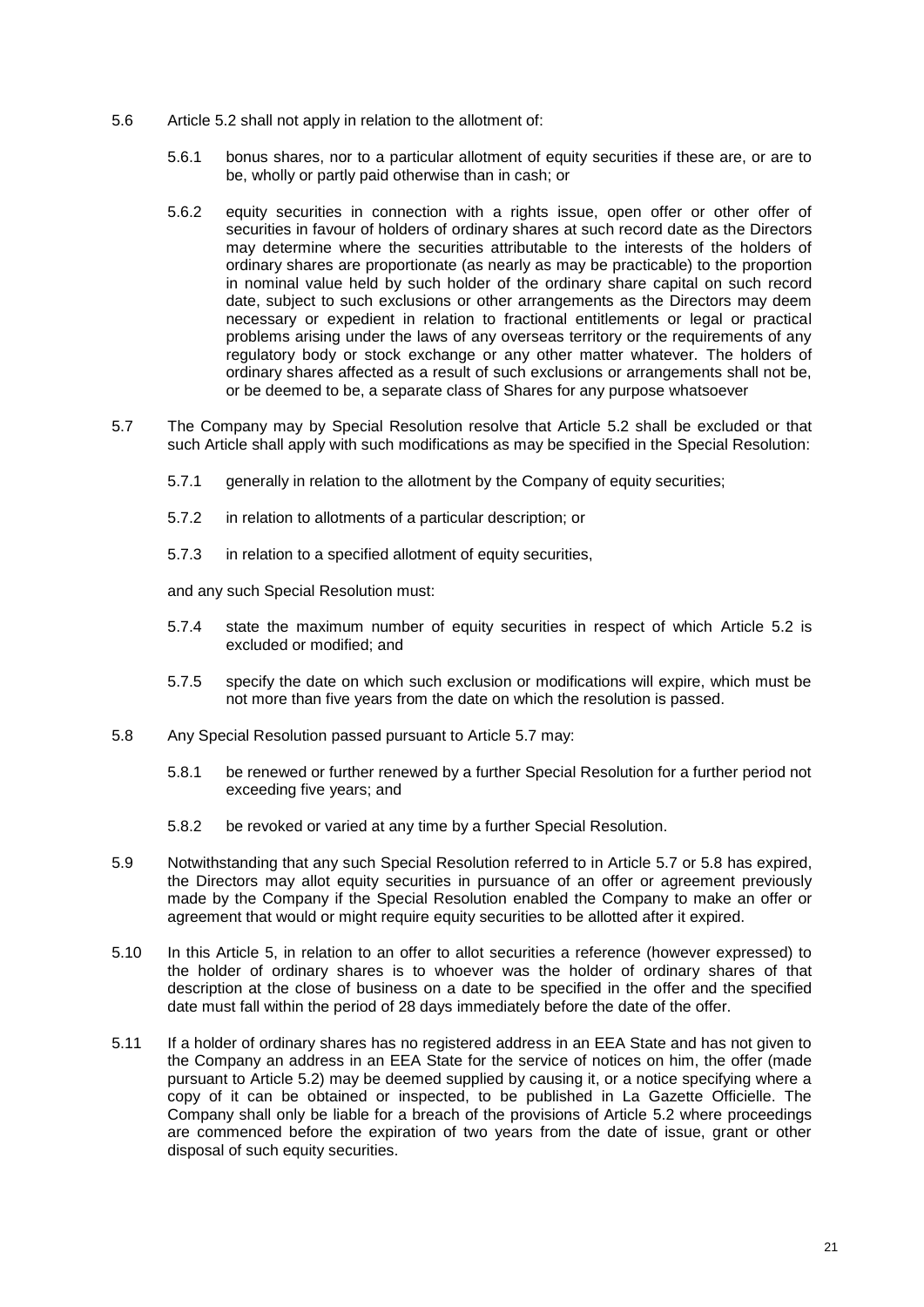5.6 Article 5.2 shall not apply in relation to the allotment of:

5.6.1 bonus shares, nor to a particular allotment of equity securities if these are, or are to be, wholly or partly paid otherwise than in cash; or

5.6.2 equity securities in connection with a rights issue, open offer or other offer of securities in favour of holders of ordinary shares at such record date as the Directors may determine where the securities attributable to the interests of the holders of ordinary shares are proportionate (as nearly as may be practicable) to the proportion in nominal value held by such holder of the ordinary share capital on such record date, subject to such exclusions or other arrangements as the Directors may deem necessary or expedient in relation to fractional entitlements or legal or practical problems arising under the laws of any overseas territory or the requirements of any regulatory body or stock exchange or any other matter whatever. The holders of ordinary shares affected as a result of such exclusions or arrangements shall not be, or be deemed to be, a separate class of Shares for any purpose whatsoever

5.7 The Company may by Special Resolution resolve that Article 5.2 shall be excluded or that such Article shall apply with such modifications as may be specified in the Special Resolution:

5.7.1 generally in relation to the allotment by the Company of equity securities;

5.7.2 in relation to allotments of a particular description; or

5.7.3 in relation to a specified allotment of equity securities,

and any such Special Resolution must:

5.7.4 state the maximum number of equity securities in respect of which Article 5.2 is excluded or modified; and

5.7.5 specify the date on which such exclusion or modifications will expire, which must be not more than five years from the date on which the resolution is passed.

5.8 Any Special Resolution passed pursuant to Article 5.7 may:

5.8.1 be renewed or further renewed by a further Special Resolution for a further period not exceeding five years; and

5.8.2 be revoked or varied at any time by a further Special Resolution.

5.9 Notwithstanding that any such Special Resolution referred to in Article 5.7 or 5.8 has expired, the Directors may allot equity securities in pursuance of an offer or agreement previously made by the Company if the Special Resolution enabled the Company to make an offer or agreement that would or might require equity securities to be allotted after it expired.

5.10 In this Article 5, in relation to an offer to allot securities a reference (however expressed) to the holder of ordinary shares is to whoever was the holder of ordinary shares of that description at the close of business on a date to be specified in the offer and the specified date must fall within the period of 28 days immediately before the date of the offer.

5.11 If a holder of ordinary shares has no registered address in an EEA State and has not given to the Company an address in an EEA State for the service of notices on him, the offer (made pursuant to Article 5.2) may be deemed supplied by causing it, or a notice specifying where a copy of it can be obtained or inspected, to be published in La Gazette Officielle. The Company shall only be liable for a breach of the provisions of Article 5.2 where proceedings are commenced before the expiration of two years from the date of issue, grant or other disposal of such equity securities.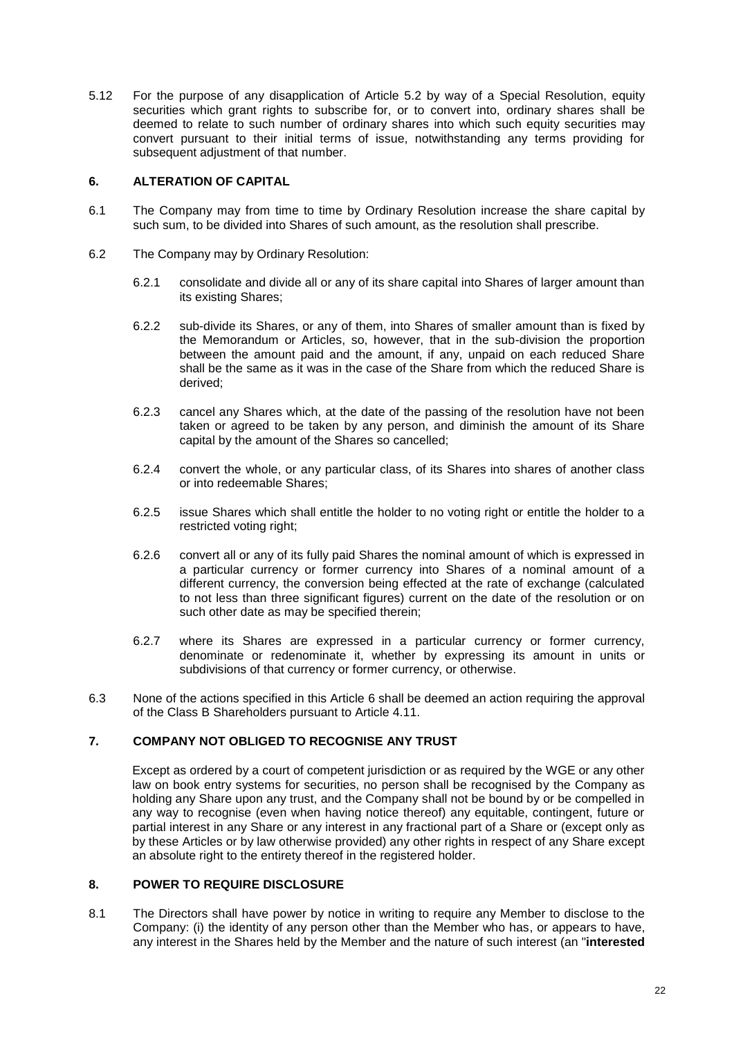5.12 For the purpose of any disapplication of Article 5.2 by way of a Special Resolution, equity securities which grant rights to subscribe for, or to convert into, ordinary shares shall be deemed to relate to such number of ordinary shares into which such equity securities may convert pursuant to their initial terms of issue, notwithstanding any terms providing for subsequent adjustment of that number.

## 6. ALTERATION OF CAPITAL

6.1 The Company may from time to time by Ordinary Resolution increase the share capital by such sum, to be divided into Shares of such amount, as the resolution shall prescribe.

6.2 The Company may by Ordinary Resolution:

6.2.1 consolidate and divide all or any of its share capital into Shares of larger amount than its existing Shares;

6.2.2 sub-divide its Shares, or any of them, into Shares of smaller amount than is fixed by the Memorandum or Articles, so, however, that in the sub-division the proportion between the amount paid and the amount, if any, unpaid on each reduced Share shall be the same as it was in the case of the Share from which the reduced Share is derived;

6.2.3 cancel any Shares which, at the date of the passing of the resolution have not been taken or agreed to be taken by any person, and diminish the amount of its Share capital by the amount of the Shares so cancelled;

6.2.4 convert the whole, or any particular class, of its Shares into shares of another class or into redeemable Shares;

6.2.5 issue Shares which shall entitle the holder to no voting right or entitle the holder to a restricted voting right;

6.2.6 convert all or any of its fully paid Shares the nominal amount of which is expressed in a particular currency or former currency into Shares of a nominal amount of a different currency, the conversion being effected at the rate of exchange (calculated to not less than three significant figures) current on the date of the resolution or on such other date as may be specified therein;

6.2.7 where its Shares are expressed in a particular currency or former currency, denominate or redenominate it, whether by expressing its amount in units or subdivisions of that currency or former currency, or otherwise.

6.3 None of the actions specified in this Article 6 shall be deemed an action requiring the approval of the Class B Shareholders pursuant to Article 4.11.

## 7. COMPANY NOT OBLIGED TO RECOGNISE ANY TRUST

Except as ordered by a court of competent jurisdiction or as required by the WGE or any other law on book entry systems for securities, no person shall be recognised by the Company as holding any Share upon any trust, and the Company shall not be bound by or be compelled in any way to recognise (even when having notice thereof) any equitable, contingent, future or partial interest in any Share or any interest in any fractional part of a Share or (except only as by these Articles or by law otherwise provided) any other rights in respect of any Share except an absolute right to the entirety thereof in the registered holder.

## 8. POWER TO REQUIRE DISCLOSURE

8.1 The Directors shall have power by notice in writing to require any Member to disclose to the Company: (i) the identity of any person other than the Member who has, or appears to have, any interest in the Shares held by the Member and the nature of such interest (an "**interested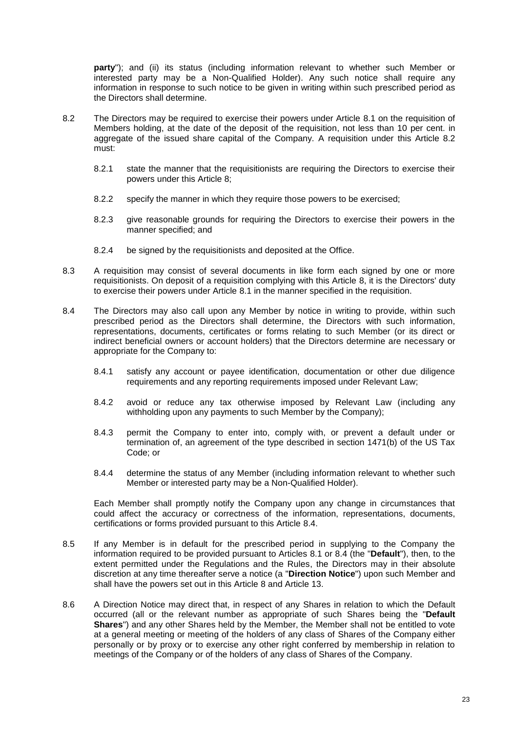**party**"); and (ii) its status (including information relevant to whether such Member or interested party may be a Non-Qualified Holder). Any such notice shall require any information in response to such notice to be given in writing within such prescribed period as the Directors shall determine.

8.2 The Directors may be required to exercise their powers under Article 8.1 on the requisition of Members holding, at the date of the deposit of the requisition, not less than 10 per cent. in aggregate of the issued share capital of the Company. A requisition under this Article 8.2 must:

8.2.1 state the manner that the requisitionists are requiring the Directors to exercise their powers under this Article 8;

8.2.2 specify the manner in which they require those powers to be exercised;

8.2.3 give reasonable grounds for requiring the Directors to exercise their powers in the manner specified; and

8.2.4 be signed by the requisitionists and deposited at the Office.

8.3 A requisition may consist of several documents in like form each signed by one or more requisitionists. On deposit of a requisition complying with this Article 8, it is the Directors' duty to exercise their powers under Article 8.1 in the manner specified in the requisition.

8.4 The Directors may also call upon any Member by notice in writing to provide, within such prescribed period as the Directors shall determine, the Directors with such information, representations, documents, certificates or forms relating to such Member (or its direct or indirect beneficial owners or account holders) that the Directors determine are necessary or appropriate for the Company to:

8.4.1 satisfy any account or payee identification, documentation or other due diligence requirements and any reporting requirements imposed under Relevant Law;

8.4.2 avoid or reduce any tax otherwise imposed by Relevant Law (including any withholding upon any payments to such Member by the Company);

8.4.3 permit the Company to enter into, comply with, or prevent a default under or termination of, an agreement of the type described in section 1471(b) of the US Tax Code; or

8.4.4 determine the status of any Member (including information relevant to whether such Member or interested party may be a Non-Qualified Holder).

Each Member shall promptly notify the Company upon any change in circumstances that could affect the accuracy or correctness of the information, representations, documents, certifications or forms provided pursuant to this Article 8.4.

8.5 If any Member is in default for the prescribed period in supplying to the Company the information required to be provided pursuant to Articles 8.1 or 8.4 (the "**Default**"), then, to the extent permitted under the Regulations and the Rules, the Directors may in their absolute discretion at any time thereafter serve a notice (a "**Direction Notice**") upon such Member and shall have the powers set out in this Article 8 and Article 13.

8.6 A Direction Notice may direct that, in respect of any Shares in relation to which the Default occurred (all or the relevant number as appropriate of such Shares being the "**Default Shares**") and any other Shares held by the Member, the Member shall not be entitled to vote at a general meeting or meeting of the holders of any class of Shares of the Company either personally or by proxy or to exercise any other right conferred by membership in relation to meetings of the Company or of the holders of any class of Shares of the Company.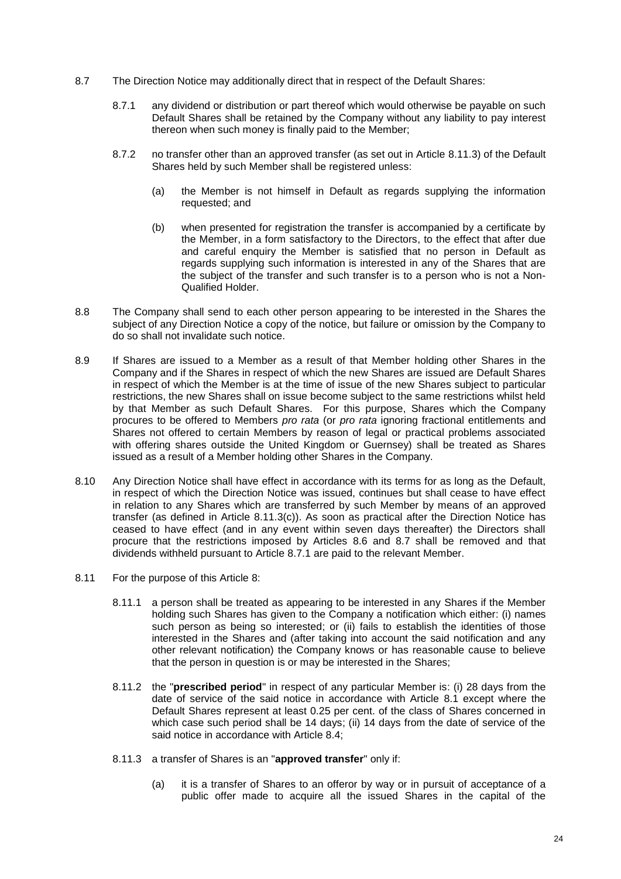8.7 The Direction Notice may additionally direct that in respect of the Default Shares:

8.7.1 any dividend or distribution or part thereof which would otherwise be payable on such Default Shares shall be retained by the Company without any liability to pay interest thereon when such money is finally paid to the Member;

8.7.2 no transfer other than an approved transfer (as set out in Article 8.11.3) of the Default Shares held by such Member shall be registered unless:

(a) the Member is not himself in Default as regards supplying the information requested; and

(b) when presented for registration the transfer is accompanied by a certificate by the Member, in a form satisfactory to the Directors, to the effect that after due and careful enquiry the Member is satisfied that no person in Default as regards supplying such information is interested in any of the Shares that are the subject of the transfer and such transfer is to a person who is not a Non-Qualified Holder.

8.8 The Company shall send to each other person appearing to be interested in the Shares the subject of any Direction Notice a copy of the notice, but failure or omission by the Company to do so shall not invalidate such notice.

8.9 If Shares are issued to a Member as a result of that Member holding other Shares in the Company and if the Shares in respect of which the new Shares are issued are Default Shares in respect of which the Member is at the time of issue of the new Shares subject to particular restrictions, the new Shares shall on issue become subject to the same restrictions whilst held by that Member as such Default Shares. For this purpose, Shares which the Company procures to be offered to Members *pro rata* (or *pro rata* ignoring fractional entitlements and Shares not offered to certain Members by reason of legal or practical problems associated with offering shares outside the United Kingdom or Guernsey) shall be treated as Shares issued as a result of a Member holding other Shares in the Company.

8.10 Any Direction Notice shall have effect in accordance with its terms for as long as the Default, in respect of which the Direction Notice was issued, continues but shall cease to have effect in relation to any Shares which are transferred by such Member by means of an approved transfer (as defined in Article 8.11.3(c)). As soon as practical after the Direction Notice has ceased to have effect (and in any event within seven days thereafter) the Directors shall procure that the restrictions imposed by Articles 8.6 and 8.7 shall be removed and that dividends withheld pursuant to Article 8.7.1 are paid to the relevant Member.

8.11 For the purpose of this Article 8:

8.11.1 a person shall be treated as appearing to be interested in any Shares if the Member holding such Shares has given to the Company a notification which either: (i) names such person as being so interested; or (ii) fails to establish the identities of those interested in the Shares and (after taking into account the said notification and any other relevant notification) the Company knows or has reasonable cause to believe that the person in question is or may be interested in the Shares;

8.11.2 the "**prescribed period**" in respect of any particular Member is: (i) 28 days from the date of service of the said notice in accordance with Article 8.1 except where the Default Shares represent at least 0.25 per cent. of the class of Shares concerned in which case such period shall be 14 days; (ii) 14 days from the date of service of the said notice in accordance with Article 8.4;

8.11.3 a transfer of Shares is an "**approved transfer**" only if:

(a) it is a transfer of Shares to an offeror by way or in pursuit of acceptance of a public offer made to acquire all the issued Shares in the capital of the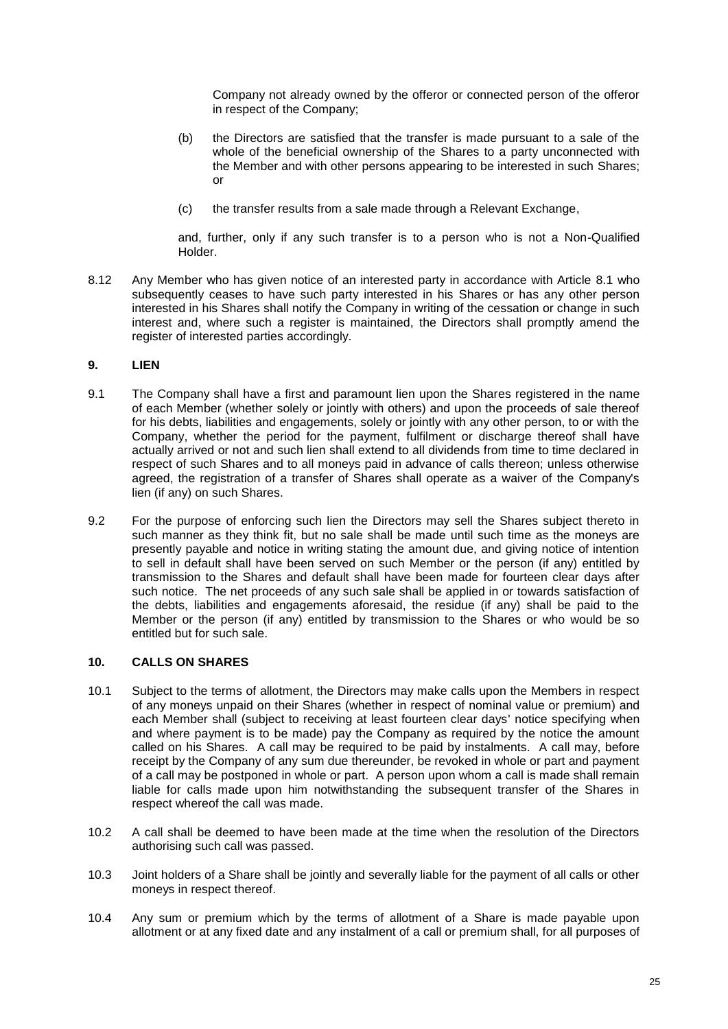Company not already owned by the offeror or connected person of the offeror in respect of the Company;

(b) the Directors are satisfied that the transfer is made pursuant to a sale of the whole of the beneficial ownership of the Shares to a party unconnected with the Member and with other persons appearing to be interested in such Shares; or

(c) the transfer results from a sale made through a Relevant Exchange,

and, further, only if any such transfer is to a person who is not a Non-Qualified Holder.

8.12 Any Member who has given notice of an interested party in accordance with Article 8.1 who subsequently ceases to have such party interested in his Shares or has any other person interested in his Shares shall notify the Company in writing of the cessation or change in such interest and, where such a register is maintained, the Directors shall promptly amend the register of interested parties accordingly.

## 9. LIEN

9.1 The Company shall have a first and paramount lien upon the Shares registered in the name of each Member (whether solely or jointly with others) and upon the proceeds of sale thereof for his debts, liabilities and engagements, solely or jointly with any other person, to or with the Company, whether the period for the payment, fulfilment or discharge thereof shall have actually arrived or not and such lien shall extend to all dividends from time to time declared in respect of such Shares and to all moneys paid in advance of calls thereon; unless otherwise agreed, the registration of a transfer of Shares shall operate as a waiver of the Company's lien (if any) on such Shares.

9.2 For the purpose of enforcing such lien the Directors may sell the Shares subject thereto in such manner as they think fit, but no sale shall be made until such time as the moneys are presently payable and notice in writing stating the amount due, and giving notice of intention to sell in default shall have been served on such Member or the person (if any) entitled by transmission to the Shares and default shall have been made for fourteen clear days after such notice. The net proceeds of any such sale shall be applied in or towards satisfaction of the debts, liabilities and engagements aforesaid, the residue (if any) shall be paid to the Member or the person (if any) entitled by transmission to the Shares or who would be so entitled but for such sale.

## 10. CALLS ON SHARES

10.1 Subject to the terms of allotment, the Directors may make calls upon the Members in respect of any moneys unpaid on their Shares (whether in respect of nominal value or premium) and each Member shall (subject to receiving at least fourteen clear days' notice specifying when and where payment is to be made) pay the Company as required by the notice the amount called on his Shares. A call may be required to be paid by instalments. A call may, before receipt by the Company of any sum due thereunder, be revoked in whole or part and payment of a call may be postponed in whole or part. A person upon whom a call is made shall remain liable for calls made upon him notwithstanding the subsequent transfer of the Shares in respect whereof the call was made.

10.2 A call shall be deemed to have been made at the time when the resolution of the Directors authorising such call was passed.

10.3 Joint holders of a Share shall be jointly and severally liable for the payment of all calls or other moneys in respect thereof.

10.4 Any sum or premium which by the terms of allotment of a Share is made payable upon allotment or at any fixed date and any instalment of a call or premium shall, for all purposes of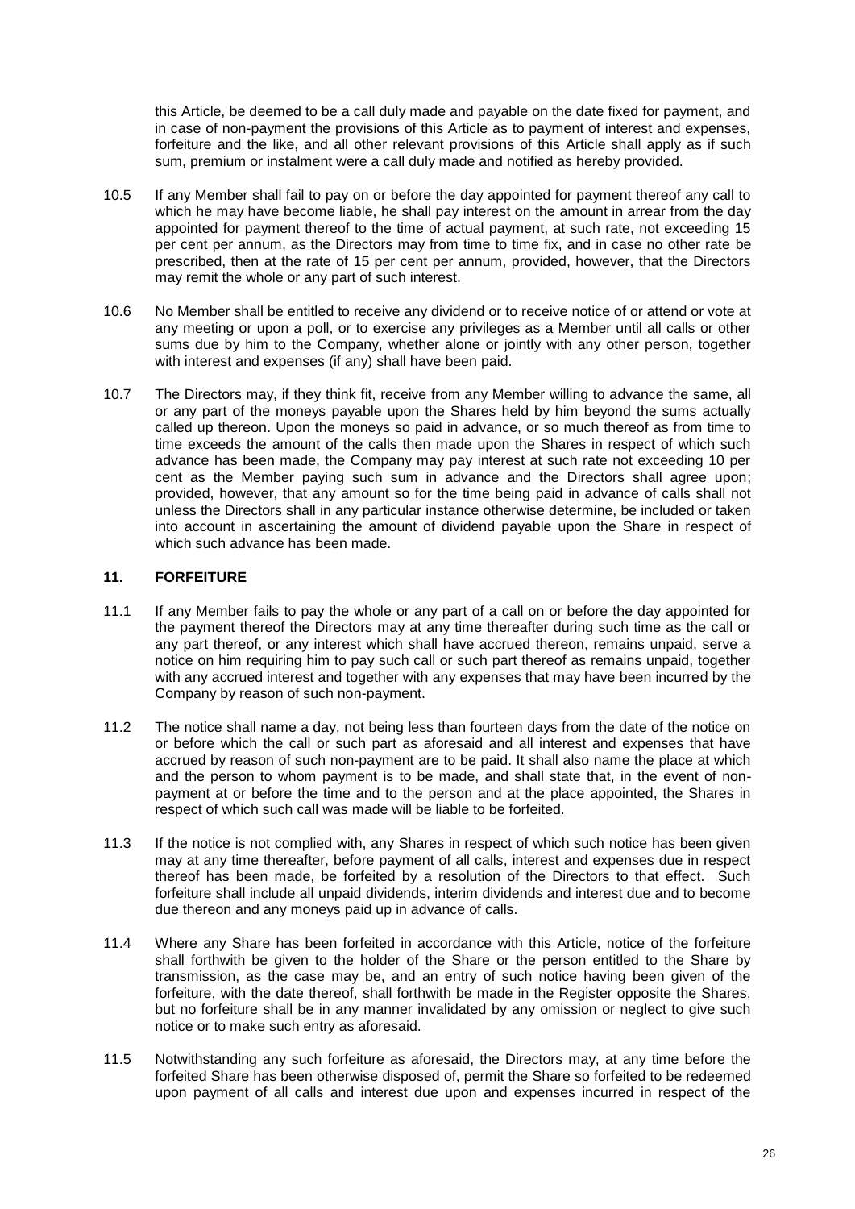this Article, be deemed to be a call duly made and payable on the date fixed for payment, and in case of non-payment the provisions of this Article as to payment of interest and expenses, forfeiture and the like, and all other relevant provisions of this Article shall apply as if such sum, premium or instalment were a call duly made and notified as hereby provided.

10.5 If any Member shall fail to pay on or before the day appointed for payment thereof any call to which he may have become liable, he shall pay interest on the amount in arrear from the day appointed for payment thereof to the time of actual payment, at such rate, not exceeding 15 per cent per annum, as the Directors may from time to time fix, and in case no other rate be prescribed, then at the rate of 15 per cent per annum, provided, however, that the Directors may remit the whole or any part of such interest.

10.6 No Member shall be entitled to receive any dividend or to receive notice of or attend or vote at any meeting or upon a poll, or to exercise any privileges as a Member until all calls or other sums due by him to the Company, whether alone or jointly with any other person, together with interest and expenses (if any) shall have been paid.

10.7 The Directors may, if they think fit, receive from any Member willing to advance the same, all or any part of the moneys payable upon the Shares held by him beyond the sums actually called up thereon. Upon the moneys so paid in advance, or so much thereof as from time to time exceeds the amount of the calls then made upon the Shares in respect of which such advance has been made, the Company may pay interest at such rate not exceeding 10 per cent as the Member paying such sum in advance and the Directors shall agree upon; provided, however, that any amount so for the time being paid in advance of calls shall not unless the Directors shall in any particular instance otherwise determine, be included or taken into account in ascertaining the amount of dividend payable upon the Share in respect of which such advance has been made.

## 11. FORFEITURE

11.1 If any Member fails to pay the whole or any part of a call on or before the day appointed for the payment thereof the Directors may at any time thereafter during such time as the call or any part thereof, or any interest which shall have accrued thereon, remains unpaid, serve a notice on him requiring him to pay such call or such part thereof as remains unpaid, together with any accrued interest and together with any expenses that may have been incurred by the Company by reason of such non-payment.

11.2 The notice shall name a day, not being less than fourteen days from the date of the notice on or before which the call or such part as aforesaid and all interest and expenses that have accrued by reason of such non-payment are to be paid. It shall also name the place at which and the person to whom payment is to be made, and shall state that, in the event of non-payment at or before the time and to the person and at the place appointed, the Shares in respect of which such call was made will be liable to be forfeited.

11.3 If the notice is not complied with, any Shares in respect of which such notice has been given may at any time thereafter, before payment of all calls, interest and expenses due in respect thereof has been made, be forfeited by a resolution of the Directors to that effect. Such forfeiture shall include all unpaid dividends, interim dividends and interest due and to become due thereon and any moneys paid up in advance of calls.

11.4 Where any Share has been forfeited in accordance with this Article, notice of the forfeiture shall forthwith be given to the holder of the Share or the person entitled to the Share by transmission, as the case may be, and an entry of such notice having been given of the forfeiture, with the date thereof, shall forthwith be made in the Register opposite the Shares, but no forfeiture shall be in any manner invalidated by any omission or neglect to give such notice or to make such entry as aforesaid.

11.5 Notwithstanding any such forfeiture as aforesaid, the Directors may, at any time before the forfeited Share has been otherwise disposed of, permit the Share so forfeited to be redeemed upon payment of all calls and interest due upon and expenses incurred in respect of the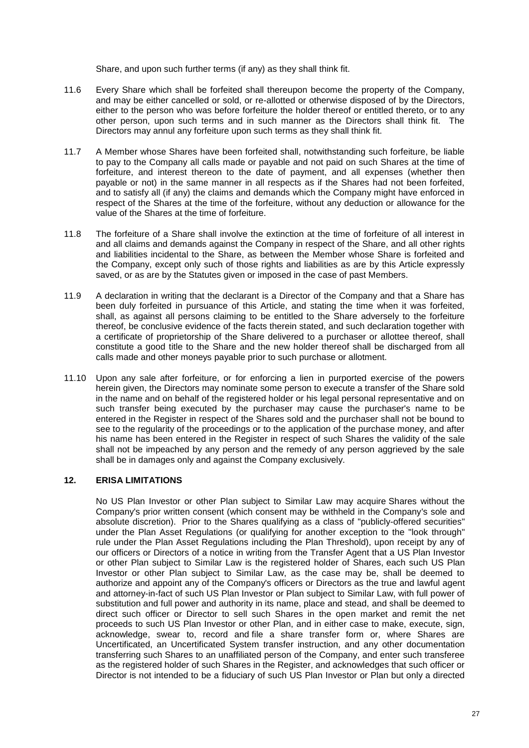Share, and upon such further terms (if any) as they shall think fit.

11.6 Every Share which shall be forfeited shall thereupon become the property of the Company, and may be either cancelled or sold, or re-allotted or otherwise disposed of by the Directors, either to the person who was before forfeiture the holder thereof or entitled thereto, or to any other person, upon such terms and in such manner as the Directors shall think fit. The Directors may annul any forfeiture upon such terms as they shall think fit.

11.7 A Member whose Shares have been forfeited shall, notwithstanding such forfeiture, be liable to pay to the Company all calls made or payable and not paid on such Shares at the time of forfeiture, and interest thereon to the date of payment, and all expenses (whether then payable or not) in the same manner in all respects as if the Shares had not been forfeited, and to satisfy all (if any) the claims and demands which the Company might have enforced in respect of the Shares at the time of the forfeiture, without any deduction or allowance for the value of the Shares at the time of forfeiture.

11.8 The forfeiture of a Share shall involve the extinction at the time of forfeiture of all interest in and all claims and demands against the Company in respect of the Share, and all other rights and liabilities incidental to the Share, as between the Member whose Share is forfeited and the Company, except only such of those rights and liabilities as are by this Article expressly saved, or as are by the Statutes given or imposed in the case of past Members.

11.9 A declaration in writing that the declarant is a Director of the Company and that a Share has been duly forfeited in pursuance of this Article, and stating the time when it was forfeited, shall, as against all persons claiming to be entitled to the Share adversely to the forfeiture thereof, be conclusive evidence of the facts therein stated, and such declaration together with a certificate of proprietorship of the Share delivered to a purchaser or allottee thereof, shall constitute a good title to the Share and the new holder thereof shall be discharged from all calls made and other moneys payable prior to such purchase or allotment.

11.10 Upon any sale after forfeiture, or for enforcing a lien in purported exercise of the powers herein given, the Directors may nominate some person to execute a transfer of the Share sold in the name and on behalf of the registered holder or his legal personal representative and on such transfer being executed by the purchaser may cause the purchaser's name to be entered in the Register in respect of the Shares sold and the purchaser shall not be bound to see to the regularity of the proceedings or to the application of the purchase money, and after his name has been entered in the Register in respect of such Shares the validity of the sale shall not be impeached by any person and the remedy of any person aggrieved by the sale shall be in damages only and against the Company exclusively.

## 12. ERISA LIMITATIONS

No US Plan Investor or other Plan subject to Similar Law may acquire Shares without the Company's prior written consent (which consent may be withheld in the Company's sole and absolute discretion). Prior to the Shares qualifying as a class of "publicly-offered securities" under the Plan Asset Regulations (or qualifying for another exception to the "look through" rule under the Plan Asset Regulations including the Plan Threshold), upon receipt by any of our officers or Directors of a notice in writing from the Transfer Agent that a US Plan Investor or other Plan subject to Similar Law is the registered holder of Shares, each such US Plan Investor or other Plan subject to Similar Law, as the case may be, shall be deemed to authorize and appoint any of the Company's officers or Directors as the true and lawful agent and attorney-in-fact of such US Plan Investor or Plan subject to Similar Law, with full power of substitution and full power and authority in its name, place and stead, and shall be deemed to direct such officer or Director to sell such Shares in the open market and remit the net proceeds to such US Plan Investor or other Plan, and in either case to make, execute, sign, acknowledge, swear to, record and file a share transfer form or, where Shares are Uncertificated, an Uncertificated System transfer instruction, and any other documentation transferring such Shares to an unaffiliated person of the Company, and enter such transferee as the registered holder of such Shares in the Register, and acknowledges that such officer or Director is not intended to be a fiduciary of such US Plan Investor or Plan but only a directed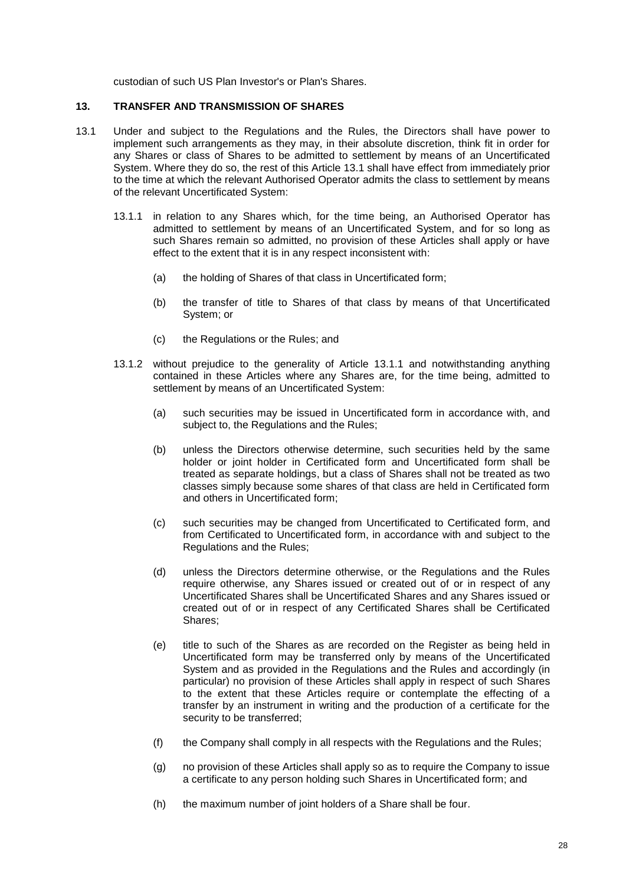custodian of such US Plan Investor's or Plan's Shares.

## 13. TRANSFER AND TRANSMISSION OF SHARES

13.1 Under and subject to the Regulations and the Rules, the Directors shall have power to implement such arrangements as they may, in their absolute discretion, think fit in order for any Shares or class of Shares to be admitted to settlement by means of an Uncertificated System. Where they do so, the rest of this Article 13.1 shall have effect from immediately prior to the time at which the relevant Authorised Operator admits the class to settlement by means of the relevant Uncertificated System:

13.1.1 in relation to any Shares which, for the time being, an Authorised Operator has admitted to settlement by means of an Uncertificated System, and for so long as such Shares remain so admitted, no provision of these Articles shall apply or have effect to the extent that it is in any respect inconsistent with:

(a) the holding of Shares of that class in Uncertificated form;

(b) the transfer of title to Shares of that class by means of that Uncertificated System; or

(c) the Regulations or the Rules; and

13.1.2 without prejudice to the generality of Article 13.1.1 and notwithstanding anything contained in these Articles where any Shares are, for the time being, admitted to settlement by means of an Uncertificated System:

(a) such securities may be issued in Uncertificated form in accordance with, and subject to, the Regulations and the Rules;

(b) unless the Directors otherwise determine, such securities held by the same holder or joint holder in Certificated form and Uncertificated form shall be treated as separate holdings, but a class of Shares shall not be treated as two classes simply because some shares of that class are held in Certificated form and others in Uncertificated form;

(c) such securities may be changed from Uncertificated to Certificated form, and from Certificated to Uncertificated form, in accordance with and subject to the Regulations and the Rules;

(d) unless the Directors determine otherwise, or the Regulations and the Rules require otherwise, any Shares issued or created out of or in respect of any Uncertificated Shares shall be Uncertificated Shares and any Shares issued or created out of or in respect of any Certificated Shares shall be Certificated Shares;

(e) title to such of the Shares as are recorded on the Register as being held in Uncertificated form may be transferred only by means of the Uncertificated System and as provided in the Regulations and the Rules and accordingly (in particular) no provision of these Articles shall apply in respect of such Shares to the extent that these Articles require or contemplate the effecting of a transfer by an instrument in writing and the production of a certificate for the security to be transferred;

(f) the Company shall comply in all respects with the Regulations and the Rules;

(g) no provision of these Articles shall apply so as to require the Company to issue a certificate to any person holding such Shares in Uncertificated form; and

(h) the maximum number of joint holders of a Share shall be four.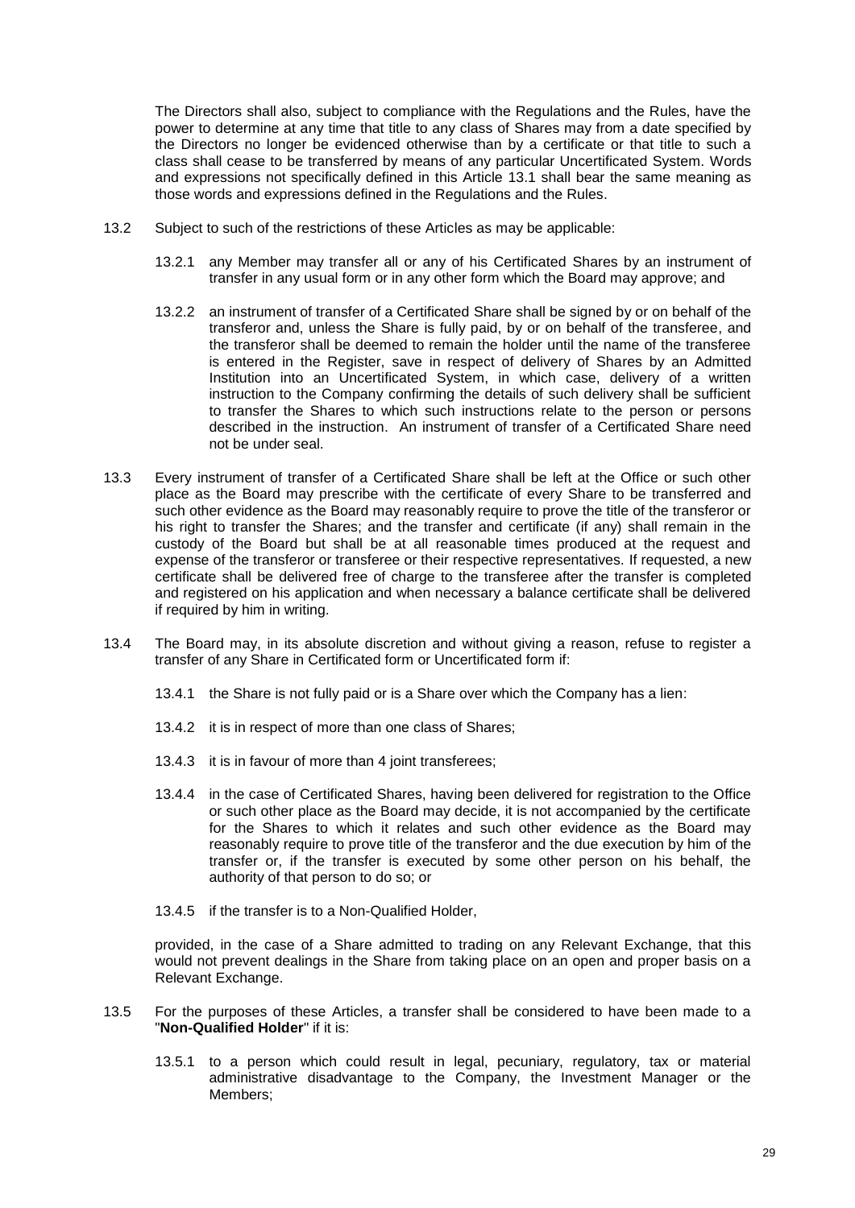The Directors shall also, subject to compliance with the Regulations and the Rules, have the power to determine at any time that title to any class of Shares may from a date specified by the Directors no longer be evidenced otherwise than by a certificate or that title to such a class shall cease to be transferred by means of any particular Uncertificated System. Words and expressions not specifically defined in this Article 13.1 shall bear the same meaning as those words and expressions defined in the Regulations and the Rules.

13.2 Subject to such of the restrictions of these Articles as may be applicable:

13.2.1 any Member may transfer all or any of his Certificated Shares by an instrument of transfer in any usual form or in any other form which the Board may approve; and

13.2.2 an instrument of transfer of a Certificated Share shall be signed by or on behalf of the transferor and, unless the Share is fully paid, by or on behalf of the transferee, and the transferor shall be deemed to remain the holder until the name of the transferee is entered in the Register, save in respect of delivery of Shares by an Admitted Institution into an Uncertificated System, in which case, delivery of a written instruction to the Company confirming the details of such delivery shall be sufficient to transfer the Shares to which such instructions relate to the person or persons described in the instruction. An instrument of transfer of a Certificated Share need not be under seal.

13.3 Every instrument of transfer of a Certificated Share shall be left at the Office or such other place as the Board may prescribe with the certificate of every Share to be transferred and such other evidence as the Board may reasonably require to prove the title of the transferor or his right to transfer the Shares; and the transfer and certificate (if any) shall remain in the custody of the Board but shall be at all reasonable times produced at the request and expense of the transferor or transferee or their respective representatives. If requested, a new certificate shall be delivered free of charge to the transferee after the transfer is completed and registered on his application and when necessary a balance certificate shall be delivered if required by him in writing.

13.4 The Board may, in its absolute discretion and without giving a reason, refuse to register a transfer of any Share in Certificated form or Uncertificated form if:

13.4.1 the Share is not fully paid or is a Share over which the Company has a lien:

13.4.2 it is in respect of more than one class of Shares;

13.4.3 it is in favour of more than 4 joint transferees;

13.4.4 in the case of Certificated Shares, having been delivered for registration to the Office or such other place as the Board may decide, it is not accompanied by the certificate for the Shares to which it relates and such other evidence as the Board may reasonably require to prove title of the transferor and the due execution by him of the transfer or, if the transfer is executed by some other person on his behalf, the authority of that person to do so; or

13.4.5 if the transfer is to a Non-Qualified Holder,

provided, in the case of a Share admitted to trading on any Relevant Exchange, that this would not prevent dealings in the Share from taking place on an open and proper basis on a Relevant Exchange.

13.5 For the purposes of these Articles, a transfer shall be considered to have been made to a "**Non-Qualified Holder**" if it is:

13.5.1 to a person which could result in legal, pecuniary, regulatory, tax or material administrative disadvantage to the Company, the Investment Manager or the Members;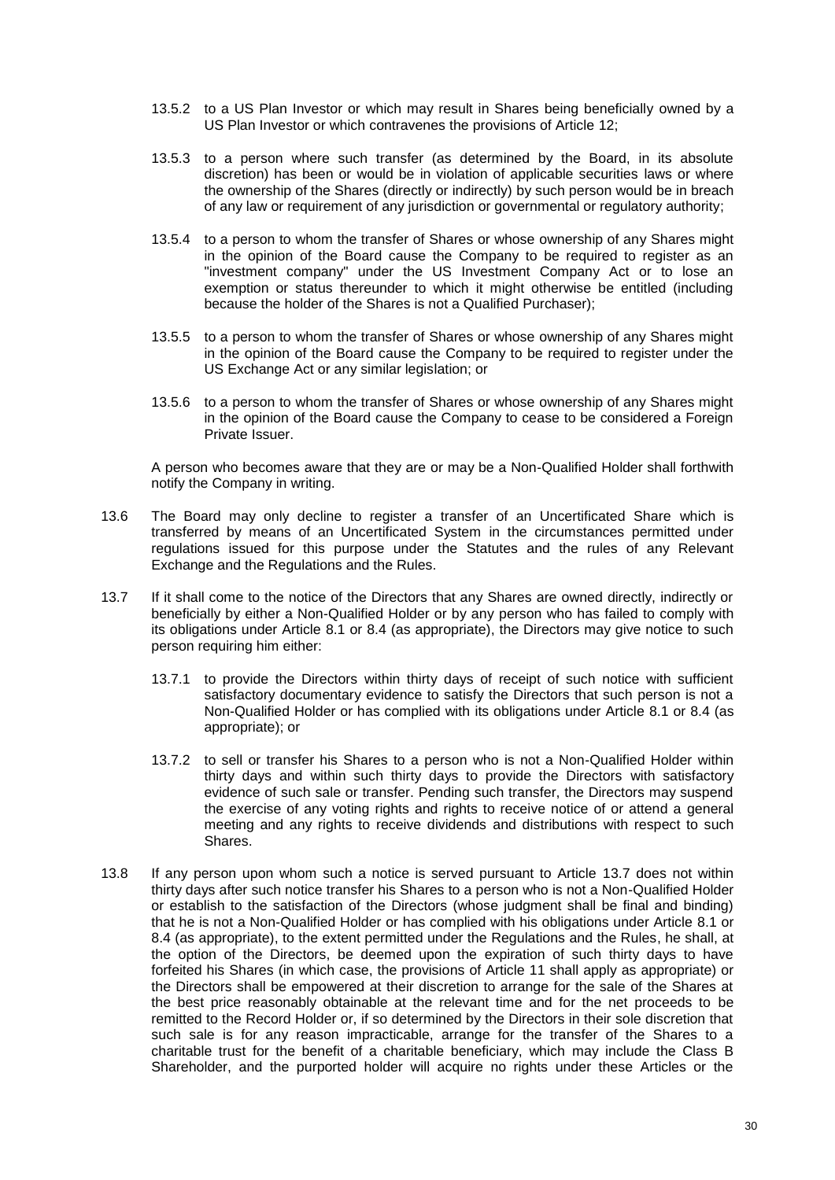13.5.2 to a US Plan Investor or which may result in Shares being beneficially owned by a US Plan Investor or which contravenes the provisions of Article 12;

13.5.3 to a person where such transfer (as determined by the Board, in its absolute discretion) has been or would be in violation of applicable securities laws or where the ownership of the Shares (directly or indirectly) by such person would be in breach of any law or requirement of any jurisdiction or governmental or regulatory authority;

13.5.4 to a person to whom the transfer of Shares or whose ownership of any Shares might in the opinion of the Board cause the Company to be required to register as an "investment company" under the US Investment Company Act or to lose an exemption or status thereunder to which it might otherwise be entitled (including because the holder of the Shares is not a Qualified Purchaser);

13.5.5 to a person to whom the transfer of Shares or whose ownership of any Shares might in the opinion of the Board cause the Company to be required to register under the US Exchange Act or any similar legislation; or

13.5.6 to a person to whom the transfer of Shares or whose ownership of any Shares might in the opinion of the Board cause the Company to cease to be considered a Foreign Private Issuer.

A person who becomes aware that they are or may be a Non-Qualified Holder shall forthwith notify the Company in writing.

13.6 The Board may only decline to register a transfer of an Uncertificated Share which is transferred by means of an Uncertificated System in the circumstances permitted under regulations issued for this purpose under the Statutes and the rules of any Relevant Exchange and the Regulations and the Rules.

13.7 If it shall come to the notice of the Directors that any Shares are owned directly, indirectly or beneficially by either a Non-Qualified Holder or by any person who has failed to comply with its obligations under Article 8.1 or 8.4 (as appropriate), the Directors may give notice to such person requiring him either:

13.7.1 to provide the Directors within thirty days of receipt of such notice with sufficient satisfactory documentary evidence to satisfy the Directors that such person is not a Non-Qualified Holder or has complied with its obligations under Article 8.1 or 8.4 (as appropriate); or

13.7.2 to sell or transfer his Shares to a person who is not a Non-Qualified Holder within thirty days and within such thirty days to provide the Directors with satisfactory evidence of such sale or transfer. Pending such transfer, the Directors may suspend the exercise of any voting rights and rights to receive notice of or attend a general meeting and any rights to receive dividends and distributions with respect to such Shares.

13.8 If any person upon whom such a notice is served pursuant to Article 13.7 does not within thirty days after such notice transfer his Shares to a person who is not a Non-Qualified Holder or establish to the satisfaction of the Directors (whose judgment shall be final and binding) that he is not a Non-Qualified Holder or has complied with his obligations under Article 8.1 or 8.4 (as appropriate), to the extent permitted under the Regulations and the Rules, he shall, at the option of the Directors, be deemed upon the expiration of such thirty days to have forfeited his Shares (in which case, the provisions of Article 11 shall apply as appropriate) or the Directors shall be empowered at their discretion to arrange for the sale of the Shares at the best price reasonably obtainable at the relevant time and for the net proceeds to be remitted to the Record Holder or, if so determined by the Directors in their sole discretion that such sale is for any reason impracticable, arrange for the transfer of the Shares to a charitable trust for the benefit of a charitable beneficiary, which may include the Class B Shareholder, and the purported holder will acquire no rights under these Articles or the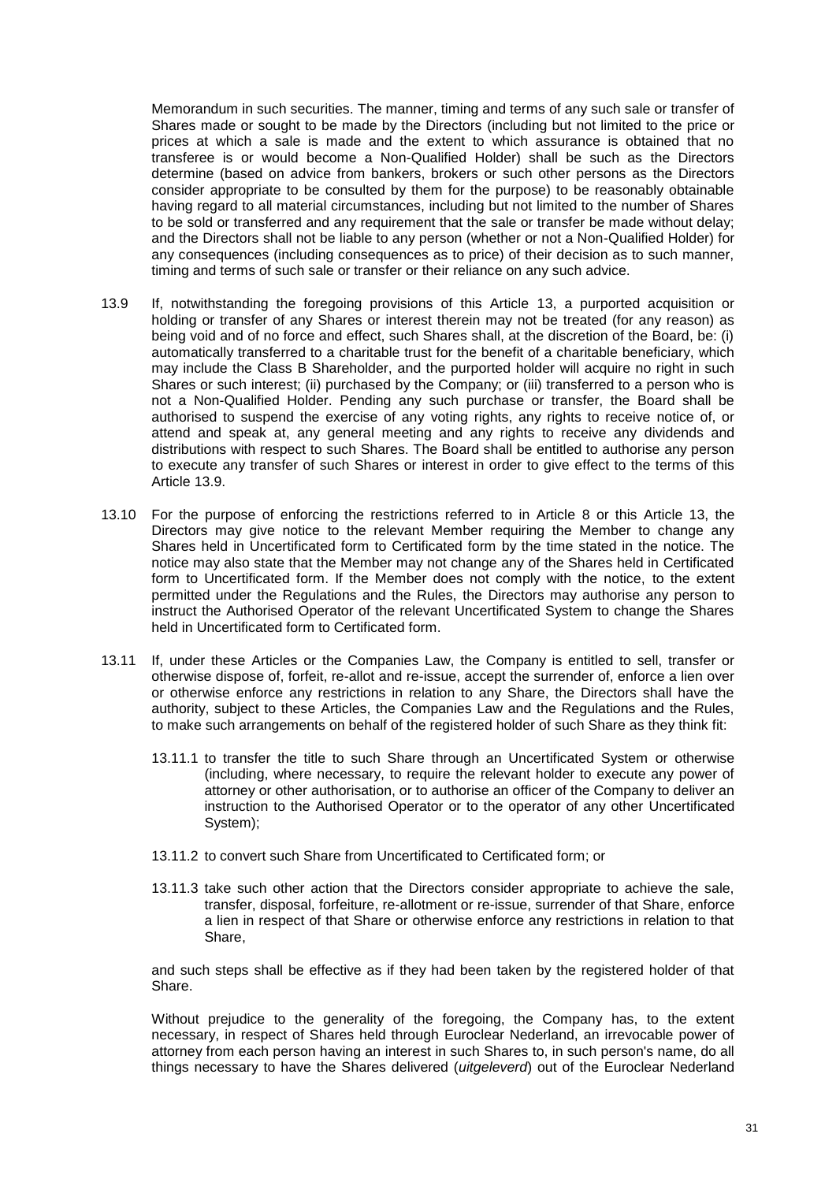Memorandum in such securities. The manner, timing and terms of any such sale or transfer of Shares made or sought to be made by the Directors (including but not limited to the price or prices at which a sale is made and the extent to which assurance is obtained that no transferee is or would become a Non-Qualified Holder) shall be such as the Directors determine (based on advice from bankers, brokers or such other persons as the Directors consider appropriate to be consulted by them for the purpose) to be reasonably obtainable having regard to all material circumstances, including but not limited to the number of Shares to be sold or transferred and any requirement that the sale or transfer be made without delay; and the Directors shall not be liable to any person (whether or not a Non-Qualified Holder) for any consequences (including consequences as to price) of their decision as to such manner, timing and terms of such sale or transfer or their reliance on any such advice.

13.9 If, notwithstanding the foregoing provisions of this Article 13, a purported acquisition or holding or transfer of any Shares or interest therein may not be treated (for any reason) as being void and of no force and effect, such Shares shall, at the discretion of the Board, be: (i) automatically transferred to a charitable trust for the benefit of a charitable beneficiary, which may include the Class B Shareholder, and the purported holder will acquire no right in such Shares or such interest; (ii) purchased by the Company; or (iii) transferred to a person who is not a Non-Qualified Holder. Pending any such purchase or transfer, the Board shall be authorised to suspend the exercise of any voting rights, any rights to receive notice of, or attend and speak at, any general meeting and any rights to receive any dividends and distributions with respect to such Shares. The Board shall be entitled to authorise any person to execute any transfer of such Shares or interest in order to give effect to the terms of this Article 13.9.

13.10 For the purpose of enforcing the restrictions referred to in Article 8 or this Article 13, the Directors may give notice to the relevant Member requiring the Member to change any Shares held in Uncertificated form to Certificated form by the time stated in the notice. The notice may also state that the Member may not change any of the Shares held in Certificated form to Uncertificated form. If the Member does not comply with the notice, to the extent permitted under the Regulations and the Rules, the Directors may authorise any person to instruct the Authorised Operator of the relevant Uncertificated System to change the Shares held in Uncertificated form to Certificated form.

13.11 If, under these Articles or the Companies Law, the Company is entitled to sell, transfer or otherwise dispose of, forfeit, re-allot and re-issue, accept the surrender of, enforce a lien over or otherwise enforce any restrictions in relation to any Share, the Directors shall have the authority, subject to these Articles, the Companies Law and the Regulations and the Rules, to make such arrangements on behalf of the registered holder of such Share as they think fit:

13.11.1 to transfer the title to such Share through an Uncertificated System or otherwise (including, where necessary, to require the relevant holder to execute any power of attorney or other authorisation, or to authorise an officer of the Company to deliver an instruction to the Authorised Operator or to the operator of any other Uncertificated System);

13.11.2 to convert such Share from Uncertificated to Certificated form; or

13.11.3 take such other action that the Directors consider appropriate to achieve the sale, transfer, disposal, forfeiture, re-allotment or re-issue, surrender of that Share, enforce a lien in respect of that Share or otherwise enforce any restrictions in relation to that Share,

and such steps shall be effective as if they had been taken by the registered holder of that Share.

Without prejudice to the generality of the foregoing, the Company has, to the extent necessary, in respect of Shares held through Euroclear Nederland, an irrevocable power of attorney from each person having an interest in such Shares to, in such person's name, do all things necessary to have the Shares delivered (*uitgeleverd*) out of the Euroclear Nederland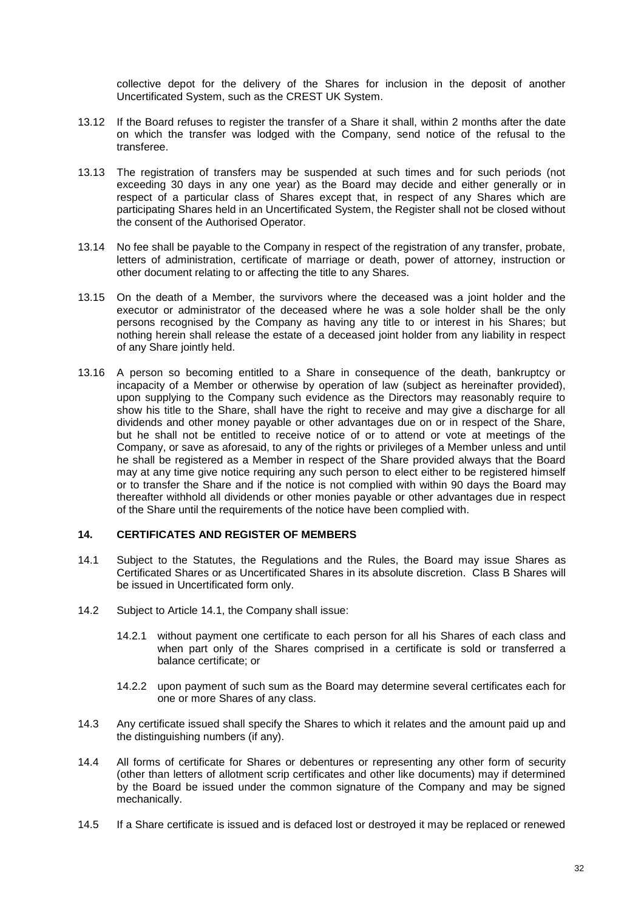collective depot for the delivery of the Shares for inclusion in the deposit of another Uncertificated System, such as the CREST UK System.

13.12 If the Board refuses to register the transfer of a Share it shall, within 2 months after the date on which the transfer was lodged with the Company, send notice of the refusal to the transferee.

13.13 The registration of transfers may be suspended at such times and for such periods (not exceeding 30 days in any one year) as the Board may decide and either generally or in respect of a particular class of Shares except that, in respect of any Shares which are participating Shares held in an Uncertificated System, the Register shall not be closed without the consent of the Authorised Operator.

13.14 No fee shall be payable to the Company in respect of the registration of any transfer, probate, letters of administration, certificate of marriage or death, power of attorney, instruction or other document relating to or affecting the title to any Shares.

13.15 On the death of a Member, the survivors where the deceased was a joint holder and the executor or administrator of the deceased where he was a sole holder shall be the only persons recognised by the Company as having any title to or interest in his Shares; but nothing herein shall release the estate of a deceased joint holder from any liability in respect of any Share jointly held.

13.16 A person so becoming entitled to a Share in consequence of the death, bankruptcy or incapacity of a Member or otherwise by operation of law (subject as hereinafter provided), upon supplying to the Company such evidence as the Directors may reasonably require to show his title to the Share, shall have the right to receive and may give a discharge for all dividends and other money payable or other advantages due on or in respect of the Share, but he shall not be entitled to receive notice of or to attend or vote at meetings of the Company, or save as aforesaid, to any of the rights or privileges of a Member unless and until he shall be registered as a Member in respect of the Share provided always that the Board may at any time give notice requiring any such person to elect either to be registered himself or to transfer the Share and if the notice is not complied with within 90 days the Board may thereafter withhold all dividends or other monies payable or other advantages due in respect of the Share until the requirements of the notice have been complied with.

## 14. CERTIFICATES AND REGISTER OF MEMBERS

14.1 Subject to the Statutes, the Regulations and the Rules, the Board may issue Shares as Certificated Shares or as Uncertificated Shares in its absolute discretion. Class B Shares will be issued in Uncertificated form only.

14.2 Subject to Article 14.1, the Company shall issue:

14.2.1 without payment one certificate to each person for all his Shares of each class and when part only of the Shares comprised in a certificate is sold or transferred a balance certificate; or

14.2.2 upon payment of such sum as the Board may determine several certificates each for one or more Shares of any class.

14.3 Any certificate issued shall specify the Shares to which it relates and the amount paid up and the distinguishing numbers (if any).

14.4 All forms of certificate for Shares or debentures or representing any other form of security (other than letters of allotment scrip certificates and other like documents) may if determined by the Board be issued under the common signature of the Company and may be signed mechanically.

14.5 If a Share certificate is issued and is defaced lost or destroyed it may be replaced or renewed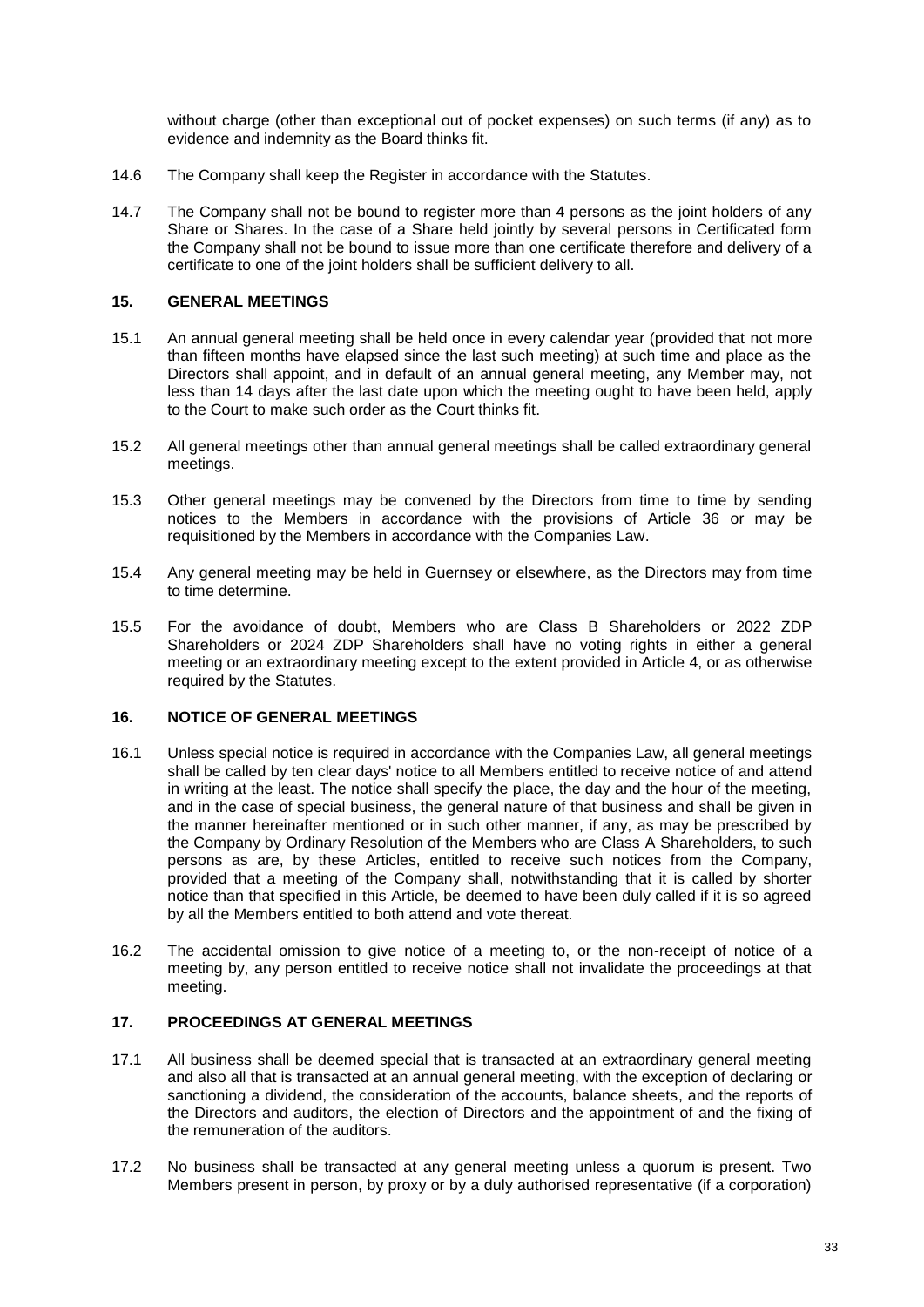without charge (other than exceptional out of pocket expenses) on such terms (if any) as to evidence and indemnity as the Board thinks fit.

14.6 The Company shall keep the Register in accordance with the Statutes.

14.7 The Company shall not be bound to register more than 4 persons as the joint holders of any Share or Shares. In the case of a Share held jointly by several persons in Certificated form the Company shall not be bound to issue more than one certificate therefore and delivery of a certificate to one of the joint holders shall be sufficient delivery to all.

## 15. GENERAL MEETINGS

15.1 An annual general meeting shall be held once in every calendar year (provided that not more than fifteen months have elapsed since the last such meeting) at such time and place as the Directors shall appoint, and in default of an annual general meeting, any Member may, not less than 14 days after the last date upon which the meeting ought to have been held, apply to the Court to make such order as the Court thinks fit.

15.2 All general meetings other than annual general meetings shall be called extraordinary general meetings.

15.3 Other general meetings may be convened by the Directors from time to time by sending notices to the Members in accordance with the provisions of Article 36 or may be requisitioned by the Members in accordance with the Companies Law.

15.4 Any general meeting may be held in Guernsey or elsewhere, as the Directors may from time to time determine.

15.5 For the avoidance of doubt, Members who are Class B Shareholders or 2022 ZDP Shareholders or 2024 ZDP Shareholders shall have no voting rights in either a general meeting or an extraordinary meeting except to the extent provided in Article 4, or as otherwise required by the Statutes.

## 16. NOTICE OF GENERAL MEETINGS

16.1 Unless special notice is required in accordance with the Companies Law, all general meetings shall be called by ten clear days' notice to all Members entitled to receive notice of and attend in writing at the least. The notice shall specify the place, the day and the hour of the meeting, and in the case of special business, the general nature of that business and shall be given in the manner hereinafter mentioned or in such other manner, if any, as may be prescribed by the Company by Ordinary Resolution of the Members who are Class A Shareholders, to such persons as are, by these Articles, entitled to receive such notices from the Company, provided that a meeting of the Company shall, notwithstanding that it is called by shorter notice than that specified in this Article, be deemed to have been duly called if it is so agreed by all the Members entitled to both attend and vote thereat.

16.2 The accidental omission to give notice of a meeting to, or the non-receipt of notice of a meeting by, any person entitled to receive notice shall not invalidate the proceedings at that meeting.

## 17. PROCEEDINGS AT GENERAL MEETINGS

17.1 All business shall be deemed special that is transacted at an extraordinary general meeting and also all that is transacted at an annual general meeting, with the exception of declaring or sanctioning a dividend, the consideration of the accounts, balance sheets, and the reports of the Directors and auditors, the election of Directors and the appointment of and the fixing of the remuneration of the auditors.

17.2 No business shall be transacted at any general meeting unless a quorum is present. Two Members present in person, by proxy or by a duly authorised representative (if a corporation)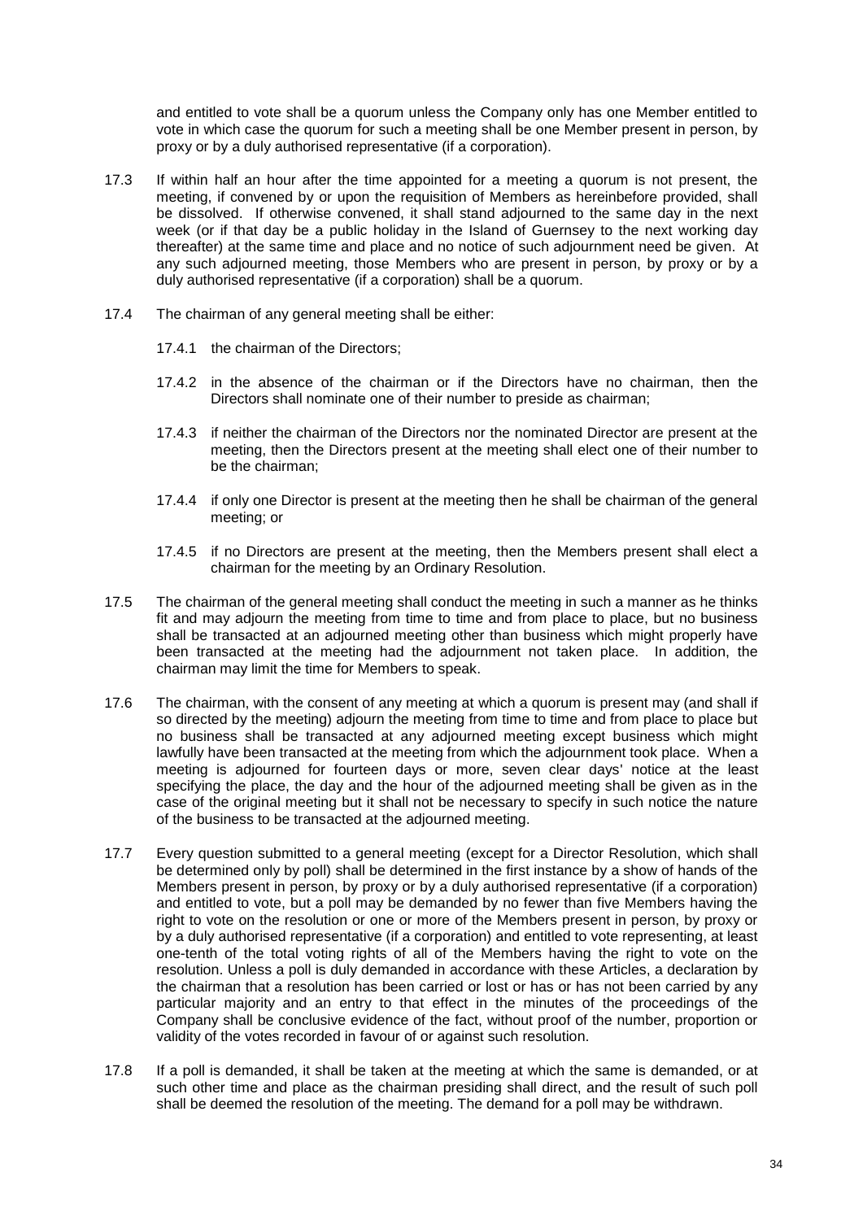and entitled to vote shall be a quorum unless the Company only has one Member entitled to vote in which case the quorum for such a meeting shall be one Member present in person, by proxy or by a duly authorised representative (if a corporation).

17.3 If within half an hour after the time appointed for a meeting a quorum is not present, the meeting, if convened by or upon the requisition of Members as hereinbefore provided, shall be dissolved. If otherwise convened, it shall stand adjourned to the same day in the next week (or if that day be a public holiday in the Island of Guernsey to the next working day thereafter) at the same time and place and no notice of such adjournment need be given. At any such adjourned meeting, those Members who are present in person, by proxy or by a duly authorised representative (if a corporation) shall be a quorum.

17.4 The chairman of any general meeting shall be either:

17.4.1 the chairman of the Directors;

17.4.2 in the absence of the chairman or if the Directors have no chairman, then the Directors shall nominate one of their number to preside as chairman;

17.4.3 if neither the chairman of the Directors nor the nominated Director are present at the meeting, then the Directors present at the meeting shall elect one of their number to be the chairman;

17.4.4 if only one Director is present at the meeting then he shall be chairman of the general meeting; or

17.4.5 if no Directors are present at the meeting, then the Members present shall elect a chairman for the meeting by an Ordinary Resolution.

17.5 The chairman of the general meeting shall conduct the meeting in such a manner as he thinks fit and may adjourn the meeting from time to time and from place to place, but no business shall be transacted at an adjourned meeting other than business which might properly have been transacted at the meeting had the adjournment not taken place. In addition, the chairman may limit the time for Members to speak.

17.6 The chairman, with the consent of any meeting at which a quorum is present may (and shall if so directed by the meeting) adjourn the meeting from time to time and from place to place but no business shall be transacted at any adjourned meeting except business which might lawfully have been transacted at the meeting from which the adjournment took place. When a meeting is adjourned for fourteen days or more, seven clear days' notice at the least specifying the place, the day and the hour of the adjourned meeting shall be given as in the case of the original meeting but it shall not be necessary to specify in such notice the nature of the business to be transacted at the adjourned meeting.

17.7 Every question submitted to a general meeting (except for a Director Resolution, which shall be determined only by poll) shall be determined in the first instance by a show of hands of the Members present in person, by proxy or by a duly authorised representative (if a corporation) and entitled to vote, but a poll may be demanded by no fewer than five Members having the right to vote on the resolution or one or more of the Members present in person, by proxy or by a duly authorised representative (if a corporation) and entitled to vote representing, at least one-tenth of the total voting rights of all of the Members having the right to vote on the resolution. Unless a poll is duly demanded in accordance with these Articles, a declaration by the chairman that a resolution has been carried or lost or has or has not been carried by any particular majority and an entry to that effect in the minutes of the proceedings of the Company shall be conclusive evidence of the fact, without proof of the number, proportion or validity of the votes recorded in favour of or against such resolution.

17.8 If a poll is demanded, it shall be taken at the meeting at which the same is demanded, or at such other time and place as the chairman presiding shall direct, and the result of such poll shall be deemed the resolution of the meeting. The demand for a poll may be withdrawn.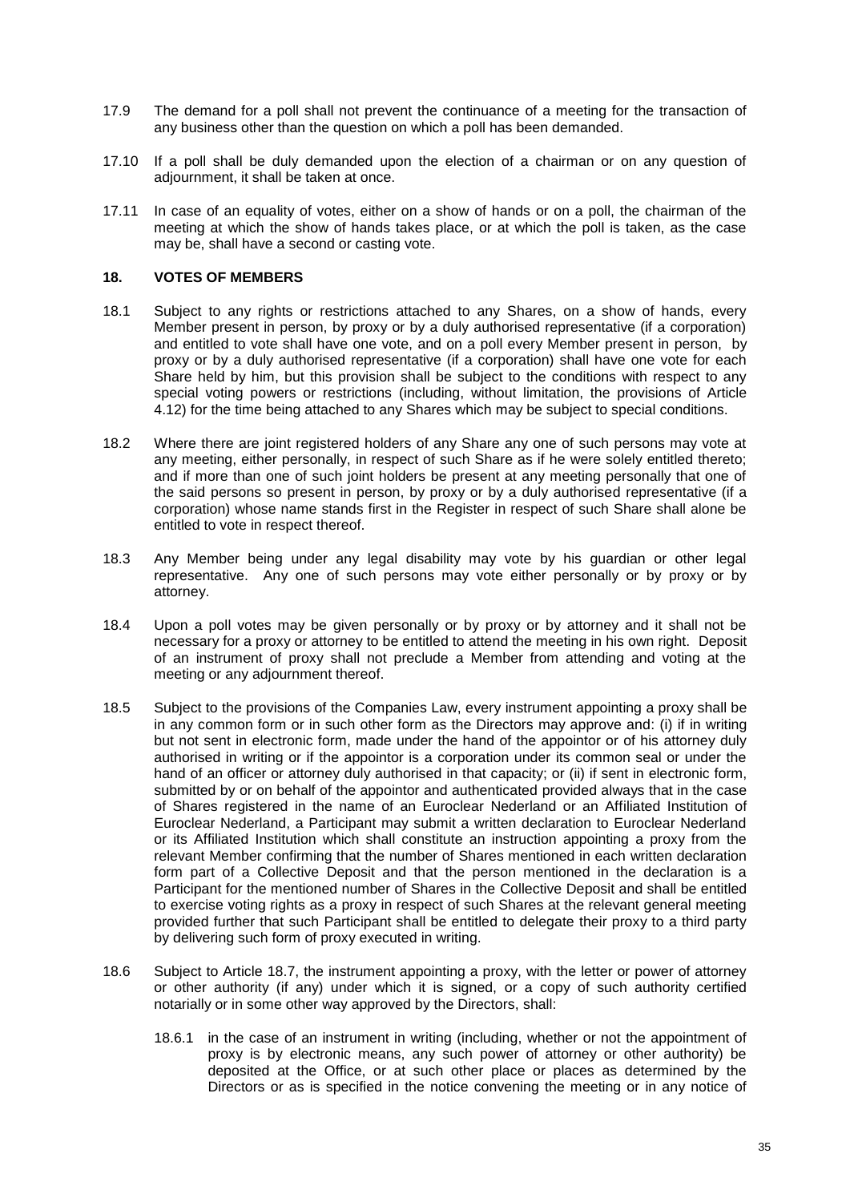17.9 The demand for a poll shall not prevent the continuance of a meeting for the transaction of any business other than the question on which a poll has been demanded.

17.10 If a poll shall be duly demanded upon the election of a chairman or on any question of adjournment, it shall be taken at once.

17.11 In case of an equality of votes, either on a show of hands or on a poll, the chairman of the meeting at which the show of hands takes place, or at which the poll is taken, as the case may be, shall have a second or casting vote.

## 18. VOTES OF MEMBERS

18.1 Subject to any rights or restrictions attached to any Shares, on a show of hands, every Member present in person, by proxy or by a duly authorised representative (if a corporation) and entitled to vote shall have one vote, and on a poll every Member present in person, by proxy or by a duly authorised representative (if a corporation) shall have one vote for each Share held by him, but this provision shall be subject to the conditions with respect to any special voting powers or restrictions (including, without limitation, the provisions of Article 4.12) for the time being attached to any Shares which may be subject to special conditions.

18.2 Where there are joint registered holders of any Share any one of such persons may vote at any meeting, either personally, in respect of such Share as if he were solely entitled thereto; and if more than one of such joint holders be present at any meeting personally that one of the said persons so present in person, by proxy or by a duly authorised representative (if a corporation) whose name stands first in the Register in respect of such Share shall alone be entitled to vote in respect thereof.

18.3 Any Member being under any legal disability may vote by his guardian or other legal representative. Any one of such persons may vote either personally or by proxy or by attorney.

18.4 Upon a poll votes may be given personally or by proxy or by attorney and it shall not be necessary for a proxy or attorney to be entitled to attend the meeting in his own right. Deposit of an instrument of proxy shall not preclude a Member from attending and voting at the meeting or any adjournment thereof.

18.5 Subject to the provisions of the Companies Law, every instrument appointing a proxy shall be in any common form or in such other form as the Directors may approve and: (i) if in writing but not sent in electronic form, made under the hand of the appointor or of his attorney duly authorised in writing or if the appointor is a corporation under its common seal or under the hand of an officer or attorney duly authorised in that capacity; or (ii) if sent in electronic form, submitted by or on behalf of the appointor and authenticated provided always that in the case of Shares registered in the name of an Euroclear Nederland or an Affiliated Institution of Euroclear Nederland, a Participant may submit a written declaration to Euroclear Nederland or its Affiliated Institution which shall constitute an instruction appointing a proxy from the relevant Member confirming that the number of Shares mentioned in each written declaration form part of a Collective Deposit and that the person mentioned in the declaration is a Participant for the mentioned number of Shares in the Collective Deposit and shall be entitled to exercise voting rights as a proxy in respect of such Shares at the relevant general meeting provided further that such Participant shall be entitled to delegate their proxy to a third party by delivering such form of proxy executed in writing.

18.6 Subject to Article 18.7, the instrument appointing a proxy, with the letter or power of attorney or other authority (if any) under which it is signed, or a copy of such authority certified notarially or in some other way approved by the Directors, shall:

18.6.1 in the case of an instrument in writing (including, whether or not the appointment of proxy is by electronic means, any such power of attorney or other authority) be deposited at the Office, or at such other place or places as determined by the Directors or as is specified in the notice convening the meeting or in any notice of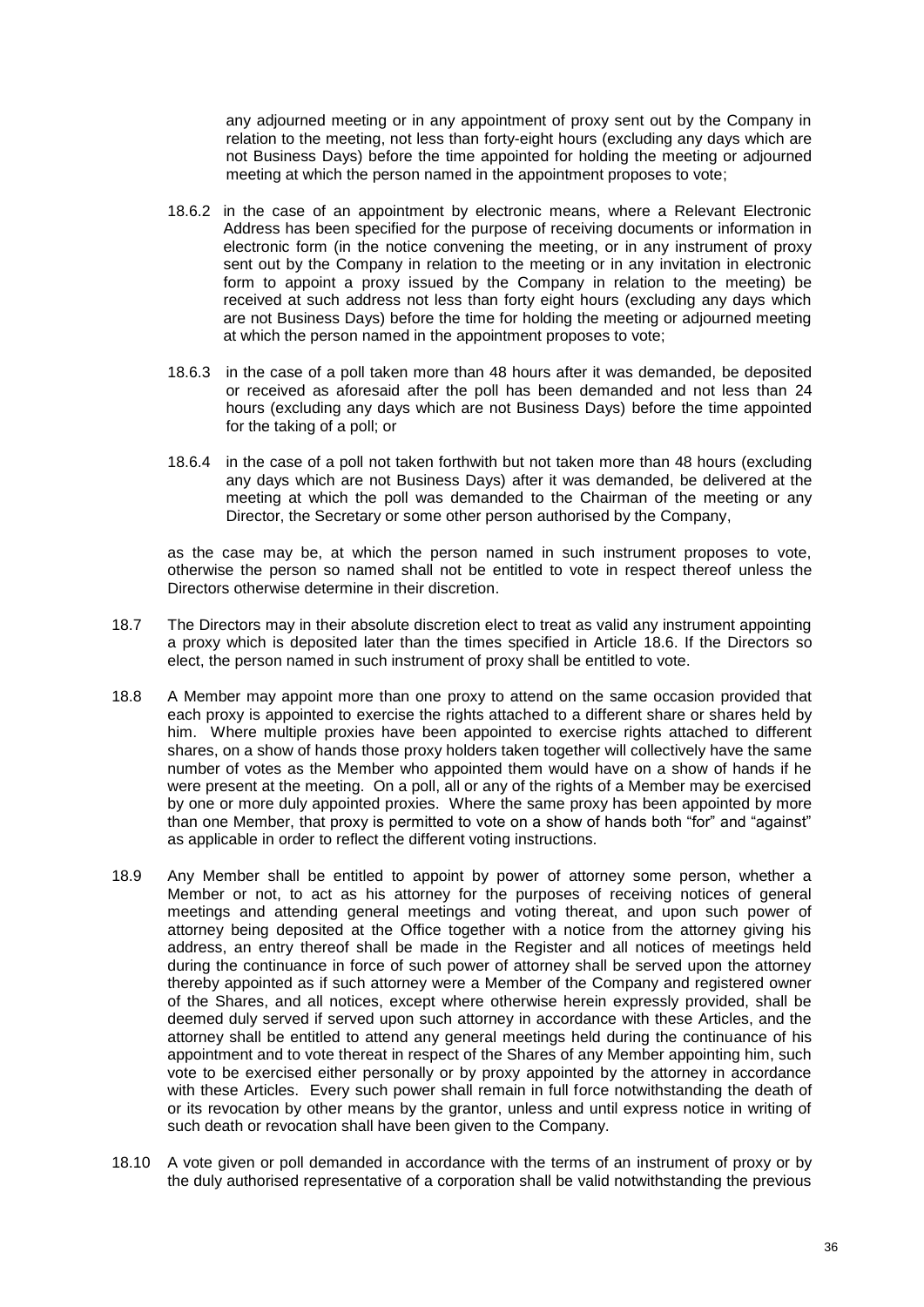any adjourned meeting or in any appointment of proxy sent out by the Company in relation to the meeting, not less than forty-eight hours (excluding any days which are not Business Days) before the time appointed for holding the meeting or adjourned meeting at which the person named in the appointment proposes to vote;

18.6.2 in the case of an appointment by electronic means, where a Relevant Electronic Address has been specified for the purpose of receiving documents or information in electronic form (in the notice convening the meeting, or in any instrument of proxy sent out by the Company in relation to the meeting or in any invitation in electronic form to appoint a proxy issued by the Company in relation to the meeting) be received at such address not less than forty eight hours (excluding any days which are not Business Days) before the time for holding the meeting or adjourned meeting at which the person named in the appointment proposes to vote;

18.6.3 in the case of a poll taken more than 48 hours after it was demanded, be deposited or received as aforesaid after the poll has been demanded and not less than 24 hours (excluding any days which are not Business Days) before the time appointed for the taking of a poll; or

18.6.4 in the case of a poll not taken forthwith but not taken more than 48 hours (excluding any days which are not Business Days) after it was demanded, be delivered at the meeting at which the poll was demanded to the Chairman of the meeting or any Director, the Secretary or some other person authorised by the Company,

as the case may be, at which the person named in such instrument proposes to vote, otherwise the person so named shall not be entitled to vote in respect thereof unless the Directors otherwise determine in their discretion.

18.7 The Directors may in their absolute discretion elect to treat as valid any instrument appointing a proxy which is deposited later than the times specified in Article 18.6. If the Directors so elect, the person named in such instrument of proxy shall be entitled to vote.

18.8 A Member may appoint more than one proxy to attend on the same occasion provided that each proxy is appointed to exercise the rights attached to a different share or shares held by him. Where multiple proxies have been appointed to exercise rights attached to different shares, on a show of hands those proxy holders taken together will collectively have the same number of votes as the Member who appointed them would have on a show of hands if he were present at the meeting. On a poll, all or any of the rights of a Member may be exercised by one or more duly appointed proxies. Where the same proxy has been appointed by more than one Member, that proxy is permitted to vote on a show of hands both "for" and "against" as applicable in order to reflect the different voting instructions.

18.9 Any Member shall be entitled to appoint by power of attorney some person, whether a Member or not, to act as his attorney for the purposes of receiving notices of general meetings and attending general meetings and voting thereat, and upon such power of attorney being deposited at the Office together with a notice from the attorney giving his address, an entry thereof shall be made in the Register and all notices of meetings held during the continuance in force of such power of attorney shall be served upon the attorney thereby appointed as if such attorney were a Member of the Company and registered owner of the Shares, and all notices, except where otherwise herein expressly provided, shall be deemed duly served if served upon such attorney in accordance with these Articles, and the attorney shall be entitled to attend any general meetings held during the continuance of his appointment and to vote thereat in respect of the Shares of any Member appointing him, such vote to be exercised either personally or by proxy appointed by the attorney in accordance with these Articles. Every such power shall remain in full force notwithstanding the death of or its revocation by other means by the grantor, unless and until express notice in writing of such death or revocation shall have been given to the Company.

18.10 A vote given or poll demanded in accordance with the terms of an instrument of proxy or by the duly authorised representative of a corporation shall be valid notwithstanding the previous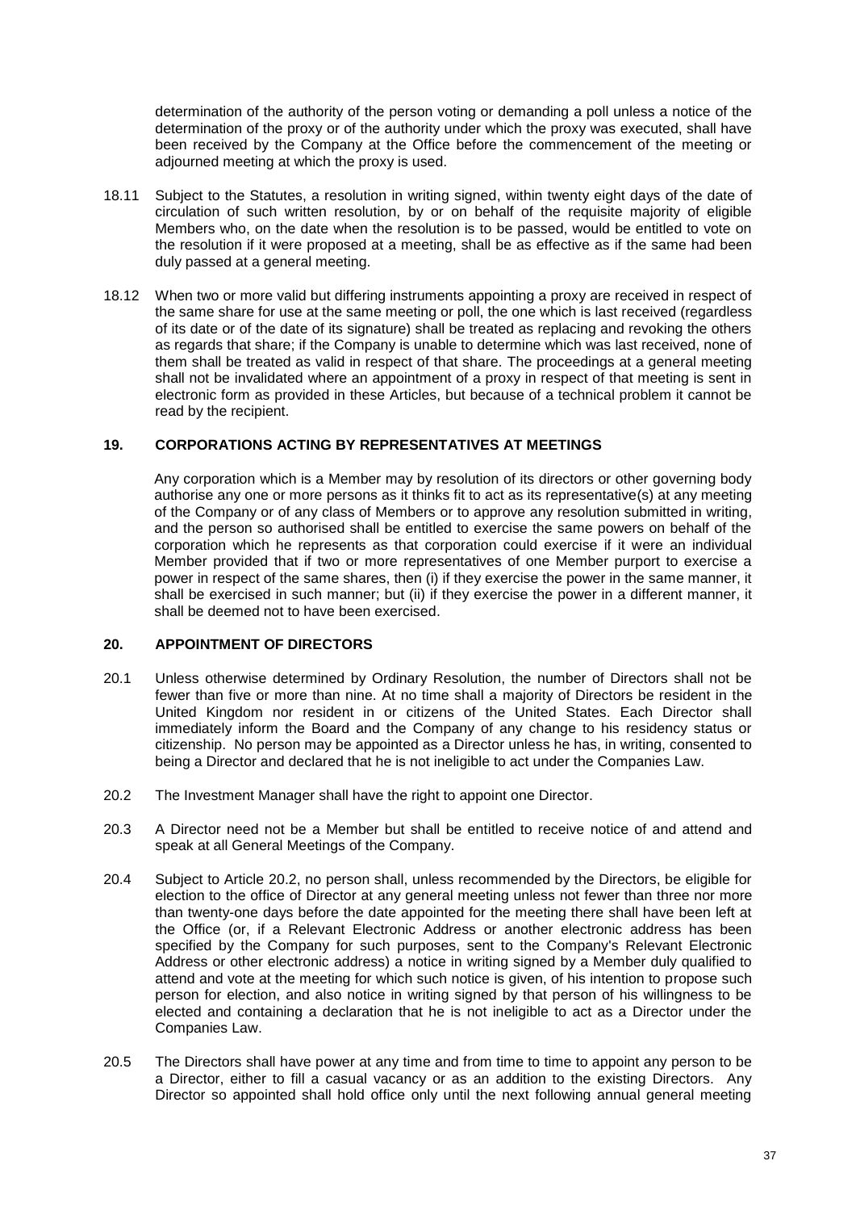determination of the authority of the person voting or demanding a poll unless a notice of the determination of the proxy or of the authority under which the proxy was executed, shall have been received by the Company at the Office before the commencement of the meeting or adjourned meeting at which the proxy is used.

18.11 Subject to the Statutes, a resolution in writing signed, within twenty eight days of the date of circulation of such written resolution, by or on behalf of the requisite majority of eligible Members who, on the date when the resolution is to be passed, would be entitled to vote on the resolution if it were proposed at a meeting, shall be as effective as if the same had been duly passed at a general meeting.

18.12 When two or more valid but differing instruments appointing a proxy are received in respect of the same share for use at the same meeting or poll, the one which is last received (regardless of its date or of the date of its signature) shall be treated as replacing and revoking the others as regards that share; if the Company is unable to determine which was last received, none of them shall be treated as valid in respect of that share. The proceedings at a general meeting shall not be invalidated where an appointment of a proxy in respect of that meeting is sent in electronic form as provided in these Articles, but because of a technical problem it cannot be read by the recipient.

## 19. CORPORATIONS ACTING BY REPRESENTATIVES AT MEETINGS

Any corporation which is a Member may by resolution of its directors or other governing body authorise any one or more persons as it thinks fit to act as its representative(s) at any meeting of the Company or of any class of Members or to approve any resolution submitted in writing, and the person so authorised shall be entitled to exercise the same powers on behalf of the corporation which he represents as that corporation could exercise if it were an individual Member provided that if two or more representatives of one Member purport to exercise a power in respect of the same shares, then (i) if they exercise the power in the same manner, it shall be exercised in such manner; but (ii) if they exercise the power in a different manner, it shall be deemed not to have been exercised.

## 20. APPOINTMENT OF DIRECTORS

20.1 Unless otherwise determined by Ordinary Resolution, the number of Directors shall not be fewer than five or more than nine. At no time shall a majority of Directors be resident in the United Kingdom nor resident in or citizens of the United States. Each Director shall immediately inform the Board and the Company of any change to his residency status or citizenship. No person may be appointed as a Director unless he has, in writing, consented to being a Director and declared that he is not ineligible to act under the Companies Law.

20.2 The Investment Manager shall have the right to appoint one Director.

20.3 A Director need not be a Member but shall be entitled to receive notice of and attend and speak at all General Meetings of the Company.

20.4 Subject to Article 20.2, no person shall, unless recommended by the Directors, be eligible for election to the office of Director at any general meeting unless not fewer than three nor more than twenty-one days before the date appointed for the meeting there shall have been left at the Office (or, if a Relevant Electronic Address or another electronic address has been specified by the Company for such purposes, sent to the Company's Relevant Electronic Address or other electronic address) a notice in writing signed by a Member duly qualified to attend and vote at the meeting for which such notice is given, of his intention to propose such person for election, and also notice in writing signed by that person of his willingness to be elected and containing a declaration that he is not ineligible to act as a Director under the Companies Law.

20.5 The Directors shall have power at any time and from time to time to appoint any person to be a Director, either to fill a casual vacancy or as an addition to the existing Directors. Any Director so appointed shall hold office only until the next following annual general meeting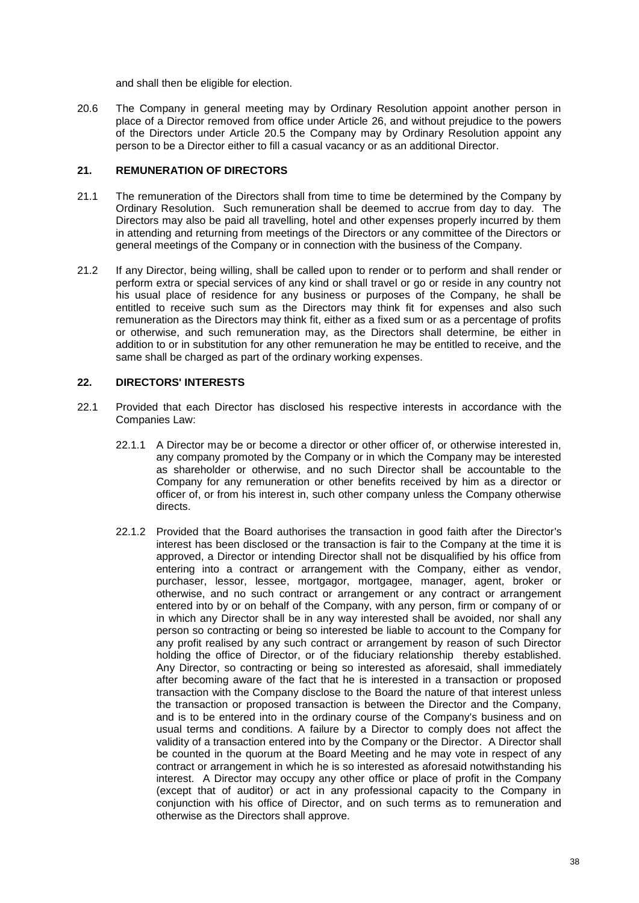and shall then be eligible for election.

20.6 The Company in general meeting may by Ordinary Resolution appoint another person in place of a Director removed from office under Article 26, and without prejudice to the powers of the Directors under Article 20.5 the Company may by Ordinary Resolution appoint any person to be a Director either to fill a casual vacancy or as an additional Director.

## 21. REMUNERATION OF DIRECTORS

21.1 The remuneration of the Directors shall from time to time be determined by the Company by Ordinary Resolution. Such remuneration shall be deemed to accrue from day to day. The Directors may also be paid all travelling, hotel and other expenses properly incurred by them in attending and returning from meetings of the Directors or any committee of the Directors or general meetings of the Company or in connection with the business of the Company.

21.2 If any Director, being willing, shall be called upon to render or to perform and shall render or perform extra or special services of any kind or shall travel or go or reside in any country not his usual place of residence for any business or purposes of the Company, he shall be entitled to receive such sum as the Directors may think fit for expenses and also such remuneration as the Directors may think fit, either as a fixed sum or as a percentage of profits or otherwise, and such remuneration may, as the Directors shall determine, be either in addition to or in substitution for any other remuneration he may be entitled to receive, and the same shall be charged as part of the ordinary working expenses.

## 22. DIRECTORS' INTERESTS

22.1 Provided that each Director has disclosed his respective interests in accordance with the Companies Law:

22.1.1 A Director may be or become a director or other officer of, or otherwise interested in, any company promoted by the Company or in which the Company may be interested as shareholder or otherwise, and no such Director shall be accountable to the Company for any remuneration or other benefits received by him as a director or officer of, or from his interest in, such other company unless the Company otherwise directs.

22.1.2 Provided that the Board authorises the transaction in good faith after the Director's interest has been disclosed or the transaction is fair to the Company at the time it is approved, a Director or intending Director shall not be disqualified by his office from entering into a contract or arrangement with the Company, either as vendor, purchaser, lessor, lessee, mortgagor, mortgagee, manager, agent, broker or otherwise, and no such contract or arrangement or any contract or arrangement entered into by or on behalf of the Company, with any person, firm or company of or in which any Director shall be in any way interested shall be avoided, nor shall any person so contracting or being so interested be liable to account to the Company for any profit realised by any such contract or arrangement by reason of such Director holding the office of Director, or of the fiduciary relationship thereby established. Any Director, so contracting or being so interested as aforesaid, shall immediately after becoming aware of the fact that he is interested in a transaction or proposed transaction with the Company disclose to the Board the nature of that interest unless the transaction or proposed transaction is between the Director and the Company, and is to be entered into in the ordinary course of the Company's business and on usual terms and conditions. A failure by a Director to comply does not affect the validity of a transaction entered into by the Company or the Director. A Director shall be counted in the quorum at the Board Meeting and he may vote in respect of any contract or arrangement in which he is so interested as aforesaid notwithstanding his interest. A Director may occupy any other office or place of profit in the Company (except that of auditor) or act in any professional capacity to the Company in conjunction with his office of Director, and on such terms as to remuneration and otherwise as the Directors shall approve.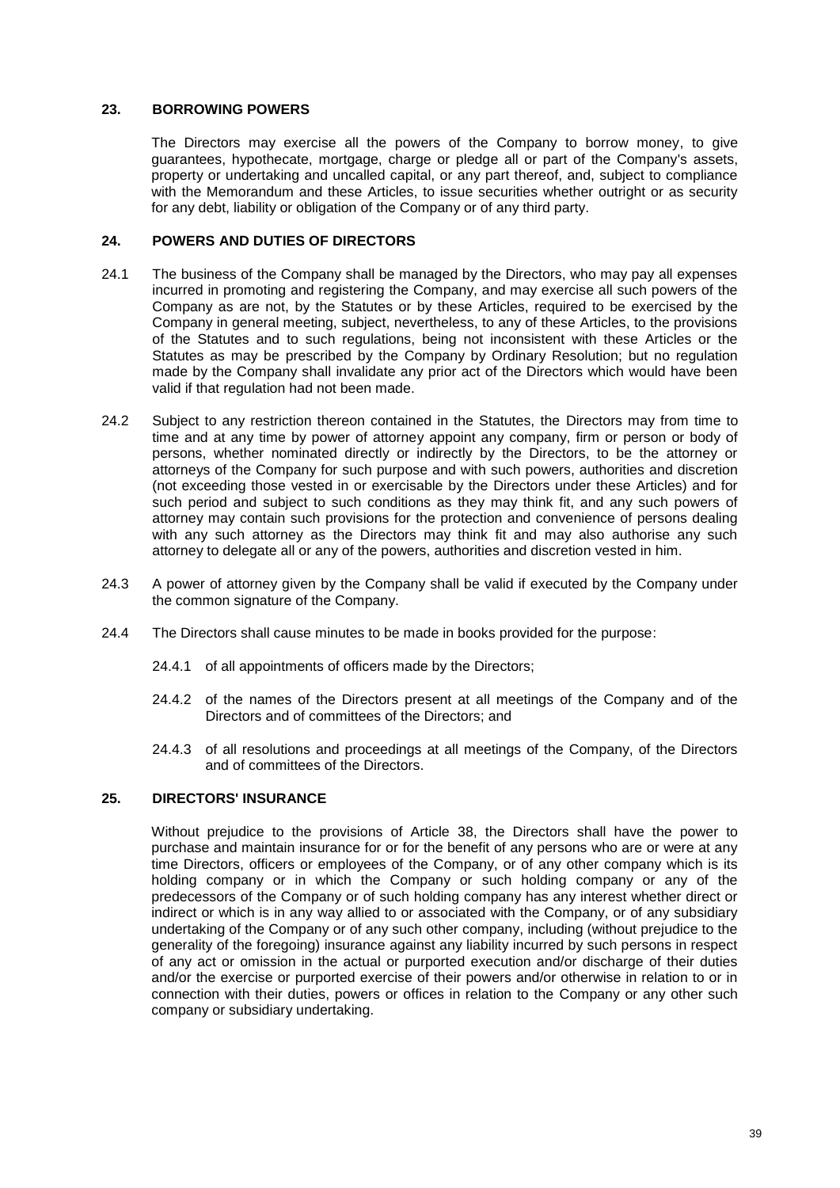## 23. BORROWING POWERS

The Directors may exercise all the powers of the Company to borrow money, to give guarantees, hypothecate, mortgage, charge or pledge all or part of the Company's assets, property or undertaking and uncalled capital, or any part thereof, and, subject to compliance with the Memorandum and these Articles, to issue securities whether outright or as security for any debt, liability or obligation of the Company or of any third party.

## 24. POWERS AND DUTIES OF DIRECTORS

24.1 The business of the Company shall be managed by the Directors, who may pay all expenses incurred in promoting and registering the Company, and may exercise all such powers of the Company as are not, by the Statutes or by these Articles, required to be exercised by the Company in general meeting, subject, nevertheless, to any of these Articles, to the provisions of the Statutes and to such regulations, being not inconsistent with these Articles or the Statutes as may be prescribed by the Company by Ordinary Resolution; but no regulation made by the Company shall invalidate any prior act of the Directors which would have been valid if that regulation had not been made.

24.2 Subject to any restriction thereon contained in the Statutes, the Directors may from time to time and at any time by power of attorney appoint any company, firm or person or body of persons, whether nominated directly or indirectly by the Directors, to be the attorney or attorneys of the Company for such purpose and with such powers, authorities and discretion (not exceeding those vested in or exercisable by the Directors under these Articles) and for such period and subject to such conditions as they may think fit, and any such powers of attorney may contain such provisions for the protection and convenience of persons dealing with any such attorney as the Directors may think fit and may also authorise any such attorney to delegate all or any of the powers, authorities and discretion vested in him.

24.3 A power of attorney given by the Company shall be valid if executed by the Company under the common signature of the Company.

24.4 The Directors shall cause minutes to be made in books provided for the purpose:

24.4.1 of all appointments of officers made by the Directors;

24.4.2 of the names of the Directors present at all meetings of the Company and of the Directors and of committees of the Directors; and

24.4.3 of all resolutions and proceedings at all meetings of the Company, of the Directors and of committees of the Directors.

## 25. DIRECTORS' INSURANCE

Without prejudice to the provisions of Article 38, the Directors shall have the power to purchase and maintain insurance for or for the benefit of any persons who are or were at any time Directors, officers or employees of the Company, or of any other company which is its holding company or in which the Company or such holding company or any of the predecessors of the Company or of such holding company has any interest whether direct or indirect or which is in any way allied to or associated with the Company, or of any subsidiary undertaking of the Company or of any such other company, including (without prejudice to the generality of the foregoing) insurance against any liability incurred by such persons in respect of any act or omission in the actual or purported execution and/or discharge of their duties and/or the exercise or purported exercise of their powers and/or otherwise in relation to or in connection with their duties, powers or offices in relation to the Company or any other such company or subsidiary undertaking.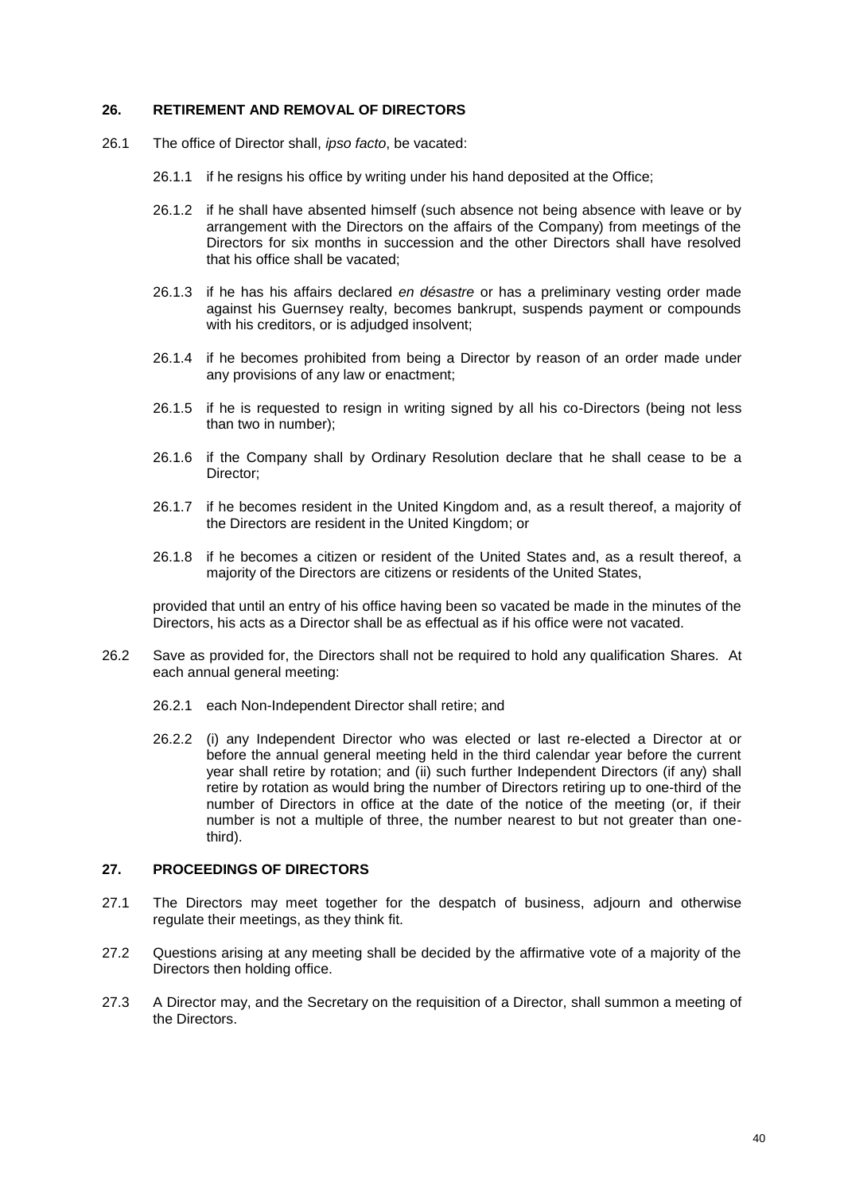## 26. RETIREMENT AND REMOVAL OF DIRECTORS

26.1 The office of Director shall, *ipso facto*, be vacated:

26.1.1 if he resigns his office by writing under his hand deposited at the Office;

26.1.2 if he shall have absented himself (such absence not being absence with leave or by arrangement with the Directors on the affairs of the Company) from meetings of the Directors for six months in succession and the other Directors shall have resolved that his office shall be vacated;

26.1.3 if he has his affairs declared *en désastre* or has a preliminary vesting order made against his Guernsey realty, becomes bankrupt, suspends payment or compounds with his creditors, or is adjudged insolvent;

26.1.4 if he becomes prohibited from being a Director by reason of an order made under any provisions of any law or enactment;

26.1.5 if he is requested to resign in writing signed by all his co-Directors (being not less than two in number);

26.1.6 if the Company shall by Ordinary Resolution declare that he shall cease to be a Director;

26.1.7 if he becomes resident in the United Kingdom and, as a result thereof, a majority of the Directors are resident in the United Kingdom; or

26.1.8 if he becomes a citizen or resident of the United States and, as a result thereof, a majority of the Directors are citizens or residents of the United States,

provided that until an entry of his office having been so vacated be made in the minutes of the Directors, his acts as a Director shall be as effectual as if his office were not vacated.

26.2 Save as provided for, the Directors shall not be required to hold any qualification Shares. At each annual general meeting:

26.2.1 each Non-Independent Director shall retire; and

26.2.2 (i) any Independent Director who was elected or last re-elected a Director at or before the annual general meeting held in the third calendar year before the current year shall retire by rotation; and (ii) such further Independent Directors (if any) shall retire by rotation as would bring the number of Directors retiring up to one-third of the number of Directors in office at the date of the notice of the meeting (or, if their number is not a multiple of three, the number nearest to but not greater than one-third).

## 27. PROCEEDINGS OF DIRECTORS

27.1 The Directors may meet together for the despatch of business, adjourn and otherwise regulate their meetings, as they think fit.

27.2 Questions arising at any meeting shall be decided by the affirmative vote of a majority of the Directors then holding office.

27.3 A Director may, and the Secretary on the requisition of a Director, shall summon a meeting of the Directors.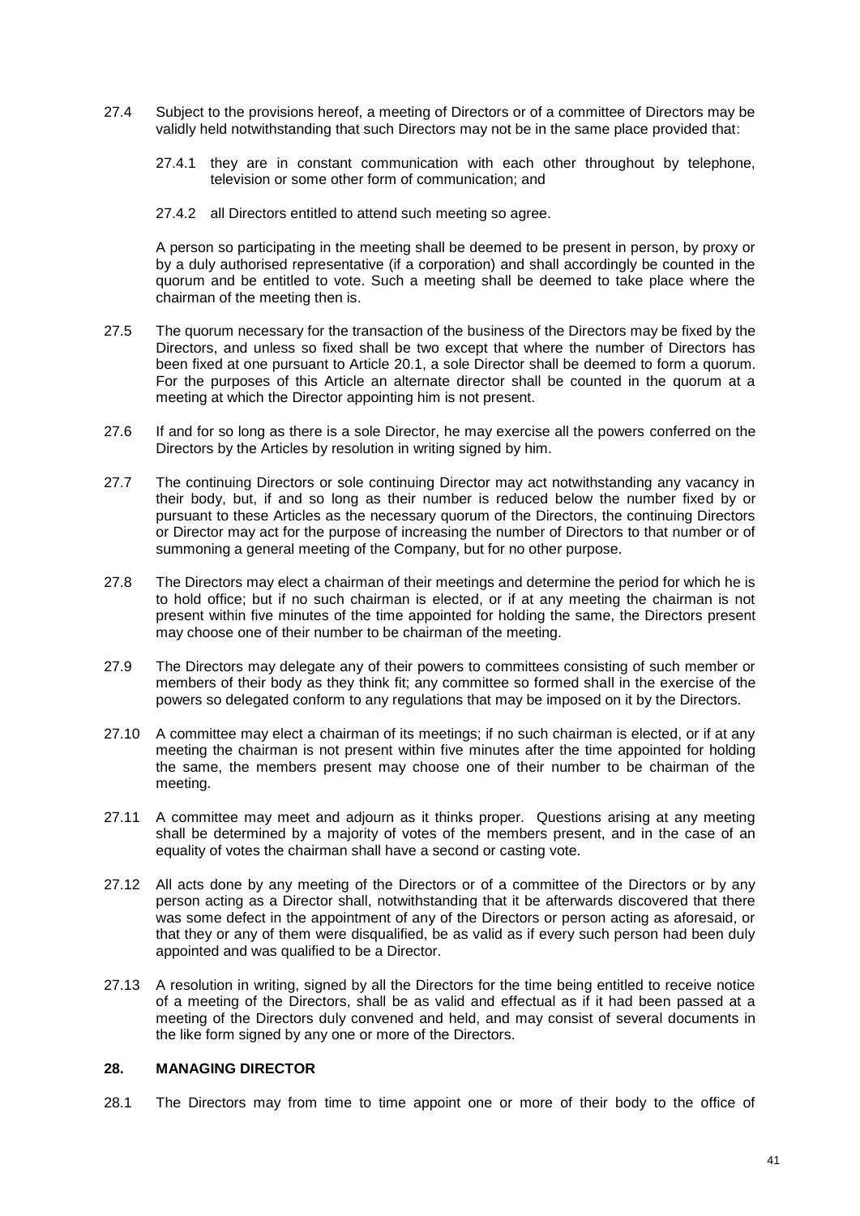27.4 Subject to the provisions hereof, a meeting of Directors or of a committee of Directors may be validly held notwithstanding that such Directors may not be in the same place provided that:

27.4.1 they are in constant communication with each other throughout by telephone, television or some other form of communication; and

27.4.2 all Directors entitled to attend such meeting so agree.

A person so participating in the meeting shall be deemed to be present in person, by proxy or by a duly authorised representative (if a corporation) and shall accordingly be counted in the quorum and be entitled to vote. Such a meeting shall be deemed to take place where the chairman of the meeting then is.

27.5 The quorum necessary for the transaction of the business of the Directors may be fixed by the Directors, and unless so fixed shall be two except that where the number of Directors has been fixed at one pursuant to Article 20.1, a sole Director shall be deemed to form a quorum. For the purposes of this Article an alternate director shall be counted in the quorum at a meeting at which the Director appointing him is not present.

27.6 If and for so long as there is a sole Director, he may exercise all the powers conferred on the Directors by the Articles by resolution in writing signed by him.

27.7 The continuing Directors or sole continuing Director may act notwithstanding any vacancy in their body, but, if and so long as their number is reduced below the number fixed by or pursuant to these Articles as the necessary quorum of the Directors, the continuing Directors or Director may act for the purpose of increasing the number of Directors to that number or of summoning a general meeting of the Company, but for no other purpose.

27.8 The Directors may elect a chairman of their meetings and determine the period for which he is to hold office; but if no such chairman is elected, or if at any meeting the chairman is not present within five minutes of the time appointed for holding the same, the Directors present may choose one of their number to be chairman of the meeting.

27.9 The Directors may delegate any of their powers to committees consisting of such member or members of their body as they think fit; any committee so formed shall in the exercise of the powers so delegated conform to any regulations that may be imposed on it by the Directors.

27.10 A committee may elect a chairman of its meetings; if no such chairman is elected, or if at any meeting the chairman is not present within five minutes after the time appointed for holding the same, the members present may choose one of their number to be chairman of the meeting.

27.11 A committee may meet and adjourn as it thinks proper. Questions arising at any meeting shall be determined by a majority of votes of the members present, and in the case of an equality of votes the chairman shall have a second or casting vote.

27.12 All acts done by any meeting of the Directors or of a committee of the Directors or by any person acting as a Director shall, notwithstanding that it be afterwards discovered that there was some defect in the appointment of any of the Directors or person acting as aforesaid, or that they or any of them were disqualified, be as valid as if every such person had been duly appointed and was qualified to be a Director.

27.13 A resolution in writing, signed by all the Directors for the time being entitled to receive notice of a meeting of the Directors, shall be as valid and effectual as if it had been passed at a meeting of the Directors duly convened and held, and may consist of several documents in the like form signed by any one or more of the Directors.

## 28. MANAGING DIRECTOR

28.1 The Directors may from time to time appoint one or more of their body to the office of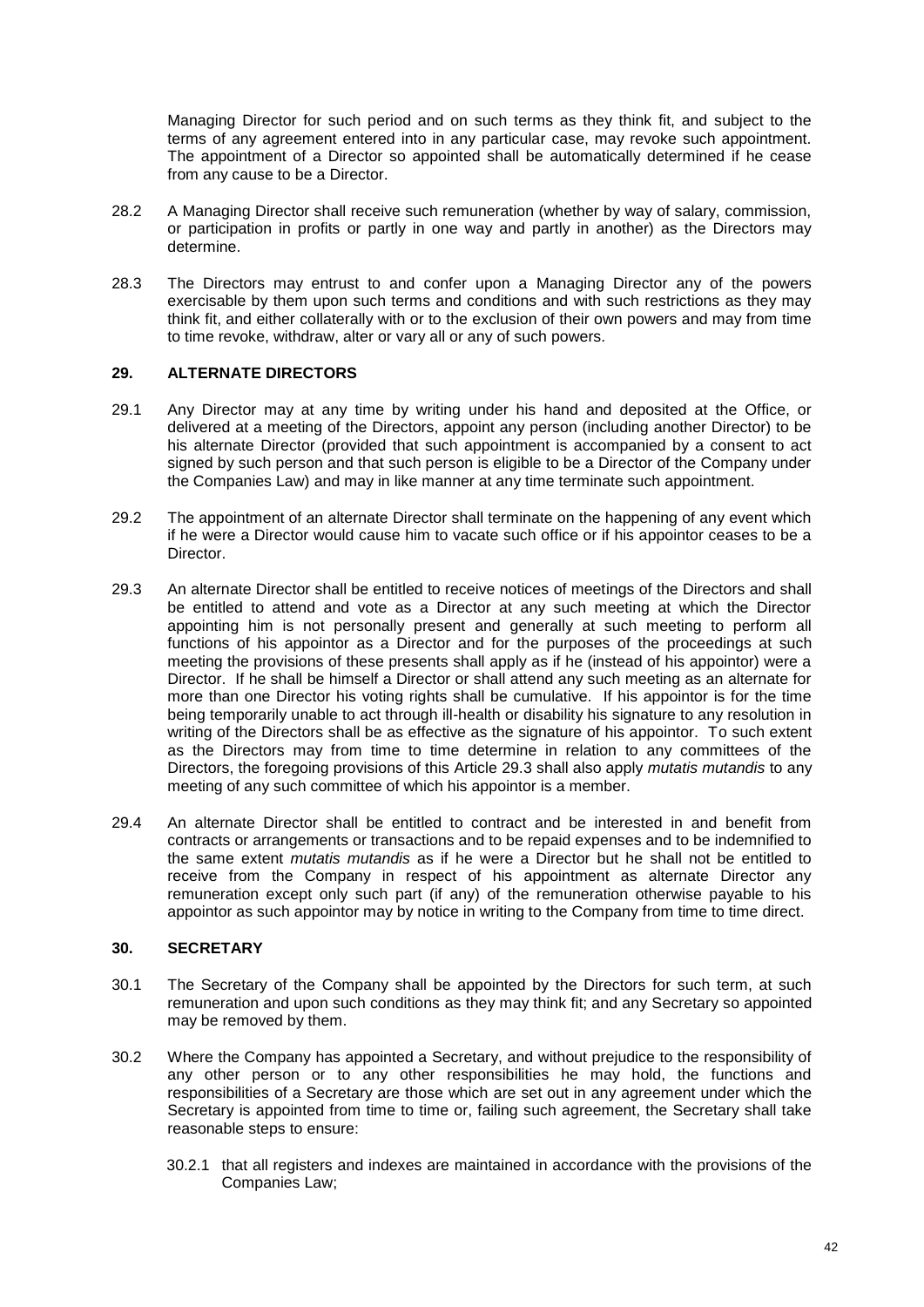Managing Director for such period and on such terms as they think fit, and subject to the terms of any agreement entered into in any particular case, may revoke such appointment. The appointment of a Director so appointed shall be automatically determined if he cease from any cause to be a Director.

28.2 A Managing Director shall receive such remuneration (whether by way of salary, commission, or participation in profits or partly in one way and partly in another) as the Directors may determine.

28.3 The Directors may entrust to and confer upon a Managing Director any of the powers exercisable by them upon such terms and conditions and with such restrictions as they may think fit, and either collaterally with or to the exclusion of their own powers and may from time to time revoke, withdraw, alter or vary all or any of such powers.

## 29. ALTERNATE DIRECTORS

29.1 Any Director may at any time by writing under his hand and deposited at the Office, or delivered at a meeting of the Directors, appoint any person (including another Director) to be his alternate Director (provided that such appointment is accompanied by a consent to act signed by such person and that such person is eligible to be a Director of the Company under the Companies Law) and may in like manner at any time terminate such appointment.

29.2 The appointment of an alternate Director shall terminate on the happening of any event which if he were a Director would cause him to vacate such office or if his appointor ceases to be a Director.

29.3 An alternate Director shall be entitled to receive notices of meetings of the Directors and shall be entitled to attend and vote as a Director at any such meeting at which the Director appointing him is not personally present and generally at such meeting to perform all functions of his appointor as a Director and for the purposes of the proceedings at such meeting the provisions of these presents shall apply as if he (instead of his appointor) were a Director. If he shall be himself a Director or shall attend any such meeting as an alternate for more than one Director his voting rights shall be cumulative. If his appointor is for the time being temporarily unable to act through ill-health or disability his signature to any resolution in writing of the Directors shall be as effective as the signature of his appointor. To such extent as the Directors may from time to time determine in relation to any committees of the Directors, the foregoing provisions of this Article 29.3 shall also apply *mutatis mutandis* to any meeting of any such committee of which his appointor is a member.

29.4 An alternate Director shall be entitled to contract and be interested in and benefit from contracts or arrangements or transactions and to be repaid expenses and to be indemnified to the same extent *mutatis mutandis* as if he were a Director but he shall not be entitled to receive from the Company in respect of his appointment as alternate Director any remuneration except only such part (if any) of the remuneration otherwise payable to his appointor as such appointor may by notice in writing to the Company from time to time direct.

## 30. SECRETARY

30.1 The Secretary of the Company shall be appointed by the Directors for such term, at such remuneration and upon such conditions as they may think fit; and any Secretary so appointed may be removed by them.

30.2 Where the Company has appointed a Secretary, and without prejudice to the responsibility of any other person or to any other responsibilities he may hold, the functions and responsibilities of a Secretary are those which are set out in any agreement under which the Secretary is appointed from time to time or, failing such agreement, the Secretary shall take reasonable steps to ensure:

30.2.1 that all registers and indexes are maintained in accordance with the provisions of the Companies Law;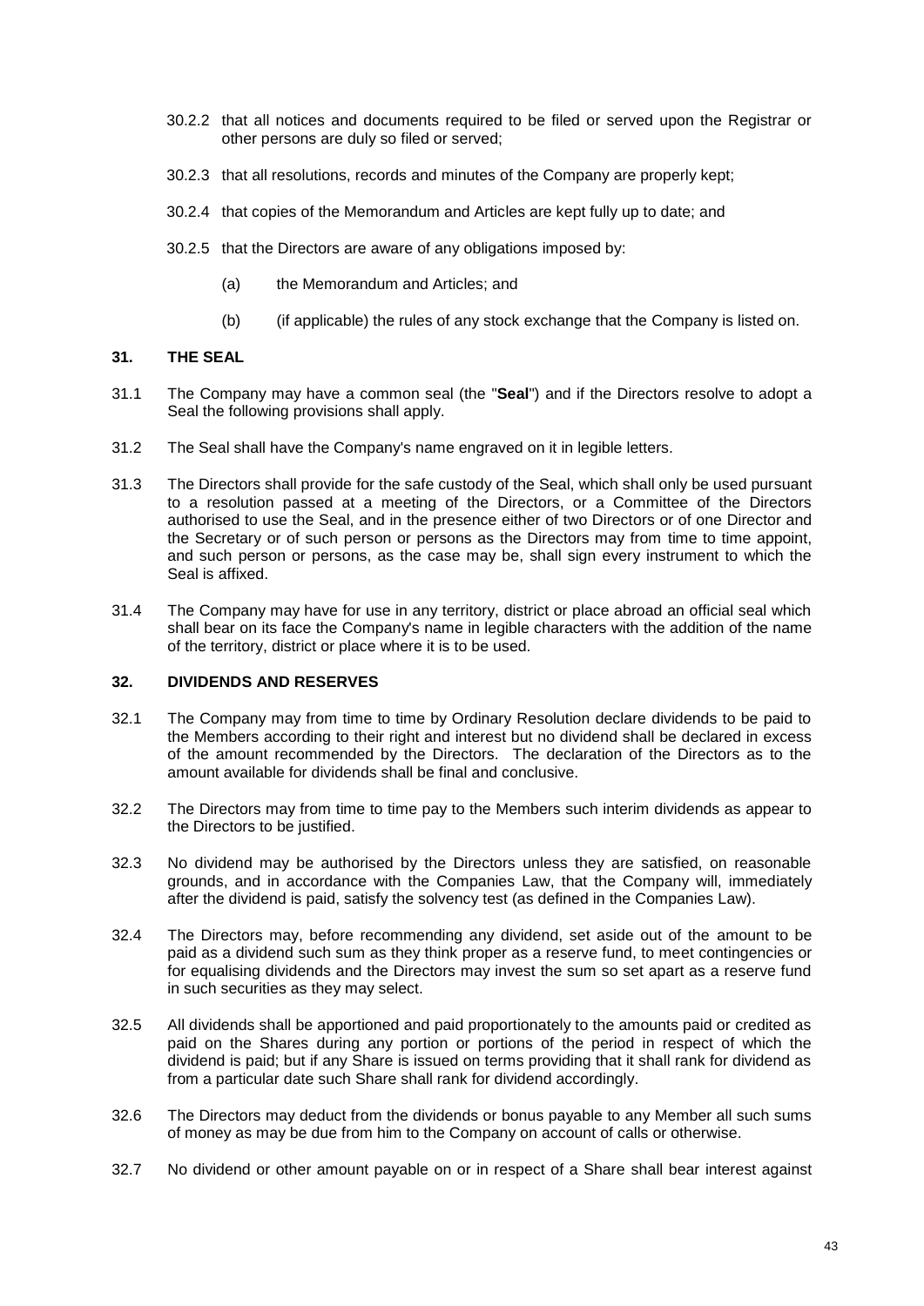30.2.2 that all notices and documents required to be filed or served upon the Registrar or other persons are duly so filed or served;

30.2.3 that all resolutions, records and minutes of the Company are properly kept;

30.2.4 that copies of the Memorandum and Articles are kept fully up to date; and

30.2.5 that the Directors are aware of any obligations imposed by:

(a) the Memorandum and Articles; and

(b) (if applicable) the rules of any stock exchange that the Company is listed on.

## 31. THE SEAL

31.1 The Company may have a common seal (the "**Seal**") and if the Directors resolve to adopt a Seal the following provisions shall apply.

31.2 The Seal shall have the Company's name engraved on it in legible letters.

31.3 The Directors shall provide for the safe custody of the Seal, which shall only be used pursuant to a resolution passed at a meeting of the Directors, or a Committee of the Directors authorised to use the Seal, and in the presence either of two Directors or of one Director and the Secretary or of such person or persons as the Directors may from time to time appoint, and such person or persons, as the case may be, shall sign every instrument to which the Seal is affixed.

31.4 The Company may have for use in any territory, district or place abroad an official seal which shall bear on its face the Company's name in legible characters with the addition of the name of the territory, district or place where it is to be used.

## 32. DIVIDENDS AND RESERVES

32.1 The Company may from time to time by Ordinary Resolution declare dividends to be paid to the Members according to their right and interest but no dividend shall be declared in excess of the amount recommended by the Directors. The declaration of the Directors as to the amount available for dividends shall be final and conclusive.

32.2 The Directors may from time to time pay to the Members such interim dividends as appear to the Directors to be justified.

32.3 No dividend may be authorised by the Directors unless they are satisfied, on reasonable grounds, and in accordance with the Companies Law, that the Company will, immediately after the dividend is paid, satisfy the solvency test (as defined in the Companies Law).

32.4 The Directors may, before recommending any dividend, set aside out of the amount to be paid as a dividend such sum as they think proper as a reserve fund, to meet contingencies or for equalising dividends and the Directors may invest the sum so set apart as a reserve fund in such securities as they may select.

32.5 All dividends shall be apportioned and paid proportionately to the amounts paid or credited as paid on the Shares during any portion or portions of the period in respect of which the dividend is paid; but if any Share is issued on terms providing that it shall rank for dividend as from a particular date such Share shall rank for dividend accordingly.

32.6 The Directors may deduct from the dividends or bonus payable to any Member all such sums of money as may be due from him to the Company on account of calls or otherwise.

32.7 No dividend or other amount payable on or in respect of a Share shall bear interest against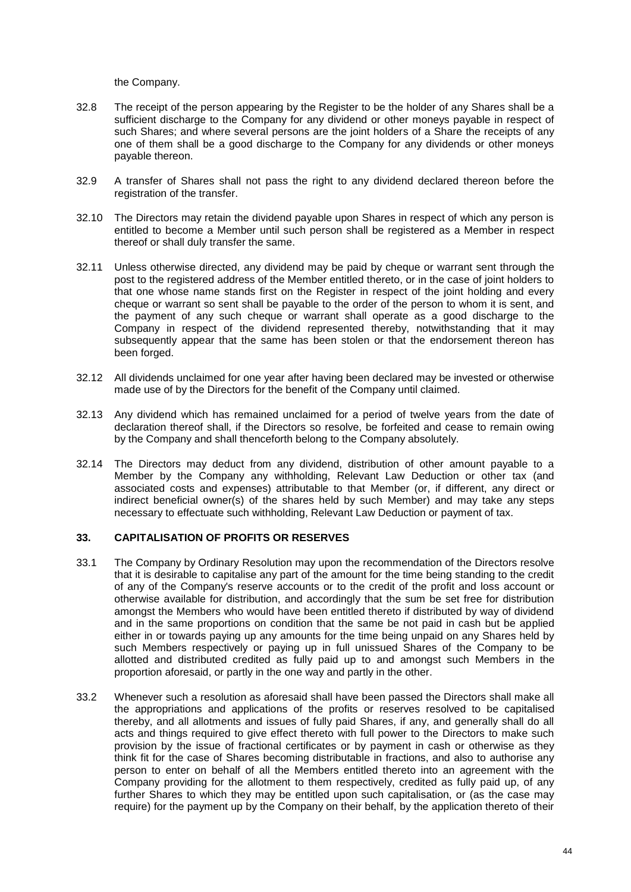the Company.

32.8 The receipt of the person appearing by the Register to be the holder of any Shares shall be a sufficient discharge to the Company for any dividend or other moneys payable in respect of such Shares; and where several persons are the joint holders of a Share the receipts of any one of them shall be a good discharge to the Company for any dividends or other moneys payable thereon.

32.9 A transfer of Shares shall not pass the right to any dividend declared thereon before the registration of the transfer.

32.10 The Directors may retain the dividend payable upon Shares in respect of which any person is entitled to become a Member until such person shall be registered as a Member in respect thereof or shall duly transfer the same.

32.11 Unless otherwise directed, any dividend may be paid by cheque or warrant sent through the post to the registered address of the Member entitled thereto, or in the case of joint holders to that one whose name stands first on the Register in respect of the joint holding and every cheque or warrant so sent shall be payable to the order of the person to whom it is sent, and the payment of any such cheque or warrant shall operate as a good discharge to the Company in respect of the dividend represented thereby, notwithstanding that it may subsequently appear that the same has been stolen or that the endorsement thereon has been forged.

32.12 All dividends unclaimed for one year after having been declared may be invested or otherwise made use of by the Directors for the benefit of the Company until claimed.

32.13 Any dividend which has remained unclaimed for a period of twelve years from the date of declaration thereof shall, if the Directors so resolve, be forfeited and cease to remain owing by the Company and shall thenceforth belong to the Company absolutely.

32.14 The Directors may deduct from any dividend, distribution of other amount payable to a Member by the Company any withholding, Relevant Law Deduction or other tax (and associated costs and expenses) attributable to that Member (or, if different, any direct or indirect beneficial owner(s) of the shares held by such Member) and may take any steps necessary to effectuate such withholding, Relevant Law Deduction or payment of tax.

## 33. CAPITALISATION OF PROFITS OR RESERVES

33.1 The Company by Ordinary Resolution may upon the recommendation of the Directors resolve that it is desirable to capitalise any part of the amount for the time being standing to the credit of any of the Company's reserve accounts or to the credit of the profit and loss account or otherwise available for distribution, and accordingly that the sum be set free for distribution amongst the Members who would have been entitled thereto if distributed by way of dividend and in the same proportions on condition that the same be not paid in cash but be applied either in or towards paying up any amounts for the time being unpaid on any Shares held by such Members respectively or paying up in full unissued Shares of the Company to be allotted and distributed credited as fully paid up to and amongst such Members in the proportion aforesaid, or partly in the one way and partly in the other.

33.2 Whenever such a resolution as aforesaid shall have been passed the Directors shall make all the appropriations and applications of the profits or reserves resolved to be capitalised thereby, and all allotments and issues of fully paid Shares, if any, and generally shall do all acts and things required to give effect thereto with full power to the Directors to make such provision by the issue of fractional certificates or by payment in cash or otherwise as they think fit for the case of Shares becoming distributable in fractions, and also to authorise any person to enter on behalf of all the Members entitled thereto into an agreement with the Company providing for the allotment to them respectively, credited as fully paid up, of any further Shares to which they may be entitled upon such capitalisation, or (as the case may require) for the payment up by the Company on their behalf, by the application thereto of their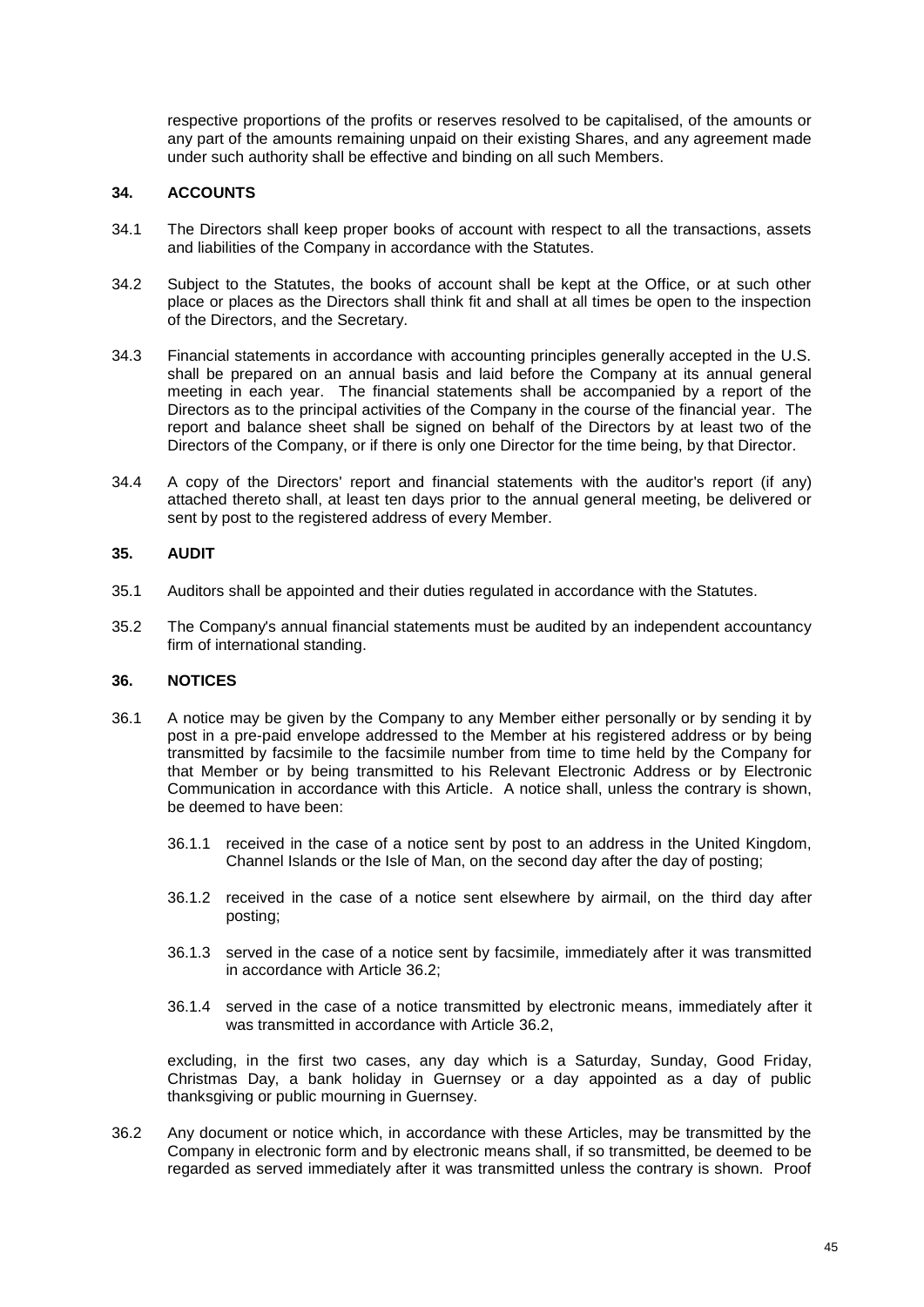respective proportions of the profits or reserves resolved to be capitalised, of the amounts or any part of the amounts remaining unpaid on their existing Shares, and any agreement made under such authority shall be effective and binding on all such Members.

## 34. ACCOUNTS

34.1 The Directors shall keep proper books of account with respect to all the transactions, assets and liabilities of the Company in accordance with the Statutes.

34.2 Subject to the Statutes, the books of account shall be kept at the Office, or at such other place or places as the Directors shall think fit and shall at all times be open to the inspection of the Directors, and the Secretary.

34.3 Financial statements in accordance with accounting principles generally accepted in the U.S. shall be prepared on an annual basis and laid before the Company at its annual general meeting in each year. The financial statements shall be accompanied by a report of the Directors as to the principal activities of the Company in the course of the financial year. The report and balance sheet shall be signed on behalf of the Directors by at least two of the Directors of the Company, or if there is only one Director for the time being, by that Director.

34.4 A copy of the Directors' report and financial statements with the auditor's report (if any) attached thereto shall, at least ten days prior to the annual general meeting, be delivered or sent by post to the registered address of every Member.

## 35. AUDIT

35.1 Auditors shall be appointed and their duties regulated in accordance with the Statutes.

35.2 The Company's annual financial statements must be audited by an independent accountancy firm of international standing.

## 36. NOTICES

36.1 A notice may be given by the Company to any Member either personally or by sending it by post in a pre-paid envelope addressed to the Member at his registered address or by being transmitted by facsimile to the facsimile number from time to time held by the Company for that Member or by being transmitted to his Relevant Electronic Address or by Electronic Communication in accordance with this Article. A notice shall, unless the contrary is shown, be deemed to have been:

36.1.1 received in the case of a notice sent by post to an address in the United Kingdom, Channel Islands or the Isle of Man, on the second day after the day of posting;

36.1.2 received in the case of a notice sent elsewhere by airmail, on the third day after posting;

36.1.3 served in the case of a notice sent by facsimile, immediately after it was transmitted in accordance with Article 36.2;

36.1.4 served in the case of a notice transmitted by electronic means, immediately after it was transmitted in accordance with Article 36.2,

excluding, in the first two cases, any day which is a Saturday, Sunday, Good Friday, Christmas Day, a bank holiday in Guernsey or a day appointed as a day of public thanksgiving or public mourning in Guernsey.

36.2 Any document or notice which, in accordance with these Articles, may be transmitted by the Company in electronic form and by electronic means shall, if so transmitted, be deemed to be regarded as served immediately after it was transmitted unless the contrary is shown. Proof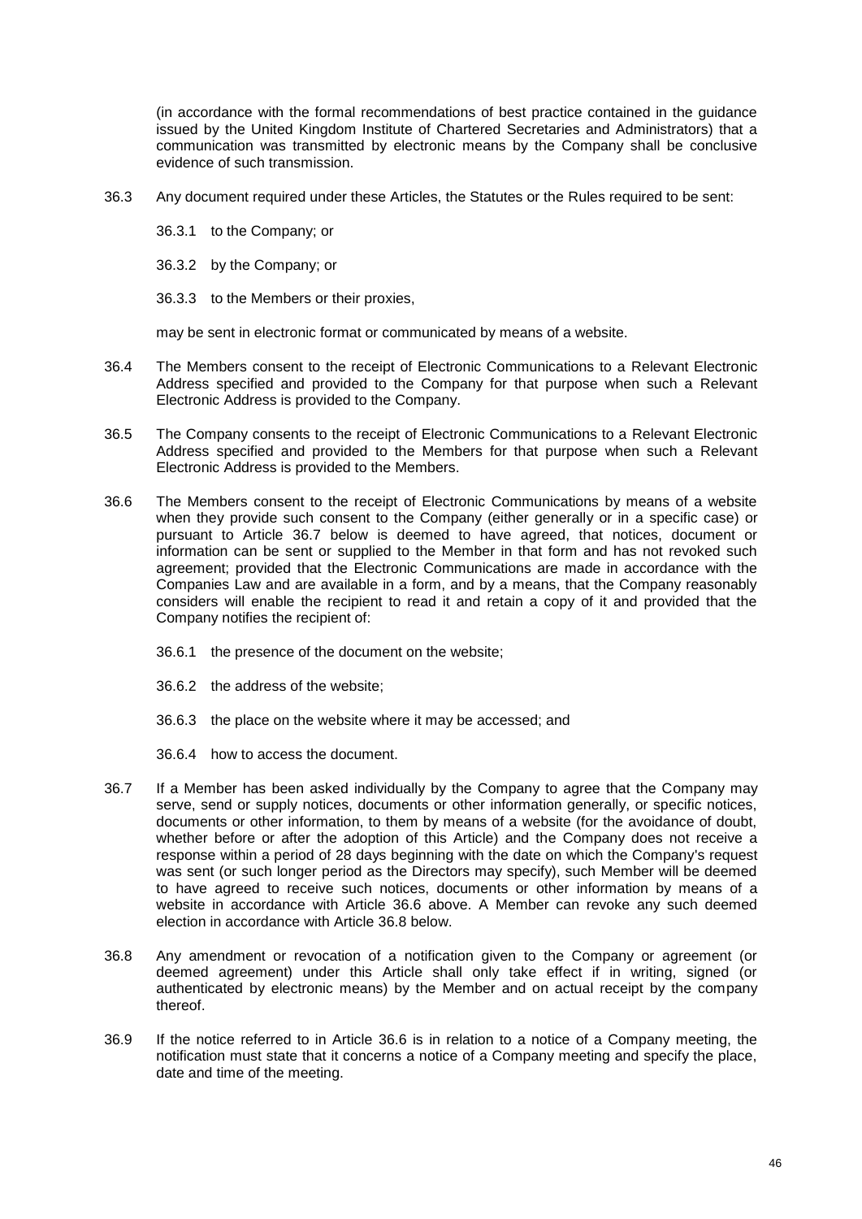(in accordance with the formal recommendations of best practice contained in the guidance issued by the United Kingdom Institute of Chartered Secretaries and Administrators) that a communication was transmitted by electronic means by the Company shall be conclusive evidence of such transmission.

36.3 Any document required under these Articles, the Statutes or the Rules required to be sent:

36.3.1 to the Company; or

36.3.2 by the Company; or

36.3.3 to the Members or their proxies,

may be sent in electronic format or communicated by means of a website.

36.4 The Members consent to the receipt of Electronic Communications to a Relevant Electronic Address specified and provided to the Company for that purpose when such a Relevant Electronic Address is provided to the Company.

36.5 The Company consents to the receipt of Electronic Communications to a Relevant Electronic Address specified and provided to the Members for that purpose when such a Relevant Electronic Address is provided to the Members.

36.6 The Members consent to the receipt of Electronic Communications by means of a website when they provide such consent to the Company (either generally or in a specific case) or pursuant to Article 36.7 below is deemed to have agreed, that notices, document or information can be sent or supplied to the Member in that form and has not revoked such agreement; provided that the Electronic Communications are made in accordance with the Companies Law and are available in a form, and by a means, that the Company reasonably considers will enable the recipient to read it and retain a copy of it and provided that the Company notifies the recipient of:

36.6.1 the presence of the document on the website;

36.6.2 the address of the website;

36.6.3 the place on the website where it may be accessed; and

36.6.4 how to access the document.

36.7 If a Member has been asked individually by the Company to agree that the Company may serve, send or supply notices, documents or other information generally, or specific notices, documents or other information, to them by means of a website (for the avoidance of doubt, whether before or after the adoption of this Article) and the Company does not receive a response within a period of 28 days beginning with the date on which the Company's request was sent (or such longer period as the Directors may specify), such Member will be deemed to have agreed to receive such notices, documents or other information by means of a website in accordance with Article 36.6 above. A Member can revoke any such deemed election in accordance with Article 36.8 below.

36.8 Any amendment or revocation of a notification given to the Company or agreement (or deemed agreement) under this Article shall only take effect if in writing, signed (or authenticated by electronic means) by the Member and on actual receipt by the company thereof.

36.9 If the notice referred to in Article 36.6 is in relation to a notice of a Company meeting, the notification must state that it concerns a notice of a Company meeting and specify the place, date and time of the meeting.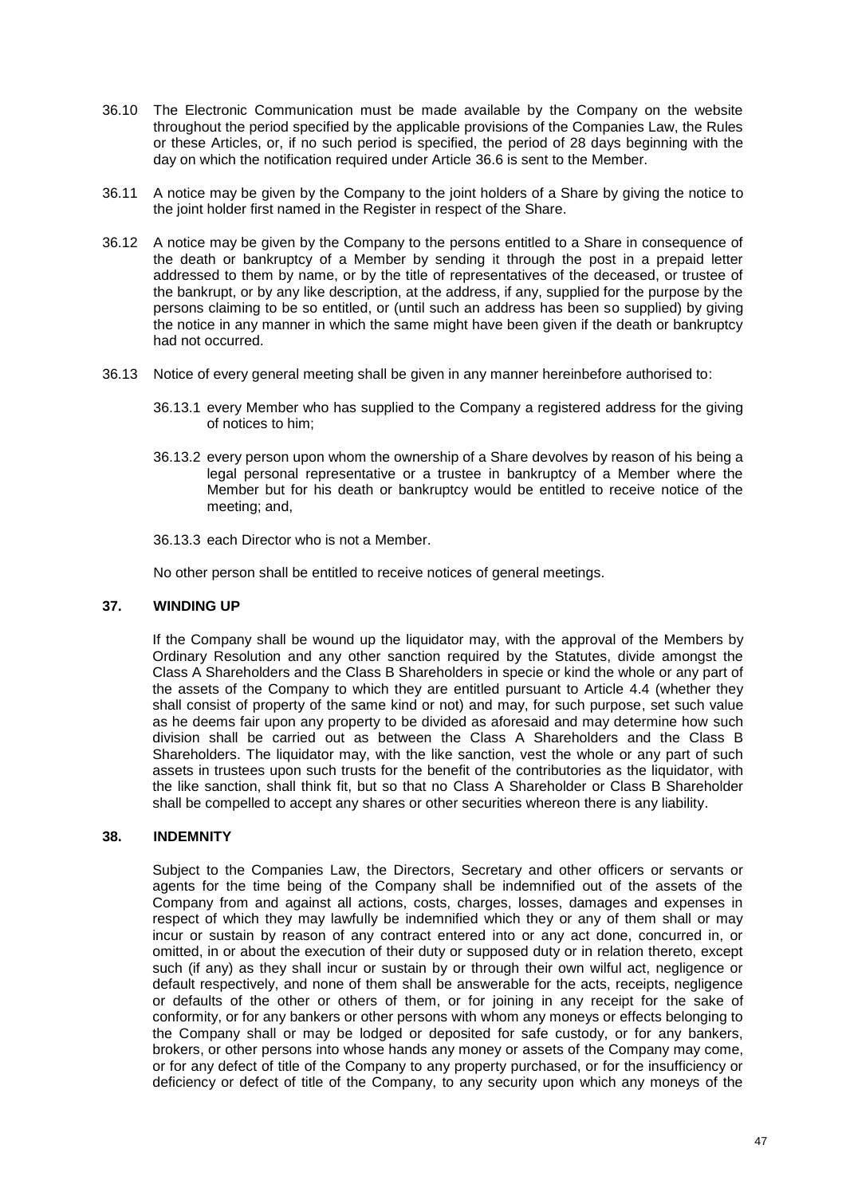36.10 The Electronic Communication must be made available by the Company on the website throughout the period specified by the applicable provisions of the Companies Law, the Rules or these Articles, or, if no such period is specified, the period of 28 days beginning with the day on which the notification required under Article 36.6 is sent to the Member.

36.11 A notice may be given by the Company to the joint holders of a Share by giving the notice to the joint holder first named in the Register in respect of the Share.

36.12 A notice may be given by the Company to the persons entitled to a Share in consequence of the death or bankruptcy of a Member by sending it through the post in a prepaid letter addressed to them by name, or by the title of representatives of the deceased, or trustee of the bankrupt, or by any like description, at the address, if any, supplied for the purpose by the persons claiming to be so entitled, or (until such an address has been so supplied) by giving the notice in any manner in which the same might have been given if the death or bankruptcy had not occurred.

36.13 Notice of every general meeting shall be given in any manner hereinbefore authorised to:

36.13.1 every Member who has supplied to the Company a registered address for the giving of notices to him;

36.13.2 every person upon whom the ownership of a Share devolves by reason of his being a legal personal representative or a trustee in bankruptcy of a Member where the Member but for his death or bankruptcy would be entitled to receive notice of the meeting; and,

36.13.3 each Director who is not a Member.

No other person shall be entitled to receive notices of general meetings.

## 37. WINDING UP

If the Company shall be wound up the liquidator may, with the approval of the Members by Ordinary Resolution and any other sanction required by the Statutes, divide amongst the Class A Shareholders and the Class B Shareholders in specie or kind the whole or any part of the assets of the Company to which they are entitled pursuant to Article 4.4 (whether they shall consist of property of the same kind or not) and may, for such purpose, set such value as he deems fair upon any property to be divided as aforesaid and may determine how such division shall be carried out as between the Class A Shareholders and the Class B Shareholders. The liquidator may, with the like sanction, vest the whole or any part of such assets in trustees upon such trusts for the benefit of the contributories as the liquidator, with the like sanction, shall think fit, but so that no Class A Shareholder or Class B Shareholder shall be compelled to accept any shares or other securities whereon there is any liability.

## 38. INDEMNITY

Subject to the Companies Law, the Directors, Secretary and other officers or servants or agents for the time being of the Company shall be indemnified out of the assets of the Company from and against all actions, costs, charges, losses, damages and expenses in respect of which they may lawfully be indemnified which they or any of them shall or may incur or sustain by reason of any contract entered into or any act done, concurred in, or omitted, in or about the execution of their duty or supposed duty or in relation thereto, except such (if any) as they shall incur or sustain by or through their own wilful act, negligence or default respectively, and none of them shall be answerable for the acts, receipts, negligence or defaults of the other or others of them, or for joining in any receipt for the sake of conformity, or for any bankers or other persons with whom any moneys or effects belonging to the Company shall or may be lodged or deposited for safe custody, or for any bankers, brokers, or other persons into whose hands any money or assets of the Company may come, or for any defect of title of the Company to any property purchased, or for the insufficiency or deficiency or defect of title of the Company, to any security upon which any moneys of the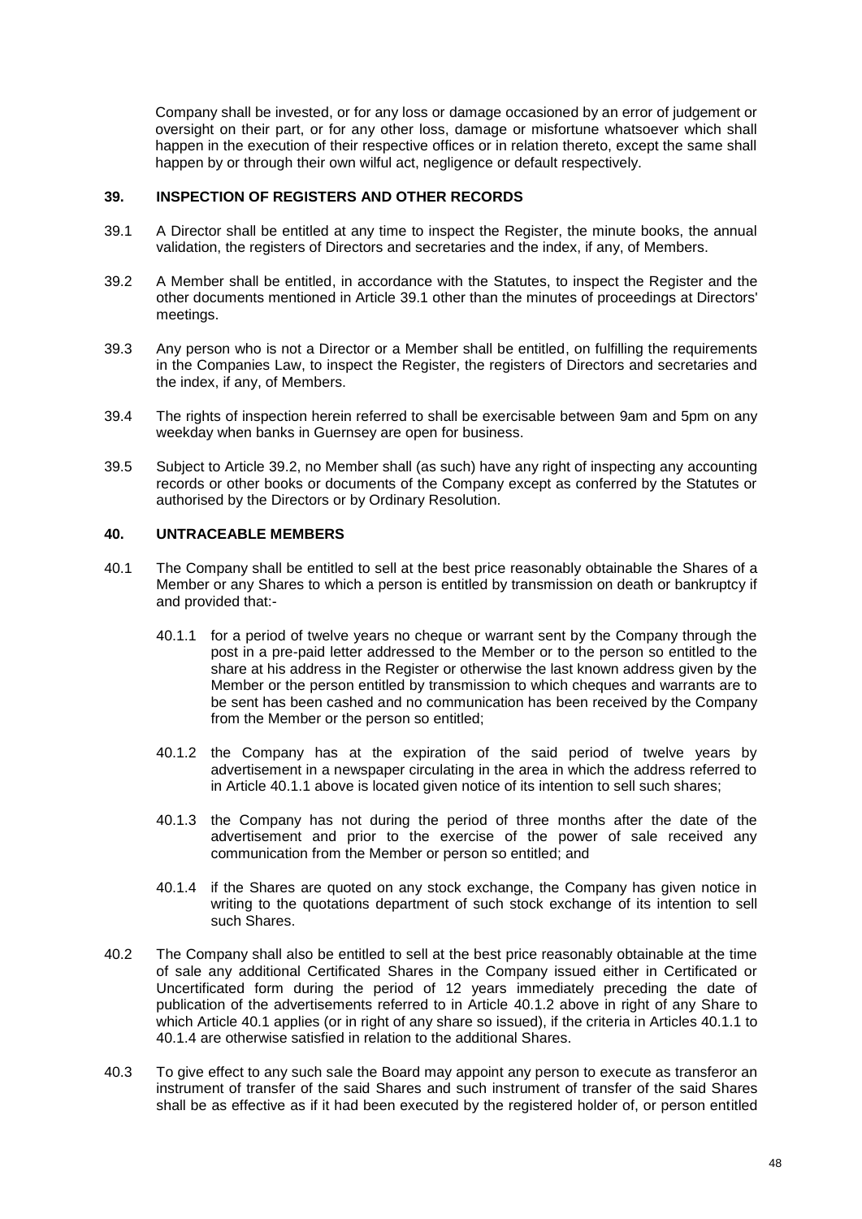Company shall be invested, or for any loss or damage occasioned by an error of judgement or oversight on their part, or for any other loss, damage or misfortune whatsoever which shall happen in the execution of their respective offices or in relation thereto, except the same shall happen by or through their own wilful act, negligence or default respectively.

## 39. INSPECTION OF REGISTERS AND OTHER RECORDS

39.1 A Director shall be entitled at any time to inspect the Register, the minute books, the annual validation, the registers of Directors and secretaries and the index, if any, of Members.

39.2 A Member shall be entitled, in accordance with the Statutes, to inspect the Register and the other documents mentioned in Article 39.1 other than the minutes of proceedings at Directors' meetings.

39.3 Any person who is not a Director or a Member shall be entitled, on fulfilling the requirements in the Companies Law, to inspect the Register, the registers of Directors and secretaries and the index, if any, of Members.

39.4 The rights of inspection herein referred to shall be exercisable between 9am and 5pm on any weekday when banks in Guernsey are open for business.

39.5 Subject to Article 39.2, no Member shall (as such) have any right of inspecting any accounting records or other books or documents of the Company except as conferred by the Statutes or authorised by the Directors or by Ordinary Resolution.

## 40. UNTRACEABLE MEMBERS

40.1 The Company shall be entitled to sell at the best price reasonably obtainable the Shares of a Member or any Shares to which a person is entitled by transmission on death or bankruptcy if and provided that:-

40.1.1 for a period of twelve years no cheque or warrant sent by the Company through the post in a pre-paid letter addressed to the Member or to the person so entitled to the share at his address in the Register or otherwise the last known address given by the Member or the person entitled by transmission to which cheques and warrants are to be sent has been cashed and no communication has been received by the Company from the Member or the person so entitled;

40.1.2 the Company has at the expiration of the said period of twelve years by advertisement in a newspaper circulating in the area in which the address referred to in Article 40.1.1 above is located given notice of its intention to sell such shares;

40.1.3 the Company has not during the period of three months after the date of the advertisement and prior to the exercise of the power of sale received any communication from the Member or person so entitled; and

40.1.4 if the Shares are quoted on any stock exchange, the Company has given notice in writing to the quotations department of such stock exchange of its intention to sell such Shares.

40.2 The Company shall also be entitled to sell at the best price reasonably obtainable at the time of sale any additional Certificated Shares in the Company issued either in Certificated or Uncertificated form during the period of 12 years immediately preceding the date of publication of the advertisements referred to in Article 40.1.2 above in right of any Share to which Article 40.1 applies (or in right of any share so issued), if the criteria in Articles 40.1.1 to 40.1.4 are otherwise satisfied in relation to the additional Shares.

40.3 To give effect to any such sale the Board may appoint any person to execute as transferor an instrument of transfer of the said Shares and such instrument of transfer of the said Shares shall be as effective as if it had been executed by the registered holder of, or person entitled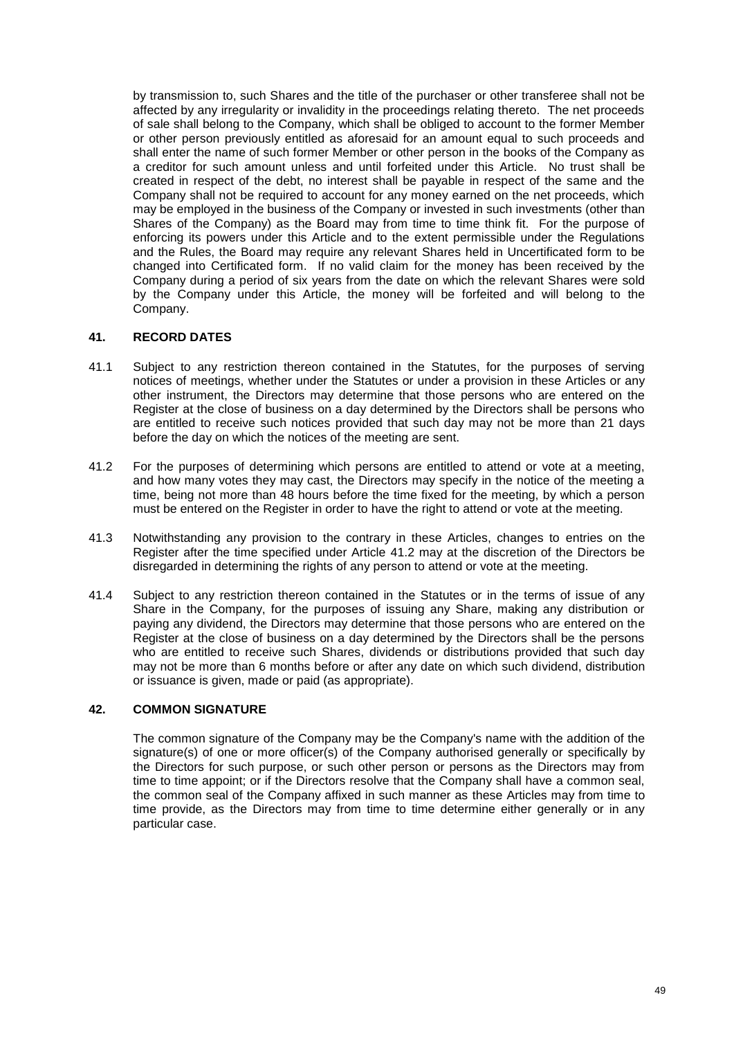by transmission to, such Shares and the title of the purchaser or other transferee shall not be affected by any irregularity or invalidity in the proceedings relating thereto. The net proceeds of sale shall belong to the Company, which shall be obliged to account to the former Member or other person previously entitled as aforesaid for an amount equal to such proceeds and shall enter the name of such former Member or other person in the books of the Company as a creditor for such amount unless and until forfeited under this Article. No trust shall be created in respect of the debt, no interest shall be payable in respect of the same and the Company shall not be required to account for any money earned on the net proceeds, which may be employed in the business of the Company or invested in such investments (other than Shares of the Company) as the Board may from time to time think fit. For the purpose of enforcing its powers under this Article and to the extent permissible under the Regulations and the Rules, the Board may require any relevant Shares held in Uncertificated form to be changed into Certificated form. If no valid claim for the money has been received by the Company during a period of six years from the date on which the relevant Shares were sold by the Company under this Article, the money will be forfeited and will belong to the Company.

## 41. RECORD DATES

41.1 Subject to any restriction thereon contained in the Statutes, for the purposes of serving notices of meetings, whether under the Statutes or under a provision in these Articles or any other instrument, the Directors may determine that those persons who are entered on the Register at the close of business on a day determined by the Directors shall be persons who are entitled to receive such notices provided that such day may not be more than 21 days before the day on which the notices of the meeting are sent.

41.2 For the purposes of determining which persons are entitled to attend or vote at a meeting, and how many votes they may cast, the Directors may specify in the notice of the meeting a time, being not more than 48 hours before the time fixed for the meeting, by which a person must be entered on the Register in order to have the right to attend or vote at the meeting.

41.3 Notwithstanding any provision to the contrary in these Articles, changes to entries on the Register after the time specified under Article 41.2 may at the discretion of the Directors be disregarded in determining the rights of any person to attend or vote at the meeting.

41.4 Subject to any restriction thereon contained in the Statutes or in the terms of issue of any Share in the Company, for the purposes of issuing any Share, making any distribution or paying any dividend, the Directors may determine that those persons who are entered on the Register at the close of business on a day determined by the Directors shall be the persons who are entitled to receive such Shares, dividends or distributions provided that such day may not be more than 6 months before or after any date on which such dividend, distribution or issuance is given, made or paid (as appropriate).

## 42. COMMON SIGNATURE

The common signature of the Company may be the Company's name with the addition of the signature(s) of one or more officer(s) of the Company authorised generally or specifically by the Directors for such purpose, or such other person or persons as the Directors may from time to time appoint; or if the Directors resolve that the Company shall have a common seal, the common seal of the Company affixed in such manner as these Articles may from time to time provide, as the Directors may from time to time determine either generally or in any particular case.